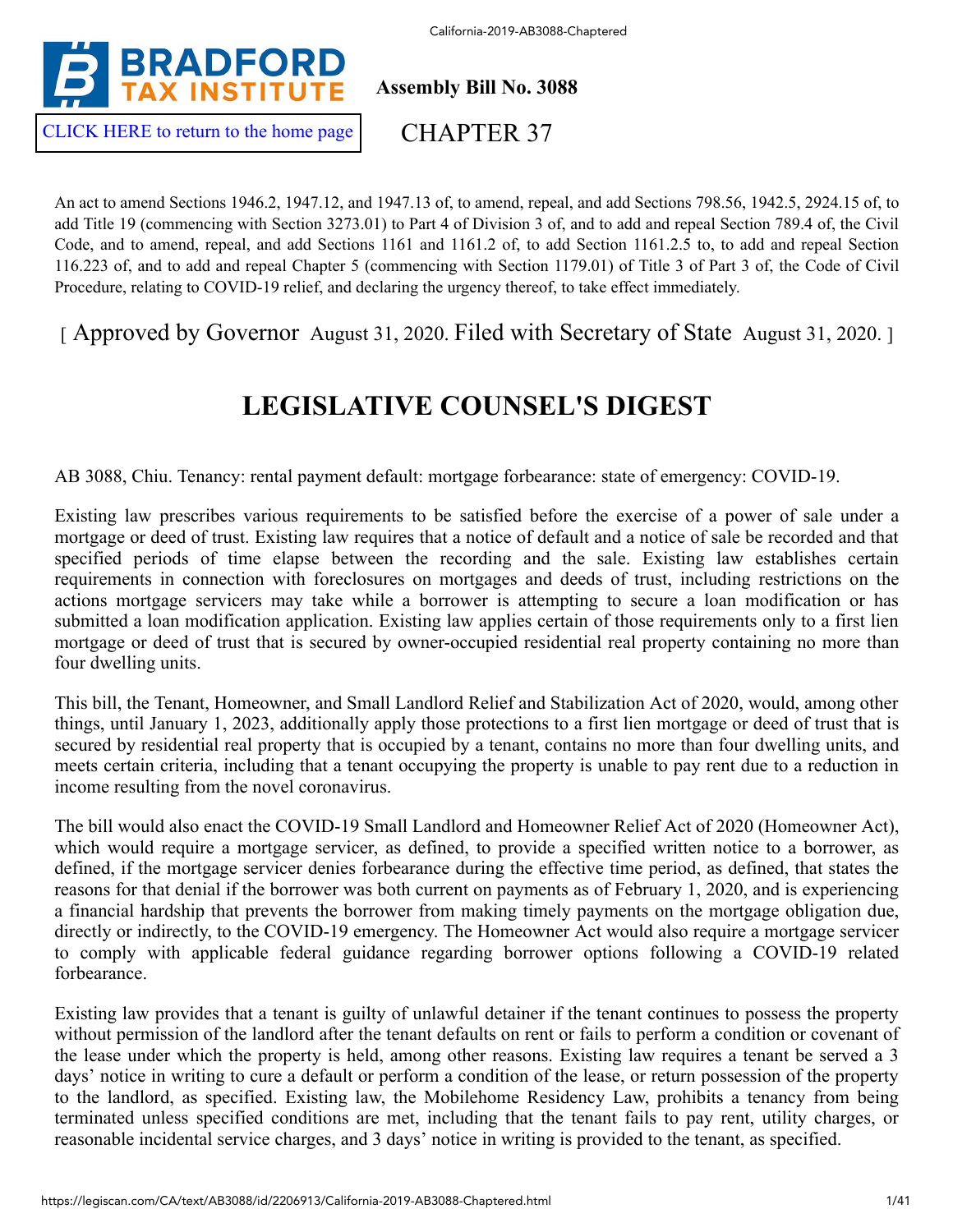CLICK HERE to return to the home page

# Assembly Bill No. 3088

## CHAPTER 37

An act to amend Sections 1946.2, 1947.12, and 1947.13 of, to amend, repeal, and add Sections 798.56, 1942.5, 2924.15 of, to add Title 19 (commencing with Section 3273.01) to Part 4 of Division 3 of, and to add and repeal Section 789.4 of, the Civil Code, and to amend, repeal, and add Sections 1161 and 1161.2 of, to add Section 1161.2.5 to, to add and repeal Section 116.223 of, and to add and repeal Chapter 5 (commencing with Section 1179.01) of Title 3 of Part 3 of, the Code of Civil Procedure, relating to COVID-19 relief, and declaring the urgency thereof, to take effect immediately.

[ Approved by Governor August 31, 2020. Filed with Secretary of State August 31, 2020. ]

# LEGISLATIVE COUNSEL'S DIGEST

AB 3088, Chiu. Tenancy: rental payment default: mortgage forbearance: state of emergency: COVID-19.

Existing law prescribes various requirements to be satisfied before the exercise of a power of sale under a mortgage or deed of trust. Existing law requires that a notice of default and a notice of sale be recorded and that specified periods of time elapse between the recording and the sale. Existing law establishes certain requirements in connection with foreclosures on mortgages and deeds of trust, including restrictions on the actions mortgage servicers may take while a borrower is attempting to secure a loan modification or has submitted a loan modification application. Existing law applies certain of those requirements only to a first lien mortgage or deed of trust that is secured by owner-occupied residential real property containing no more than four dwelling units.

This bill, the Tenant, Homeowner, and Small Landlord Relief and Stabilization Act of 2020, would, among other things, until January 1, 2023, additionally apply those protections to a first lien mortgage or deed of trust that is secured by residential real property that is occupied by a tenant, contains no more than four dwelling units, and meets certain criteria, including that a tenant occupying the property is unable to pay rent due to a reduction in income resulting from the novel coronavirus.

The bill would also enact the COVID-19 Small Landlord and Homeowner Relief Act of 2020 (Homeowner Act), which would require a mortgage servicer, as defined, to provide a specified written notice to a borrower, as defined, if the mortgage servicer denies forbearance during the effective time period, as defined, that states the reasons for that denial if the borrower was both current on payments as of February 1, 2020, and is experiencing a financial hardship that prevents the borrower from making timely payments on the mortgage obligation due, directly or indirectly, to the COVID-19 emergency. The Homeowner Act would also require a mortgage servicer to comply with applicable federal guidance regarding borrower options following a COVID-19 related forbearance.

Existing law provides that a tenant is guilty of unlawful detainer if the tenant continues to possess the property without permission of the landlord after the tenant defaults on rent or fails to perform a condition or covenant of the lease under which the property is held, among other reasons. Existing law requires a tenant be served a 3 days' notice in writing to cure a default or perform a condition of the lease, or return possession of the property to the landlord, as specified. Existing law, the Mobilehome Residency Law, prohibits a tenancy from being terminated unless specified conditions are met, including that the tenant fails to pay rent, utility charges, or reasonable incidental service charges, and 3 days' notice in writing is provided to the tenant, as specified.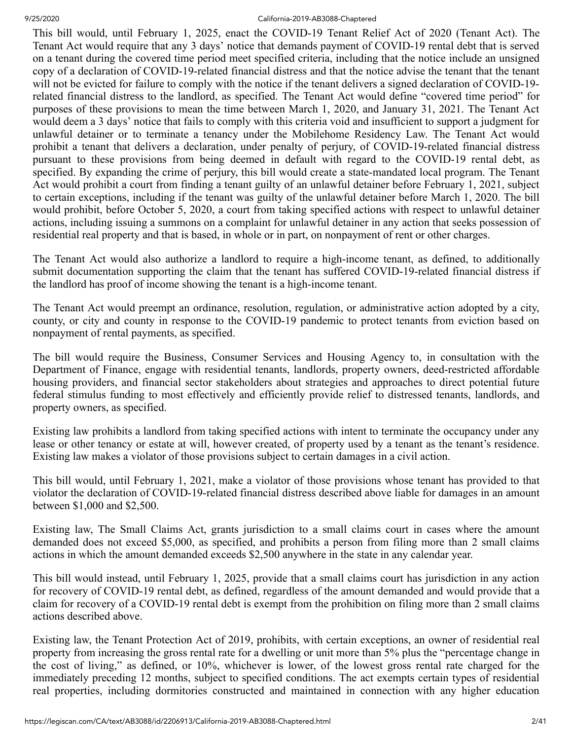This bill would, until February 1, 2025, enact the COVID-19 Tenant Relief Act of 2020 (Tenant Act). The Tenant Act would require that any 3 days' notice that demands payment of COVID-19 rental debt that is served on a tenant during the covered time period meet specified criteria, including that the notice include an unsigned copy of a declaration of COVID-19-related financial distress and that the notice advise the tenant that the tenant will not be evicted for failure to comply with the notice if the tenant delivers a signed declaration of COVID-19-related financial distress to the landlord, as specified. The Tenant Act would define "covered time period" for purposes of these provisions to mean the time between March 1, 2020, and January 31, 2021. The Tenant Act would deem a 3 days' notice that fails to comply with this criteria void and insufficient to support a judgment for unlawful detainer or to terminate a tenancy under the Mobilehome Residency Law. The Tenant Act would prohibit a tenant that delivers a declaration, under penalty of perjury, of COVID-19-related financial distress pursuant to these provisions from being deemed in default with regard to the COVID-19 rental debt, as specified. By expanding the crime of perjury, this bill would create a state-mandated local program. The Tenant Act would prohibit a court from finding a tenant guilty of an unlawful detainer before February 1, 2021, subject to certain exceptions, including if the tenant was guilty of the unlawful detainer before March 1, 2020. The bill would prohibit, before October 5, 2020, a court from taking specified actions with respect to unlawful detainer actions, including issuing a summons on a complaint for unlawful detainer in any action that seeks possession of residential real property and that is based, in whole or in part, on nonpayment of rent or other charges.

The Tenant Act would also authorize a landlord to require a high-income tenant, as defined, to additionally submit documentation supporting the claim that the tenant has suffered COVID-19-related financial distress if the landlord has proof of income showing the tenant is a high-income tenant.

The Tenant Act would preempt an ordinance, resolution, regulation, or administrative action adopted by a city, county, or city and county in response to the COVID-19 pandemic to protect tenants from eviction based on nonpayment of rental payments, as specified.

The bill would require the Business, Consumer Services and Housing Agency to, in consultation with the Department of Finance, engage with residential tenants, landlords, property owners, deed-restricted affordable housing providers, and financial sector stakeholders about strategies and approaches to direct potential future federal stimulus funding to most effectively and efficiently provide relief to distressed tenants, landlords, and property owners, as specified.

Existing law prohibits a landlord from taking specified actions with intent to terminate the occupancy under any lease or other tenancy or estate at will, however created, of property used by a tenant as the tenant's residence. Existing law makes a violator of those provisions subject to certain damages in a civil action.

This bill would, until February 1, 2021, make a violator of those provisions whose tenant has provided to that violator the declaration of COVID-19-related financial distress described above liable for damages in an amount between $1,000 and $2,500.

Existing law, The Small Claims Act, grants jurisdiction to a small claims court in cases where the amount demanded does not exceed $5,000, as specified, and prohibits a person from filing more than 2 small claims actions in which the amount demanded exceeds $2,500 anywhere in the state in any calendar year.

This bill would instead, until February 1, 2025, provide that a small claims court has jurisdiction in any action for recovery of COVID-19 rental debt, as defined, regardless of the amount demanded and would provide that a claim for recovery of a COVID-19 rental debt is exempt from the prohibition on filing more than 2 small claims actions described above.

Existing law, the Tenant Protection Act of 2019, prohibits, with certain exceptions, an owner of residential real property from increasing the gross rental rate for a dwelling or unit more than 5% plus the "percentage change in the cost of living," as defined, or 10%, whichever is lower, of the lowest gross rental rate charged for the immediately preceding 12 months, subject to specified conditions. The act exempts certain types of residential real properties, including dormitories constructed and maintained in connection with any higher education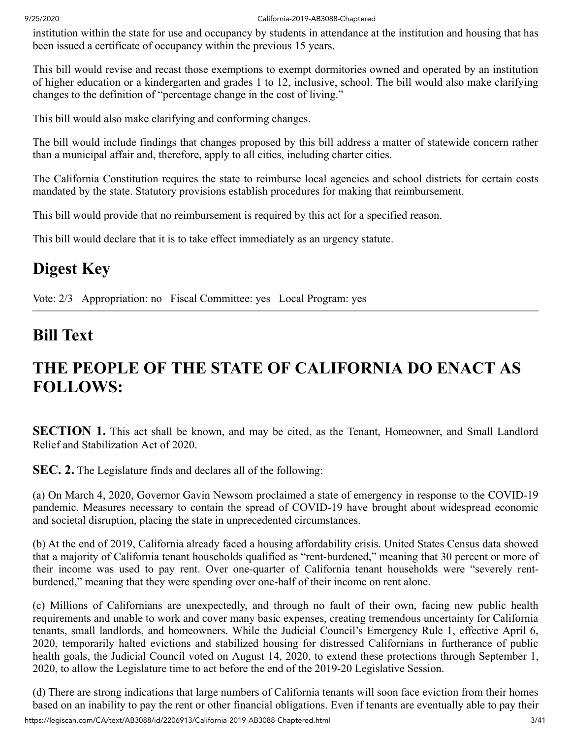institution within the state for use and occupancy by students in attendance at the institution and housing that has been issued a certificate of occupancy within the previous 15 years.

This bill would revise and recast those exemptions to exempt dormitories owned and operated by an institution of higher education or a kindergarten and grades 1 to 12, inclusive, school. The bill would also make clarifying changes to the definition of "percentage change in the cost of living."

This bill would also make clarifying and conforming changes.

The bill would include findings that changes proposed by this bill address a matter of statewide concern rather than a municipal affair and, therefore, apply to all cities, including charter cities.

The California Constitution requires the state to reimburse local agencies and school districts for certain costs mandated by the state. Statutory provisions establish procedures for making that reimbursement.

This bill would provide that no reimbursement is required by this act for a specified reason.

This bill would declare that it is to take effect immediately as an urgency statute.

## Digest Key

Vote: 2/3 Appropriation: no Fiscal Committee: yes Local Program: yes

## Bill Text

# THE PEOPLE OF THE STATE OF CALIFORNIA DO ENACT AS FOLLOWS:

**SECTION 1.** This act shall be known, and may be cited, as the Tenant, Homeowner, and Small Landlord Relief and Stabilization Act of 2020.

**SEC. 2.** The Legislature finds and declares all of the following:

(a) On March 4, 2020, Governor Gavin Newsom proclaimed a state of emergency in response to the COVID-19 pandemic. Measures necessary to contain the spread of COVID-19 have brought about widespread economic and societal disruption, placing the state in unprecedented circumstances.

(b) At the end of 2019, California already faced a housing affordability crisis. United States Census data showed that a majority of California tenant households qualified as "rent-burdened," meaning that 30 percent or more of their income was used to pay rent. Over one-quarter of California tenant households were "severely rent-burdened," meaning that they were spending over one-half of their income on rent alone.

(c) Millions of Californians are unexpectedly, and through no fault of their own, facing new public health requirements and unable to work and cover many basic expenses, creating tremendous uncertainty for California tenants, small landlords, and homeowners. While the Judicial Council's Emergency Rule 1, effective April 6, 2020, temporarily halted evictions and stabilized housing for distressed Californians in furtherance of public health goals, the Judicial Council voted on August 14, 2020, to extend these protections through September 1, 2020, to allow the Legislature time to act before the end of the 2019-20 Legislative Session.

(d) There are strong indications that large numbers of California tenants will soon face eviction from their homes based on an inability to pay the rent or other financial obligations. Even if tenants are eventually able to pay their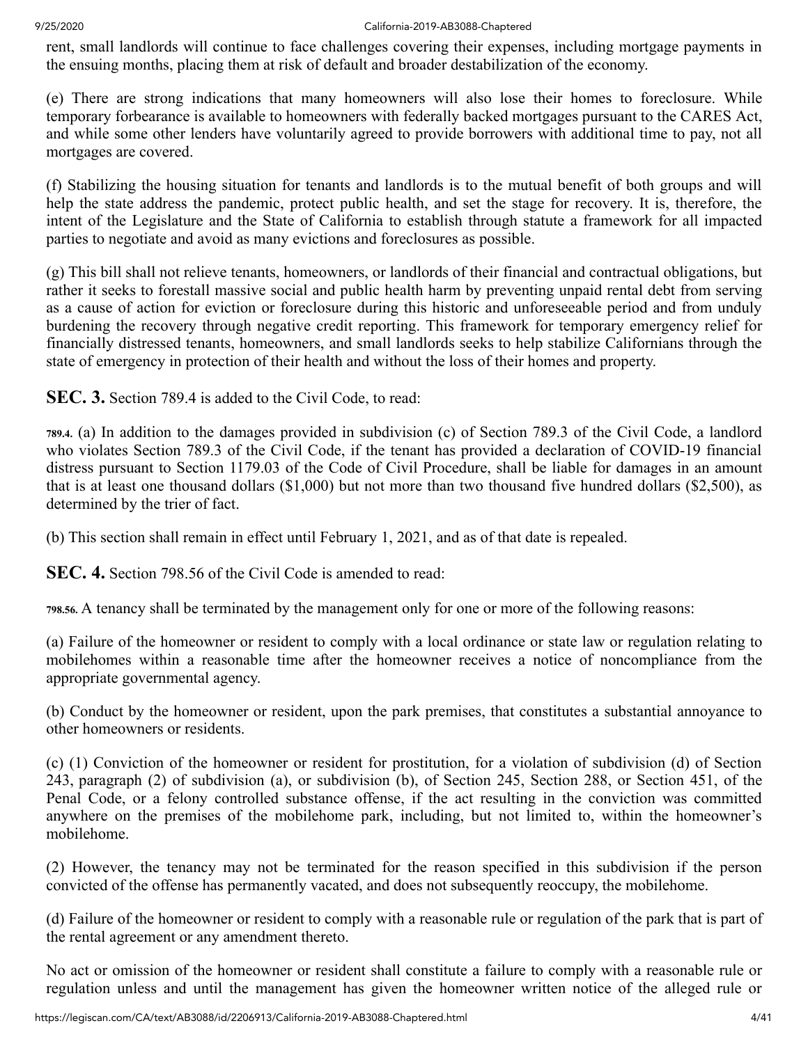rent, small landlords will continue to face challenges covering their expenses, including mortgage payments in the ensuing months, placing them at risk of default and broader destabilization of the economy.

(e) There are strong indications that many homeowners will also lose their homes to foreclosure. While temporary forbearance is available to homeowners with federally backed mortgages pursuant to the CARES Act, and while some other lenders have voluntarily agreed to provide borrowers with additional time to pay, not all mortgages are covered.

(f) Stabilizing the housing situation for tenants and landlords is to the mutual benefit of both groups and will help the state address the pandemic, protect public health, and set the stage for recovery. It is, therefore, the intent of the Legislature and the State of California to establish through statute a framework for all impacted parties to negotiate and avoid as many evictions and foreclosures as possible.

(g) This bill shall not relieve tenants, homeowners, or landlords of their financial and contractual obligations, but rather it seeks to forestall massive social and public health harm by preventing unpaid rental debt from serving as a cause of action for eviction or foreclosure during this historic and unforeseeable period and from unduly burdening the recovery through negative credit reporting. This framework for temporary emergency relief for financially distressed tenants, homeowners, and small landlords seeks to help stabilize Californians through the state of emergency in protection of their health and without the loss of their homes and property.

**SEC. 3.** Section 789.4 is added to the Civil Code, to read:

**789.4.** (a) In addition to the damages provided in subdivision (c) of Section 789.3 of the Civil Code, a landlord who violates Section 789.3 of the Civil Code, if the tenant has provided a declaration of COVID-19 financial distress pursuant to Section 1179.03 of the Code of Civil Procedure, shall be liable for damages in an amount that is at least one thousand dollars ($1,000) but not more than two thousand five hundred dollars ($2,500), as determined by the trier of fact.

(b) This section shall remain in effect until February 1, 2021, and as of that date is repealed.

**SEC. 4.** Section 798.56 of the Civil Code is amended to read:

**798.56.** A tenancy shall be terminated by the management only for one or more of the following reasons:

(a) Failure of the homeowner or resident to comply with a local ordinance or state law or regulation relating to mobilehomes within a reasonable time after the homeowner receives a notice of noncompliance from the appropriate governmental agency.

(b) Conduct by the homeowner or resident, upon the park premises, that constitutes a substantial annoyance to other homeowners or residents.

(c) (1) Conviction of the homeowner or resident for prostitution, for a violation of subdivision (d) of Section 243, paragraph (2) of subdivision (a), or subdivision (b), of Section 245, Section 288, or Section 451, of the Penal Code, or a felony controlled substance offense, if the act resulting in the conviction was committed anywhere on the premises of the mobilehome park, including, but not limited to, within the homeowner's mobilehome.

(2) However, the tenancy may not be terminated for the reason specified in this subdivision if the person convicted of the offense has permanently vacated, and does not subsequently reoccupy, the mobilehome.

(d) Failure of the homeowner or resident to comply with a reasonable rule or regulation of the park that is part of the rental agreement or any amendment thereto.

No act or omission of the homeowner or resident shall constitute a failure to comply with a reasonable rule or regulation unless and until the management has given the homeowner written notice of the alleged rule or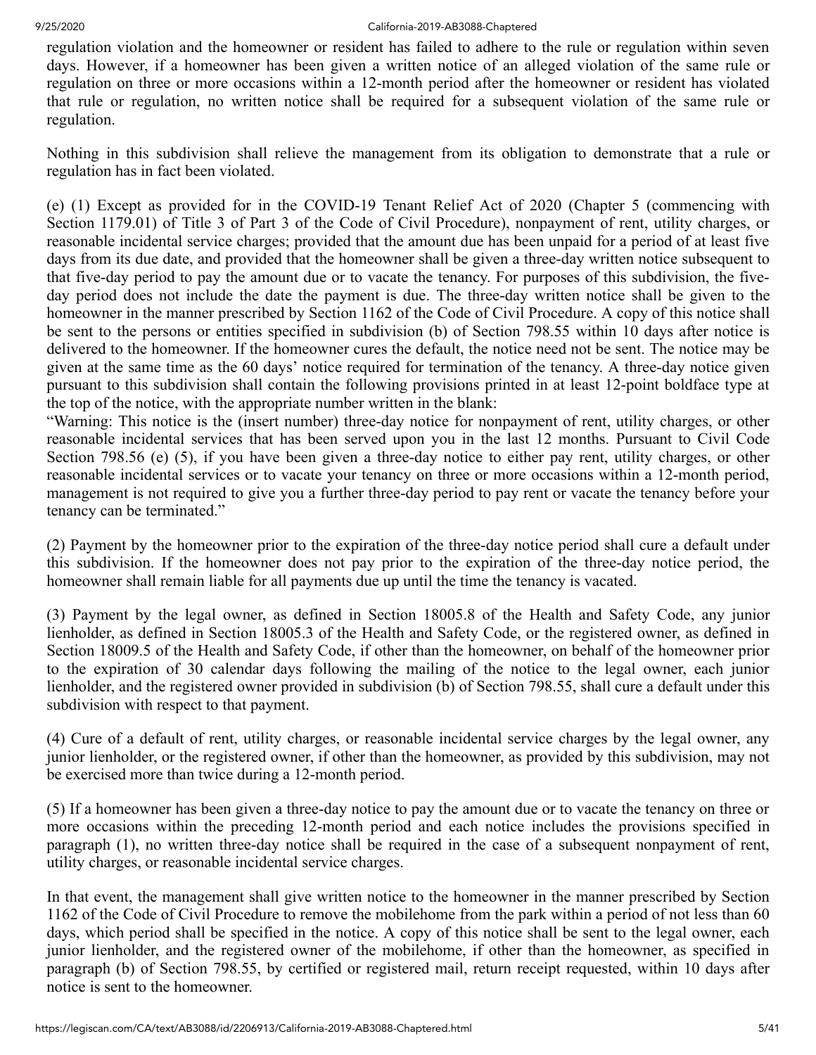regulation violation and the homeowner or resident has failed to adhere to the rule or regulation within seven days. However, if a homeowner has been given a written notice of an alleged violation of the same rule or regulation on three or more occasions within a 12-month period after the homeowner or resident has violated that rule or regulation, no written notice shall be required for a subsequent violation of the same rule or regulation.

Nothing in this subdivision shall relieve the management from its obligation to demonstrate that a rule or regulation has in fact been violated.

(e) (1) Except as provided for in the COVID-19 Tenant Relief Act of 2020 (Chapter 5 (commencing with Section 1179.01) of Title 3 of Part 3 of the Code of Civil Procedure), nonpayment of rent, utility charges, or reasonable incidental service charges; provided that the amount due has been unpaid for a period of at least five days from its due date, and provided that the homeowner shall be given a three-day written notice subsequent to that five-day period to pay the amount due or to vacate the tenancy. For purposes of this subdivision, the five-day period does not include the date the payment is due. The three-day written notice shall be given to the homeowner in the manner prescribed by Section 1162 of the Code of Civil Procedure. A copy of this notice shall be sent to the persons or entities specified in subdivision (b) of Section 798.55 within 10 days after notice is delivered to the homeowner. If the homeowner cures the default, the notice need not be sent. The notice may be given at the same time as the 60 days' notice required for termination of the tenancy. A three-day notice given pursuant to this subdivision shall contain the following provisions printed in at least 12-point boldface type at the top of the notice, with the appropriate number written in the blank:
"Warning: This notice is the (insert number) three-day notice for nonpayment of rent, utility charges, or other reasonable incidental services that has been served upon you in the last 12 months. Pursuant to Civil Code Section 798.56 (e) (5), if you have been given a three-day notice to either pay rent, utility charges, or other reasonable incidental services or to vacate your tenancy on three or more occasions within a 12-month period, management is not required to give you a further three-day period to pay rent or vacate the tenancy before your tenancy can be terminated."

(2) Payment by the homeowner prior to the expiration of the three-day notice period shall cure a default under this subdivision. If the homeowner does not pay prior to the expiration of the three-day notice period, the homeowner shall remain liable for all payments due up until the time the tenancy is vacated.

(3) Payment by the legal owner, as defined in Section 18005.8 of the Health and Safety Code, any junior lienholder, as defined in Section 18005.3 of the Health and Safety Code, or the registered owner, as defined in Section 18009.5 of the Health and Safety Code, if other than the homeowner, on behalf of the homeowner prior to the expiration of 30 calendar days following the mailing of the notice to the legal owner, each junior lienholder, and the registered owner provided in subdivision (b) of Section 798.55, shall cure a default under this subdivision with respect to that payment.

(4) Cure of a default of rent, utility charges, or reasonable incidental service charges by the legal owner, any junior lienholder, or the registered owner, if other than the homeowner, as provided by this subdivision, may not be exercised more than twice during a 12-month period.

(5) If a homeowner has been given a three-day notice to pay the amount due or to vacate the tenancy on three or more occasions within the preceding 12-month period and each notice includes the provisions specified in paragraph (1), no written three-day notice shall be required in the case of a subsequent nonpayment of rent, utility charges, or reasonable incidental service charges.

In that event, the management shall give written notice to the homeowner in the manner prescribed by Section 1162 of the Code of Civil Procedure to remove the mobilehome from the park within a period of not less than 60 days, which period shall be specified in the notice. A copy of this notice shall be sent to the legal owner, each junior lienholder, and the registered owner of the mobilehome, if other than the homeowner, as specified in paragraph (b) of Section 798.55, by certified or registered mail, return receipt requested, within 10 days after notice is sent to the homeowner.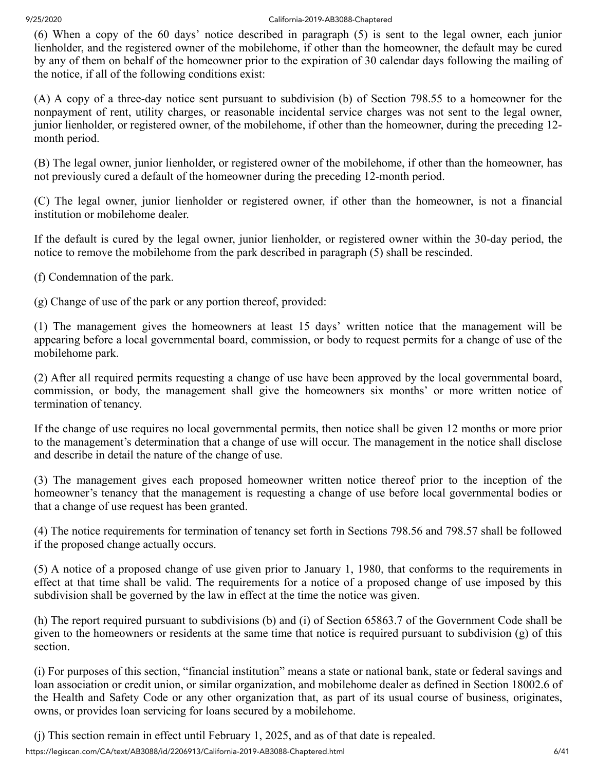(6) When a copy of the 60 days' notice described in paragraph (5) is sent to the legal owner, each junior lienholder, and the registered owner of the mobilehome, if other than the homeowner, the default may be cured by any of them on behalf of the homeowner prior to the expiration of 30 calendar days following the mailing of the notice, if all of the following conditions exist:

(A) A copy of a three-day notice sent pursuant to subdivision (b) of Section 798.55 to a homeowner for the nonpayment of rent, utility charges, or reasonable incidental service charges was not sent to the legal owner, junior lienholder, or registered owner, of the mobilehome, if other than the homeowner, during the preceding 12-month period.

(B) The legal owner, junior lienholder, or registered owner of the mobilehome, if other than the homeowner, has not previously cured a default of the homeowner during the preceding 12-month period.

(C) The legal owner, junior lienholder or registered owner, if other than the homeowner, is not a financial institution or mobilehome dealer.

If the default is cured by the legal owner, junior lienholder, or registered owner within the 30-day period, the notice to remove the mobilehome from the park described in paragraph (5) shall be rescinded.

(f) Condemnation of the park.

(g) Change of use of the park or any portion thereof, provided:

(1) The management gives the homeowners at least 15 days' written notice that the management will be appearing before a local governmental board, commission, or body to request permits for a change of use of the mobilehome park.

(2) After all required permits requesting a change of use have been approved by the local governmental board, commission, or body, the management shall give the homeowners six months' or more written notice of termination of tenancy.

If the change of use requires no local governmental permits, then notice shall be given 12 months or more prior to the management's determination that a change of use will occur. The management in the notice shall disclose and describe in detail the nature of the change of use.

(3) The management gives each proposed homeowner written notice thereof prior to the inception of the homeowner's tenancy that the management is requesting a change of use before local governmental bodies or that a change of use request has been granted.

(4) The notice requirements for termination of tenancy set forth in Sections 798.56 and 798.57 shall be followed if the proposed change actually occurs.

(5) A notice of a proposed change of use given prior to January 1, 1980, that conforms to the requirements in effect at that time shall be valid. The requirements for a notice of a proposed change of use imposed by this subdivision shall be governed by the law in effect at the time the notice was given.

(h) The report required pursuant to subdivisions (b) and (i) of Section 65863.7 of the Government Code shall be given to the homeowners or residents at the same time that notice is required pursuant to subdivision (g) of this section.

(i) For purposes of this section, "financial institution" means a state or national bank, state or federal savings and loan association or credit union, or similar organization, and mobilehome dealer as defined in Section 18002.6 of the Health and Safety Code or any other organization that, as part of its usual course of business, originates, owns, or provides loan servicing for loans secured by a mobilehome.

(j) This section remain in effect until February 1, 2025, and as of that date is repealed.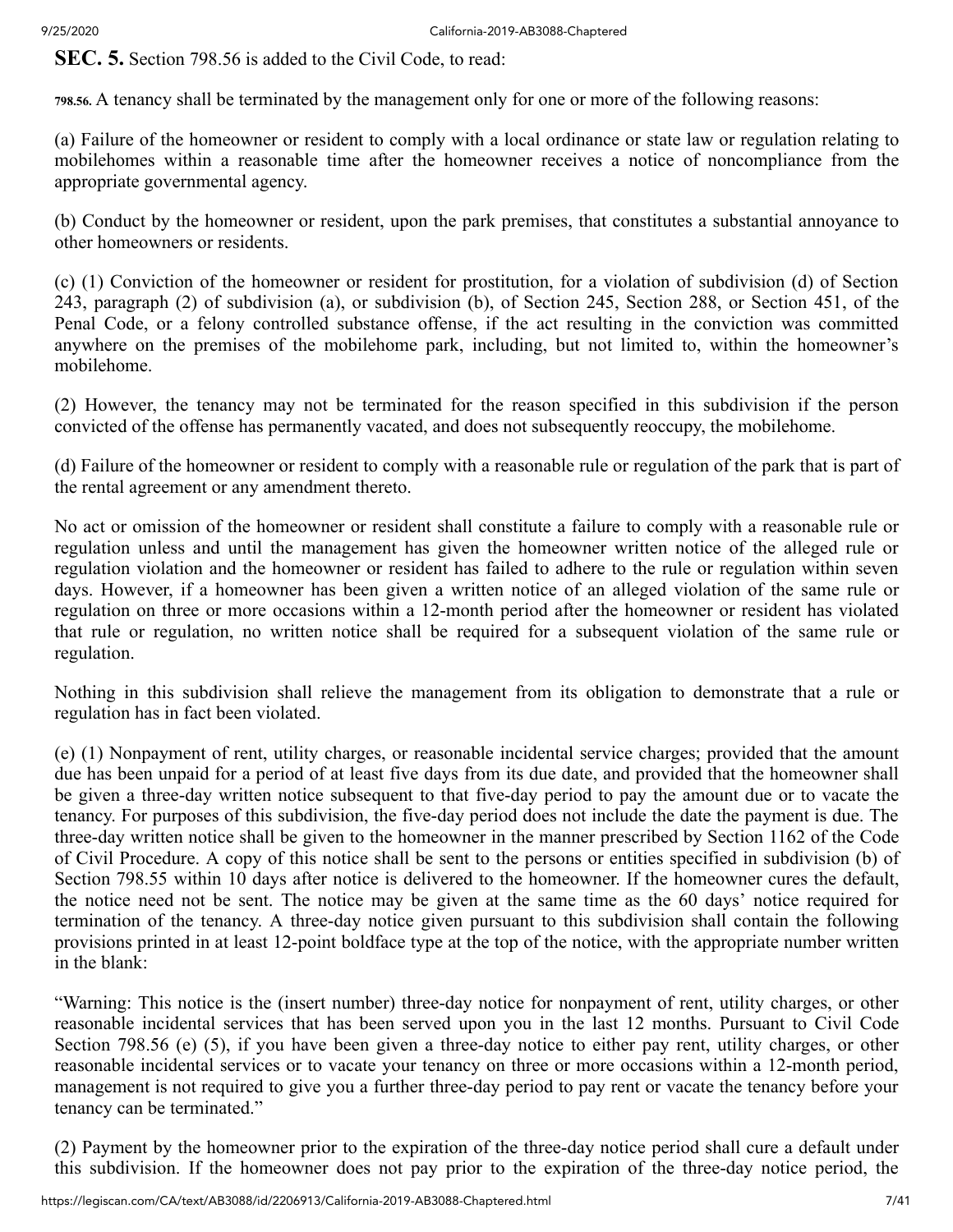**SEC. 5.** Section 798.56 is added to the Civil Code, to read:

**798.56.** A tenancy shall be terminated by the management only for one or more of the following reasons:

(a) Failure of the homeowner or resident to comply with a local ordinance or state law or regulation relating to mobilehomes within a reasonable time after the homeowner receives a notice of noncompliance from the appropriate governmental agency.

(b) Conduct by the homeowner or resident, upon the park premises, that constitutes a substantial annoyance to other homeowners or residents.

(c) (1) Conviction of the homeowner or resident for prostitution, for a violation of subdivision (d) of Section 243, paragraph (2) of subdivision (a), or subdivision (b), of Section 245, Section 288, or Section 451, of the Penal Code, or a felony controlled substance offense, if the act resulting in the conviction was committed anywhere on the premises of the mobilehome park, including, but not limited to, within the homeowner's mobilehome.

(2) However, the tenancy may not be terminated for the reason specified in this subdivision if the person convicted of the offense has permanently vacated, and does not subsequently reoccupy, the mobilehome.

(d) Failure of the homeowner or resident to comply with a reasonable rule or regulation of the park that is part of the rental agreement or any amendment thereto.

No act or omission of the homeowner or resident shall constitute a failure to comply with a reasonable rule or regulation unless and until the management has given the homeowner written notice of the alleged rule or regulation violation and the homeowner or resident has failed to adhere to the rule or regulation within seven days. However, if a homeowner has been given a written notice of an alleged violation of the same rule or regulation on three or more occasions within a 12-month period after the homeowner or resident has violated that rule or regulation, no written notice shall be required for a subsequent violation of the same rule or regulation.

Nothing in this subdivision shall relieve the management from its obligation to demonstrate that a rule or regulation has in fact been violated.

(e) (1) Nonpayment of rent, utility charges, or reasonable incidental service charges; provided that the amount due has been unpaid for a period of at least five days from its due date, and provided that the homeowner shall be given a three-day written notice subsequent to that five-day period to pay the amount due or to vacate the tenancy. For purposes of this subdivision, the five-day period does not include the date the payment is due. The three-day written notice shall be given to the homeowner in the manner prescribed by Section 1162 of the Code of Civil Procedure. A copy of this notice shall be sent to the persons or entities specified in subdivision (b) of Section 798.55 within 10 days after notice is delivered to the homeowner. If the homeowner cures the default, the notice need not be sent. The notice may be given at the same time as the 60 days' notice required for termination of the tenancy. A three-day notice given pursuant to this subdivision shall contain the following provisions printed in at least 12-point boldface type at the top of the notice, with the appropriate number written in the blank:

"Warning: This notice is the (insert number) three-day notice for nonpayment of rent, utility charges, or other reasonable incidental services that has been served upon you in the last 12 months. Pursuant to Civil Code Section 798.56 (e) (5), if you have been given a three-day notice to either pay rent, utility charges, or other reasonable incidental services or to vacate your tenancy on three or more occasions within a 12-month period, management is not required to give you a further three-day period to pay rent or vacate the tenancy before your tenancy can be terminated."

(2) Payment by the homeowner prior to the expiration of the three-day notice period shall cure a default under this subdivision. If the homeowner does not pay prior to the expiration of the three-day notice period, the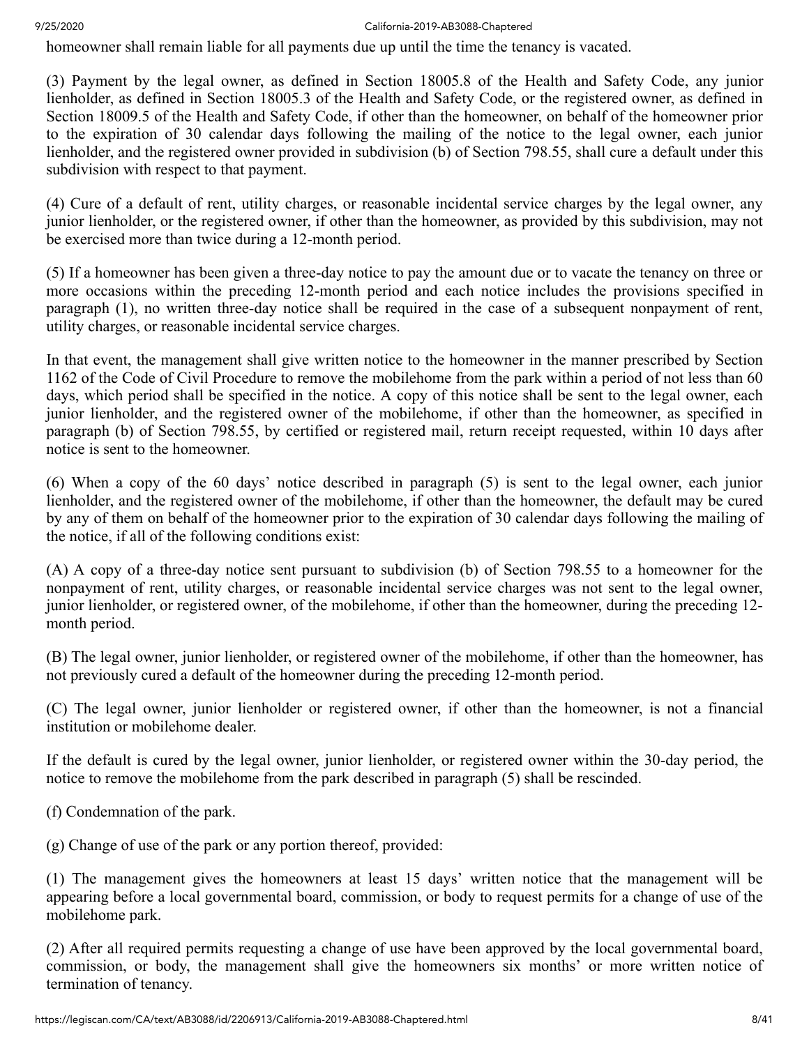homeowner shall remain liable for all payments due up until the time the tenancy is vacated.

(3) Payment by the legal owner, as defined in Section 18005.8 of the Health and Safety Code, any junior lienholder, as defined in Section 18005.3 of the Health and Safety Code, or the registered owner, as defined in Section 18009.5 of the Health and Safety Code, if other than the homeowner, on behalf of the homeowner prior to the expiration of 30 calendar days following the mailing of the notice to the legal owner, each junior lienholder, and the registered owner provided in subdivision (b) of Section 798.55, shall cure a default under this subdivision with respect to that payment.

(4) Cure of a default of rent, utility charges, or reasonable incidental service charges by the legal owner, any junior lienholder, or the registered owner, if other than the homeowner, as provided by this subdivision, may not be exercised more than twice during a 12-month period.

(5) If a homeowner has been given a three-day notice to pay the amount due or to vacate the tenancy on three or more occasions within the preceding 12-month period and each notice includes the provisions specified in paragraph (1), no written three-day notice shall be required in the case of a subsequent nonpayment of rent, utility charges, or reasonable incidental service charges.

In that event, the management shall give written notice to the homeowner in the manner prescribed by Section 1162 of the Code of Civil Procedure to remove the mobilehome from the park within a period of not less than 60 days, which period shall be specified in the notice. A copy of this notice shall be sent to the legal owner, each junior lienholder, and the registered owner of the mobilehome, if other than the homeowner, as specified in paragraph (b) of Section 798.55, by certified or registered mail, return receipt requested, within 10 days after notice is sent to the homeowner.

(6) When a copy of the 60 days' notice described in paragraph (5) is sent to the legal owner, each junior lienholder, and the registered owner of the mobilehome, if other than the homeowner, the default may be cured by any of them on behalf of the homeowner prior to the expiration of 30 calendar days following the mailing of the notice, if all of the following conditions exist:

(A) A copy of a three-day notice sent pursuant to subdivision (b) of Section 798.55 to a homeowner for the nonpayment of rent, utility charges, or reasonable incidental service charges was not sent to the legal owner, junior lienholder, or registered owner, of the mobilehome, if other than the homeowner, during the preceding 12-month period.

(B) The legal owner, junior lienholder, or registered owner of the mobilehome, if other than the homeowner, has not previously cured a default of the homeowner during the preceding 12-month period.

(C) The legal owner, junior lienholder or registered owner, if other than the homeowner, is not a financial institution or mobilehome dealer.

If the default is cured by the legal owner, junior lienholder, or registered owner within the 30-day period, the notice to remove the mobilehome from the park described in paragraph (5) shall be rescinded.

(f) Condemnation of the park.

(g) Change of use of the park or any portion thereof, provided:

(1) The management gives the homeowners at least 15 days' written notice that the management will be appearing before a local governmental board, commission, or body to request permits for a change of use of the mobilehome park.

(2) After all required permits requesting a change of use have been approved by the local governmental board, commission, or body, the management shall give the homeowners six months' or more written notice of termination of tenancy.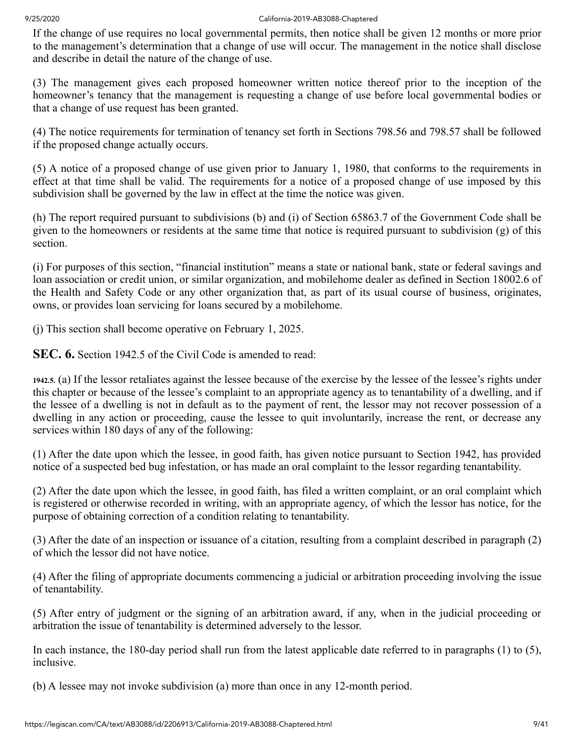If the change of use requires no local governmental permits, then notice shall be given 12 months or more prior to the management's determination that a change of use will occur. The management in the notice shall disclose and describe in detail the nature of the change of use.

(3) The management gives each proposed homeowner written notice thereof prior to the inception of the homeowner's tenancy that the management is requesting a change of use before local governmental bodies or that a change of use request has been granted.

(4) The notice requirements for termination of tenancy set forth in Sections 798.56 and 798.57 shall be followed if the proposed change actually occurs.

(5) A notice of a proposed change of use given prior to January 1, 1980, that conforms to the requirements in effect at that time shall be valid. The requirements for a notice of a proposed change of use imposed by this subdivision shall be governed by the law in effect at the time the notice was given.

(h) The report required pursuant to subdivisions (b) and (i) of Section 65863.7 of the Government Code shall be given to the homeowners or residents at the same time that notice is required pursuant to subdivision (g) of this section.

(i) For purposes of this section, "financial institution" means a state or national bank, state or federal savings and loan association or credit union, or similar organization, and mobilehome dealer as defined in Section 18002.6 of the Health and Safety Code or any other organization that, as part of its usual course of business, originates, owns, or provides loan servicing for loans secured by a mobilehome.

(j) This section shall become operative on February 1, 2025.

**SEC. 6.** Section 1942.5 of the Civil Code is amended to read:

**1942.5.** (a) If the lessor retaliates against the lessee because of the exercise by the lessee of the lessee's rights under this chapter or because of the lessee's complaint to an appropriate agency as to tenantability of a dwelling, and if the lessee of a dwelling is not in default as to the payment of rent, the lessor may not recover possession of a dwelling in any action or proceeding, cause the lessee to quit involuntarily, increase the rent, or decrease any services within 180 days of any of the following:

(1) After the date upon which the lessee, in good faith, has given notice pursuant to Section 1942, has provided notice of a suspected bed bug infestation, or has made an oral complaint to the lessor regarding tenantability.

(2) After the date upon which the lessee, in good faith, has filed a written complaint, or an oral complaint which is registered or otherwise recorded in writing, with an appropriate agency, of which the lessor has notice, for the purpose of obtaining correction of a condition relating to tenantability.

(3) After the date of an inspection or issuance of a citation, resulting from a complaint described in paragraph (2) of which the lessor did not have notice.

(4) After the filing of appropriate documents commencing a judicial or arbitration proceeding involving the issue of tenantability.

(5) After entry of judgment or the signing of an arbitration award, if any, when in the judicial proceeding or arbitration the issue of tenantability is determined adversely to the lessor.

In each instance, the 180-day period shall run from the latest applicable date referred to in paragraphs (1) to (5), inclusive.

(b) A lessee may not invoke subdivision (a) more than once in any 12-month period.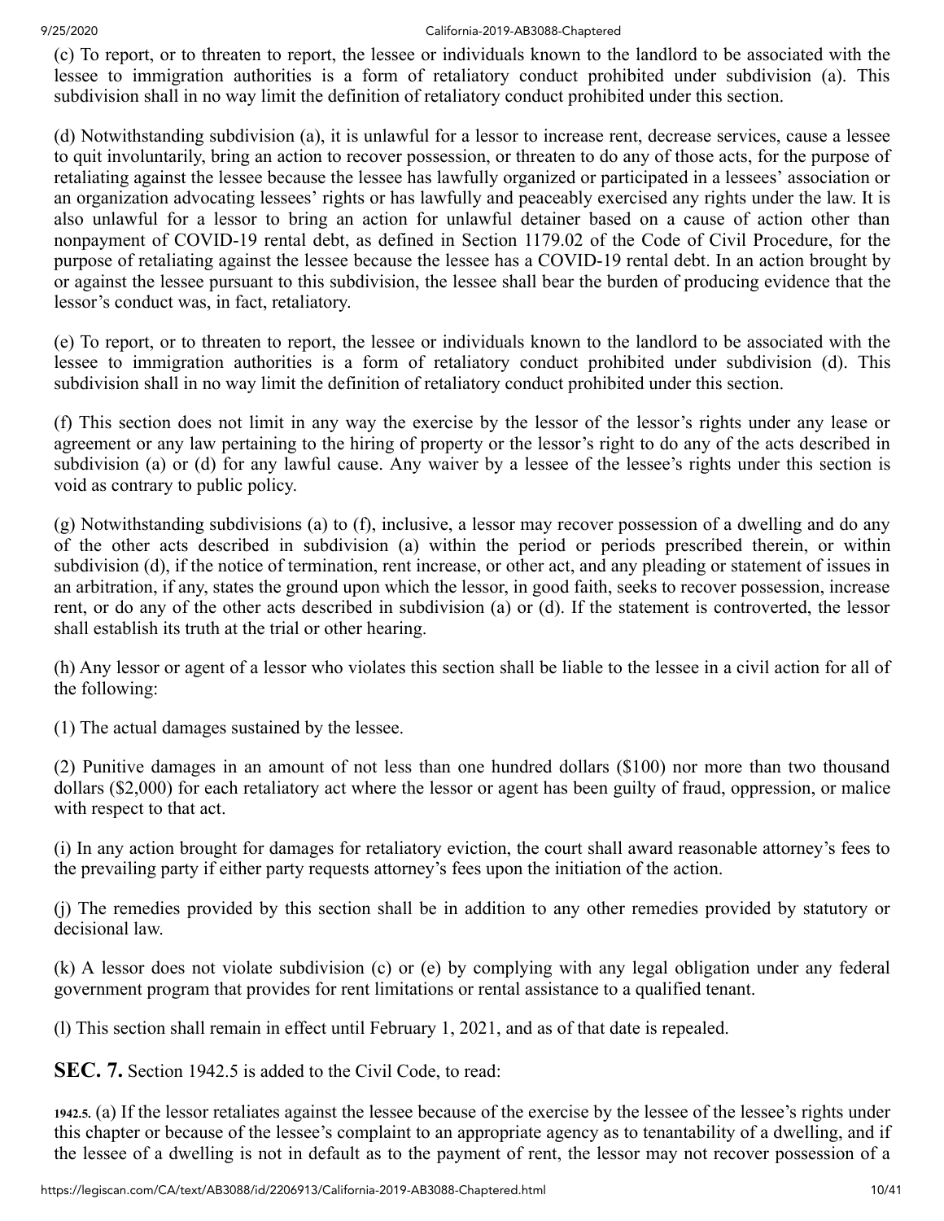(c) To report, or to threaten to report, the lessee or individuals known to the landlord to be associated with the lessee to immigration authorities is a form of retaliatory conduct prohibited under subdivision (a). This subdivision shall in no way limit the definition of retaliatory conduct prohibited under this section.

(d) Notwithstanding subdivision (a), it is unlawful for a lessor to increase rent, decrease services, cause a lessee to quit involuntarily, bring an action to recover possession, or threaten to do any of those acts, for the purpose of retaliating against the lessee because the lessee has lawfully organized or participated in a lessees' association or an organization advocating lessees' rights or has lawfully and peaceably exercised any rights under the law. It is also unlawful for a lessor to bring an action for unlawful detainer based on a cause of action other than nonpayment of COVID-19 rental debt, as defined in Section 1179.02 of the Code of Civil Procedure, for the purpose of retaliating against the lessee because the lessee has a COVID-19 rental debt. In an action brought by or against the lessee pursuant to this subdivision, the lessee shall bear the burden of producing evidence that the lessor's conduct was, in fact, retaliatory.

(e) To report, or to threaten to report, the lessee or individuals known to the landlord to be associated with the lessee to immigration authorities is a form of retaliatory conduct prohibited under subdivision (d). This subdivision shall in no way limit the definition of retaliatory conduct prohibited under this section.

(f) This section does not limit in any way the exercise by the lessor of the lessor's rights under any lease or agreement or any law pertaining to the hiring of property or the lessor's right to do any of the acts described in subdivision (a) or (d) for any lawful cause. Any waiver by a lessee of the lessee's rights under this section is void as contrary to public policy.

(g) Notwithstanding subdivisions (a) to (f), inclusive, a lessor may recover possession of a dwelling and do any of the other acts described in subdivision (a) within the period or periods prescribed therein, or within subdivision (d), if the notice of termination, rent increase, or other act, and any pleading or statement of issues in an arbitration, if any, states the ground upon which the lessor, in good faith, seeks to recover possession, increase rent, or do any of the other acts described in subdivision (a) or (d). If the statement is controverted, the lessor shall establish its truth at the trial or other hearing.

(h) Any lessor or agent of a lessor who violates this section shall be liable to the lessee in a civil action for all of the following:

(1) The actual damages sustained by the lessee.

(2) Punitive damages in an amount of not less than one hundred dollars ($100) nor more than two thousand dollars ($2,000) for each retaliatory act where the lessor or agent has been guilty of fraud, oppression, or malice with respect to that act.

(i) In any action brought for damages for retaliatory eviction, the court shall award reasonable attorney's fees to the prevailing party if either party requests attorney's fees upon the initiation of the action.

(j) The remedies provided by this section shall be in addition to any other remedies provided by statutory or decisional law.

(k) A lessor does not violate subdivision (c) or (e) by complying with any legal obligation under any federal government program that provides for rent limitations or rental assistance to a qualified tenant.

(l) This section shall remain in effect until February 1, 2021, and as of that date is repealed.

**SEC. 7.** Section 1942.5 is added to the Civil Code, to read:

**1942.5.** (a) If the lessor retaliates against the lessee because of the exercise by the lessee of the lessee's rights under this chapter or because of the lessee's complaint to an appropriate agency as to tenantability of a dwelling, and if the lessee of a dwelling is not in default as to the payment of rent, the lessor may not recover possession of a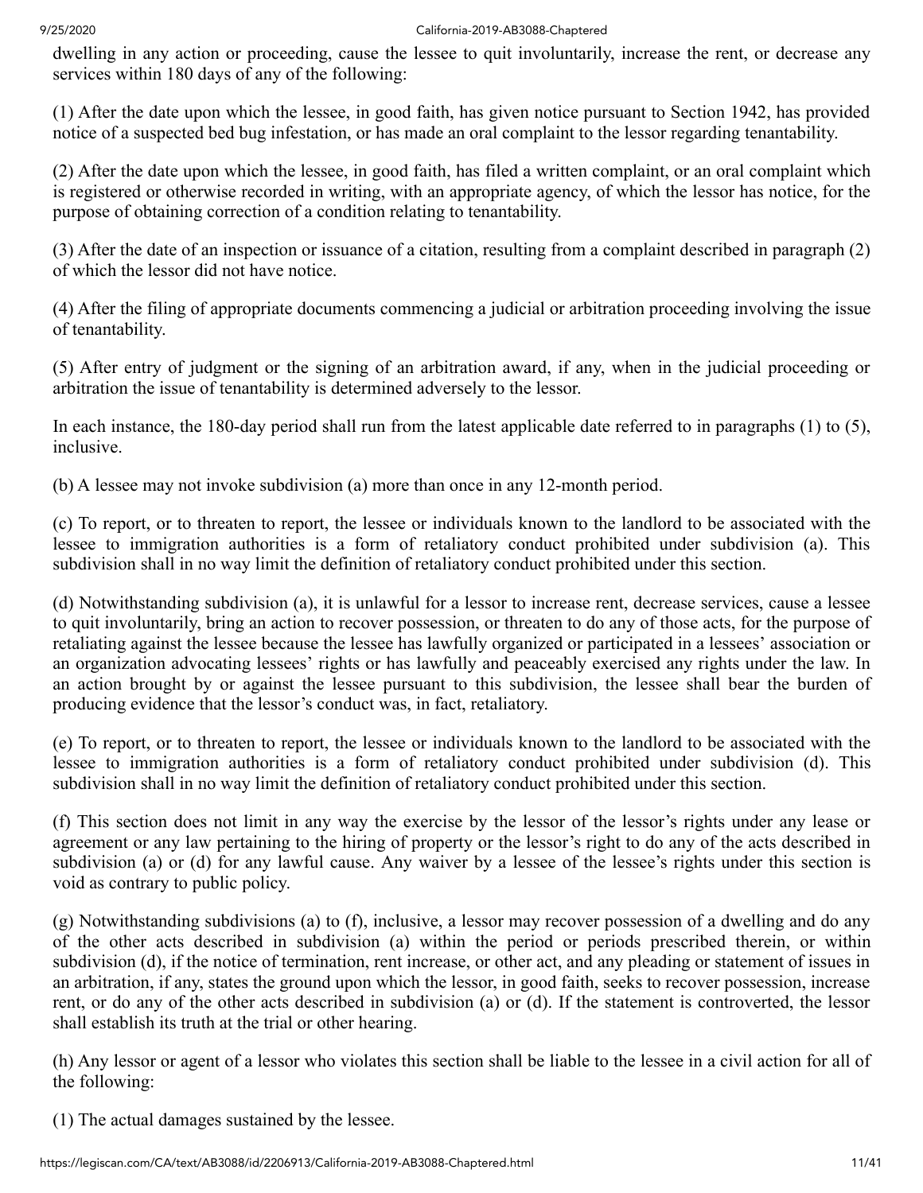dwelling in any action or proceeding, cause the lessee to quit involuntarily, increase the rent, or decrease any services within 180 days of any of the following:

(1) After the date upon which the lessee, in good faith, has given notice pursuant to Section 1942, has provided notice of a suspected bed bug infestation, or has made an oral complaint to the lessor regarding tenantability.

(2) After the date upon which the lessee, in good faith, has filed a written complaint, or an oral complaint which is registered or otherwise recorded in writing, with an appropriate agency, of which the lessor has notice, for the purpose of obtaining correction of a condition relating to tenantability.

(3) After the date of an inspection or issuance of a citation, resulting from a complaint described in paragraph (2) of which the lessor did not have notice.

(4) After the filing of appropriate documents commencing a judicial or arbitration proceeding involving the issue of tenantability.

(5) After entry of judgment or the signing of an arbitration award, if any, when in the judicial proceeding or arbitration the issue of tenantability is determined adversely to the lessor.

In each instance, the 180-day period shall run from the latest applicable date referred to in paragraphs (1) to (5), inclusive.

(b) A lessee may not invoke subdivision (a) more than once in any 12-month period.

(c) To report, or to threaten to report, the lessee or individuals known to the landlord to be associated with the lessee to immigration authorities is a form of retaliatory conduct prohibited under subdivision (a). This subdivision shall in no way limit the definition of retaliatory conduct prohibited under this section.

(d) Notwithstanding subdivision (a), it is unlawful for a lessor to increase rent, decrease services, cause a lessee to quit involuntarily, bring an action to recover possession, or threaten to do any of those acts, for the purpose of retaliating against the lessee because the lessee has lawfully organized or participated in a lessees' association or an organization advocating lessees' rights or has lawfully and peaceably exercised any rights under the law. In an action brought by or against the lessee pursuant to this subdivision, the lessee shall bear the burden of producing evidence that the lessor's conduct was, in fact, retaliatory.

(e) To report, or to threaten to report, the lessee or individuals known to the landlord to be associated with the lessee to immigration authorities is a form of retaliatory conduct prohibited under subdivision (d). This subdivision shall in no way limit the definition of retaliatory conduct prohibited under this section.

(f) This section does not limit in any way the exercise by the lessor of the lessor's rights under any lease or agreement or any law pertaining to the hiring of property or the lessor's right to do any of the acts described in subdivision (a) or (d) for any lawful cause. Any waiver by a lessee of the lessee's rights under this section is void as contrary to public policy.

(g) Notwithstanding subdivisions (a) to (f), inclusive, a lessor may recover possession of a dwelling and do any of the other acts described in subdivision (a) within the period or periods prescribed therein, or within subdivision (d), if the notice of termination, rent increase, or other act, and any pleading or statement of issues in an arbitration, if any, states the ground upon which the lessor, in good faith, seeks to recover possession, increase rent, or do any of the other acts described in subdivision (a) or (d). If the statement is controverted, the lessor shall establish its truth at the trial or other hearing.

(h) Any lessor or agent of a lessor who violates this section shall be liable to the lessee in a civil action for all of the following:

(1) The actual damages sustained by the lessee.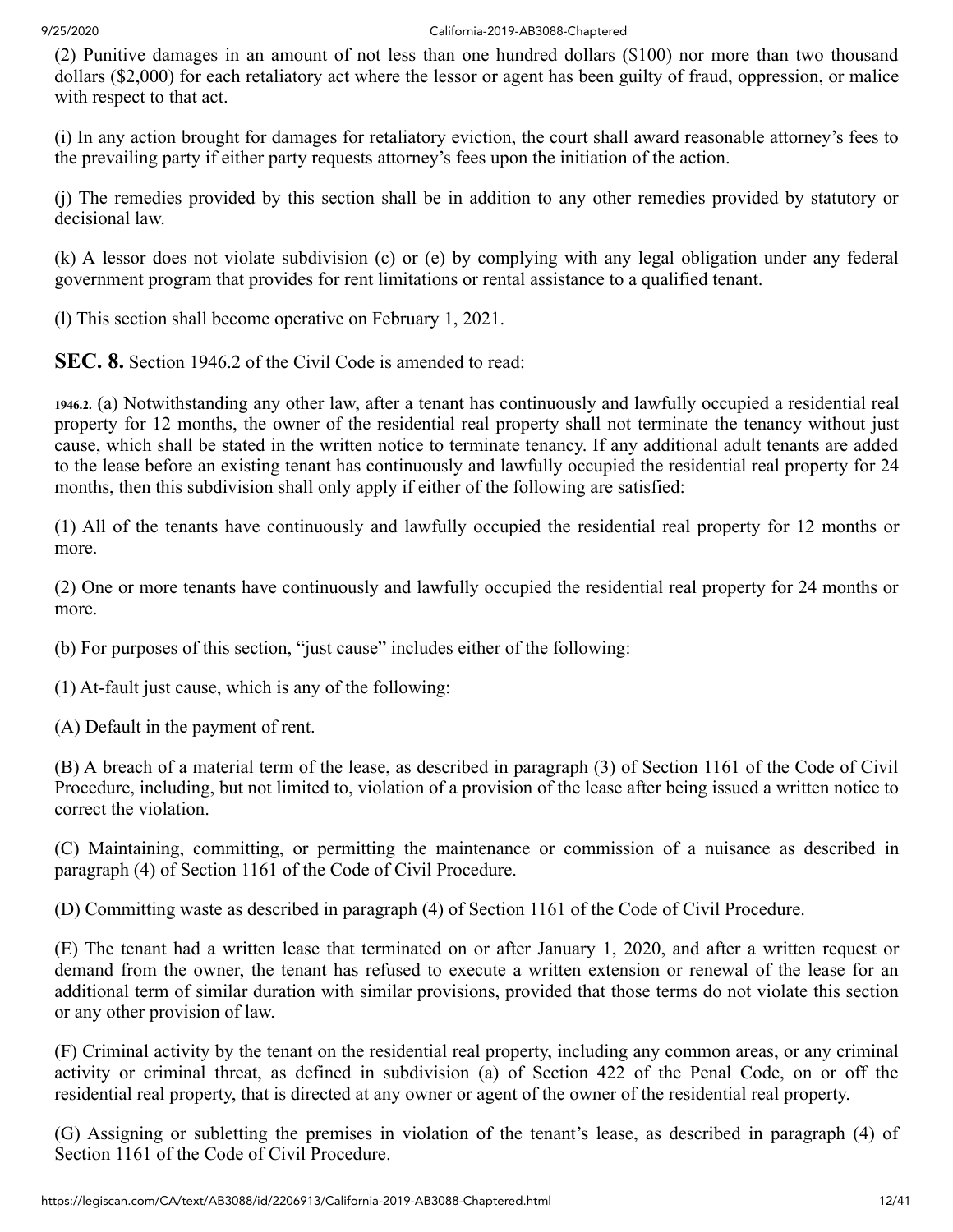(2) Punitive damages in an amount of not less than one hundred dollars ($100) nor more than two thousand dollars ($2,000) for each retaliatory act where the lessor or agent has been guilty of fraud, oppression, or malice with respect to that act.

(i) In any action brought for damages for retaliatory eviction, the court shall award reasonable attorney's fees to the prevailing party if either party requests attorney's fees upon the initiation of the action.

(j) The remedies provided by this section shall be in addition to any other remedies provided by statutory or decisional law.

(k) A lessor does not violate subdivision (c) or (e) by complying with any legal obligation under any federal government program that provides for rent limitations or rental assistance to a qualified tenant.

(l) This section shall become operative on February 1, 2021.

**SEC. 8.** Section 1946.2 of the Civil Code is amended to read:

**1946.2.** (a) Notwithstanding any other law, after a tenant has continuously and lawfully occupied a residential real property for 12 months, the owner of the residential real property shall not terminate the tenancy without just cause, which shall be stated in the written notice to terminate tenancy. If any additional adult tenants are added to the lease before an existing tenant has continuously and lawfully occupied the residential real property for 24 months, then this subdivision shall only apply if either of the following are satisfied:

(1) All of the tenants have continuously and lawfully occupied the residential real property for 12 months or more.

(2) One or more tenants have continuously and lawfully occupied the residential real property for 24 months or more.

(b) For purposes of this section, "just cause" includes either of the following:

(1) At-fault just cause, which is any of the following:

(A) Default in the payment of rent.

(B) A breach of a material term of the lease, as described in paragraph (3) of Section 1161 of the Code of Civil Procedure, including, but not limited to, violation of a provision of the lease after being issued a written notice to correct the violation.

(C) Maintaining, committing, or permitting the maintenance or commission of a nuisance as described in paragraph (4) of Section 1161 of the Code of Civil Procedure.

(D) Committing waste as described in paragraph (4) of Section 1161 of the Code of Civil Procedure.

(E) The tenant had a written lease that terminated on or after January 1, 2020, and after a written request or demand from the owner, the tenant has refused to execute a written extension or renewal of the lease for an additional term of similar duration with similar provisions, provided that those terms do not violate this section or any other provision of law.

(F) Criminal activity by the tenant on the residential real property, including any common areas, or any criminal activity or criminal threat, as defined in subdivision (a) of Section 422 of the Penal Code, on or off the residential real property, that is directed at any owner or agent of the owner of the residential real property.

(G) Assigning or subletting the premises in violation of the tenant's lease, as described in paragraph (4) of Section 1161 of the Code of Civil Procedure.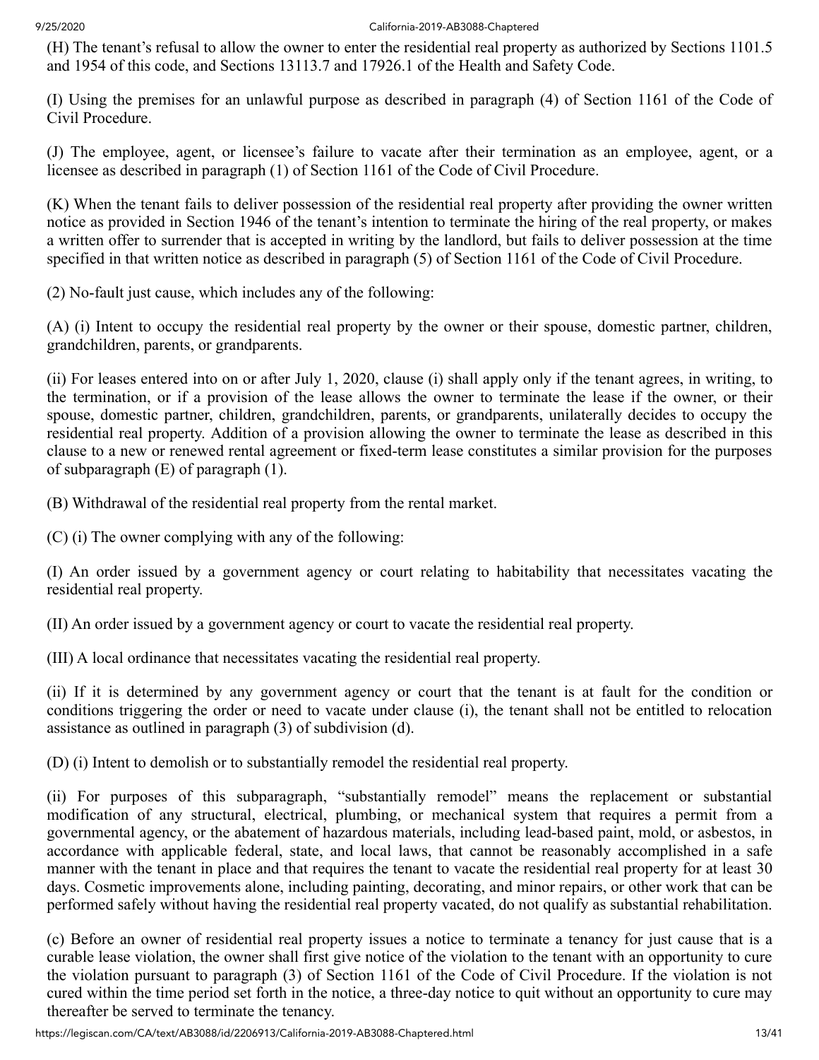(H) The tenant's refusal to allow the owner to enter the residential real property as authorized by Sections 1101.5 and 1954 of this code, and Sections 13113.7 and 17926.1 of the Health and Safety Code.

(I) Using the premises for an unlawful purpose as described in paragraph (4) of Section 1161 of the Code of Civil Procedure.

(J) The employee, agent, or licensee's failure to vacate after their termination as an employee, agent, or a licensee as described in paragraph (1) of Section 1161 of the Code of Civil Procedure.

(K) When the tenant fails to deliver possession of the residential real property after providing the owner written notice as provided in Section 1946 of the tenant's intention to terminate the hiring of the real property, or makes a written offer to surrender that is accepted in writing by the landlord, but fails to deliver possession at the time specified in that written notice as described in paragraph (5) of Section 1161 of the Code of Civil Procedure.

(2) No-fault just cause, which includes any of the following:

(A) (i) Intent to occupy the residential real property by the owner or their spouse, domestic partner, children, grandchildren, parents, or grandparents.

(ii) For leases entered into on or after July 1, 2020, clause (i) shall apply only if the tenant agrees, in writing, to the termination, or if a provision of the lease allows the owner to terminate the lease if the owner, or their spouse, domestic partner, children, grandchildren, parents, or grandparents, unilaterally decides to occupy the residential real property. Addition of a provision allowing the owner to terminate the lease as described in this clause to a new or renewed rental agreement or fixed-term lease constitutes a similar provision for the purposes of subparagraph (E) of paragraph (1).

(B) Withdrawal of the residential real property from the rental market.

(C) (i) The owner complying with any of the following:

(I) An order issued by a government agency or court relating to habitability that necessitates vacating the residential real property.

(II) An order issued by a government agency or court to vacate the residential real property.

(III) A local ordinance that necessitates vacating the residential real property.

(ii) If it is determined by any government agency or court that the tenant is at fault for the condition or conditions triggering the order or need to vacate under clause (i), the tenant shall not be entitled to relocation assistance as outlined in paragraph (3) of subdivision (d).

(D) (i) Intent to demolish or to substantially remodel the residential real property.

(ii) For purposes of this subparagraph, "substantially remodel" means the replacement or substantial modification of any structural, electrical, plumbing, or mechanical system that requires a permit from a governmental agency, or the abatement of hazardous materials, including lead-based paint, mold, or asbestos, in accordance with applicable federal, state, and local laws, that cannot be reasonably accomplished in a safe manner with the tenant in place and that requires the tenant to vacate the residential real property for at least 30 days. Cosmetic improvements alone, including painting, decorating, and minor repairs, or other work that can be performed safely without having the residential real property vacated, do not qualify as substantial rehabilitation.

(c) Before an owner of residential real property issues a notice to terminate a tenancy for just cause that is a curable lease violation, the owner shall first give notice of the violation to the tenant with an opportunity to cure the violation pursuant to paragraph (3) of Section 1161 of the Code of Civil Procedure. If the violation is not cured within the time period set forth in the notice, a three-day notice to quit without an opportunity to cure may thereafter be served to terminate the tenancy.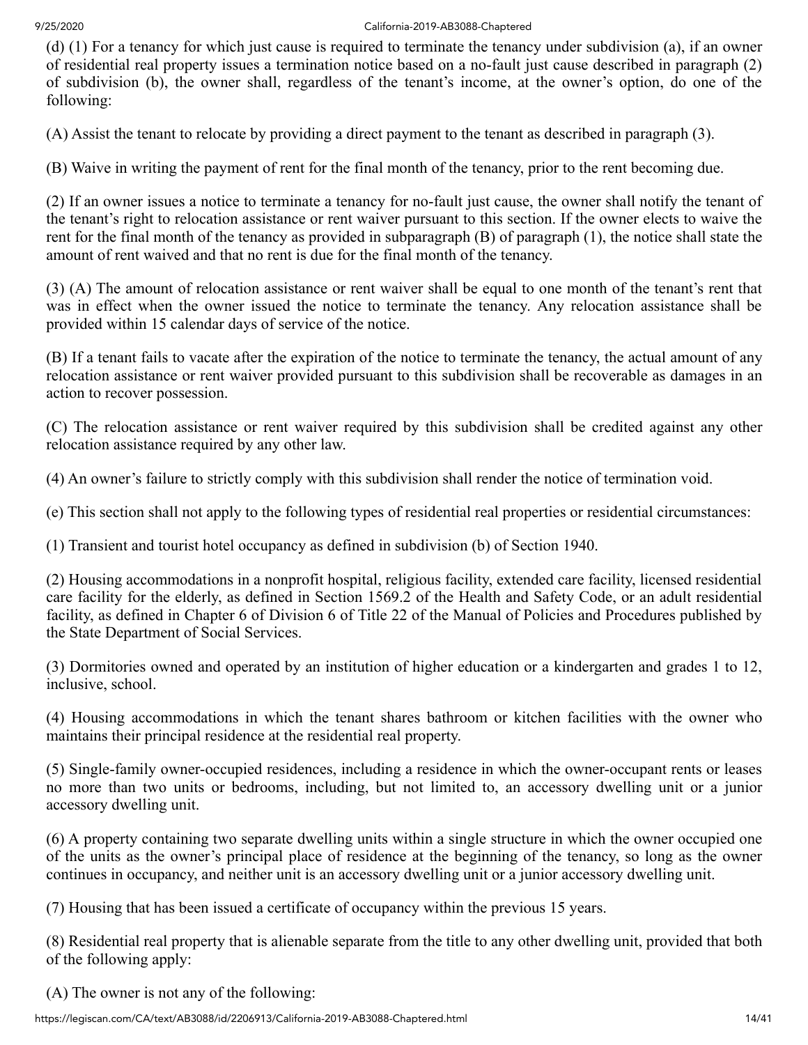(d) (1) For a tenancy for which just cause is required to terminate the tenancy under subdivision (a), if an owner of residential real property issues a termination notice based on a no-fault just cause described in paragraph (2) of subdivision (b), the owner shall, regardless of the tenant's income, at the owner's option, do one of the following:

(A) Assist the tenant to relocate by providing a direct payment to the tenant as described in paragraph (3).

(B) Waive in writing the payment of rent for the final month of the tenancy, prior to the rent becoming due.

(2) If an owner issues a notice to terminate a tenancy for no-fault just cause, the owner shall notify the tenant of the tenant's right to relocation assistance or rent waiver pursuant to this section. If the owner elects to waive the rent for the final month of the tenancy as provided in subparagraph (B) of paragraph (1), the notice shall state the amount of rent waived and that no rent is due for the final month of the tenancy.

(3) (A) The amount of relocation assistance or rent waiver shall be equal to one month of the tenant's rent that was in effect when the owner issued the notice to terminate the tenancy. Any relocation assistance shall be provided within 15 calendar days of service of the notice.

(B) If a tenant fails to vacate after the expiration of the notice to terminate the tenancy, the actual amount of any relocation assistance or rent waiver provided pursuant to this subdivision shall be recoverable as damages in an action to recover possession.

(C) The relocation assistance or rent waiver required by this subdivision shall be credited against any other relocation assistance required by any other law.

(4) An owner's failure to strictly comply with this subdivision shall render the notice of termination void.

(e) This section shall not apply to the following types of residential real properties or residential circumstances:

(1) Transient and tourist hotel occupancy as defined in subdivision (b) of Section 1940.

(2) Housing accommodations in a nonprofit hospital, religious facility, extended care facility, licensed residential care facility for the elderly, as defined in Section 1569.2 of the Health and Safety Code, or an adult residential facility, as defined in Chapter 6 of Division 6 of Title 22 of the Manual of Policies and Procedures published by the State Department of Social Services.

(3) Dormitories owned and operated by an institution of higher education or a kindergarten and grades 1 to 12, inclusive, school.

(4) Housing accommodations in which the tenant shares bathroom or kitchen facilities with the owner who maintains their principal residence at the residential real property.

(5) Single-family owner-occupied residences, including a residence in which the owner-occupant rents or leases no more than two units or bedrooms, including, but not limited to, an accessory dwelling unit or a junior accessory dwelling unit.

(6) A property containing two separate dwelling units within a single structure in which the owner occupied one of the units as the owner's principal place of residence at the beginning of the tenancy, so long as the owner continues in occupancy, and neither unit is an accessory dwelling unit or a junior accessory dwelling unit.

(7) Housing that has been issued a certificate of occupancy within the previous 15 years.

(8) Residential real property that is alienable separate from the title to any other dwelling unit, provided that both of the following apply:

(A) The owner is not any of the following: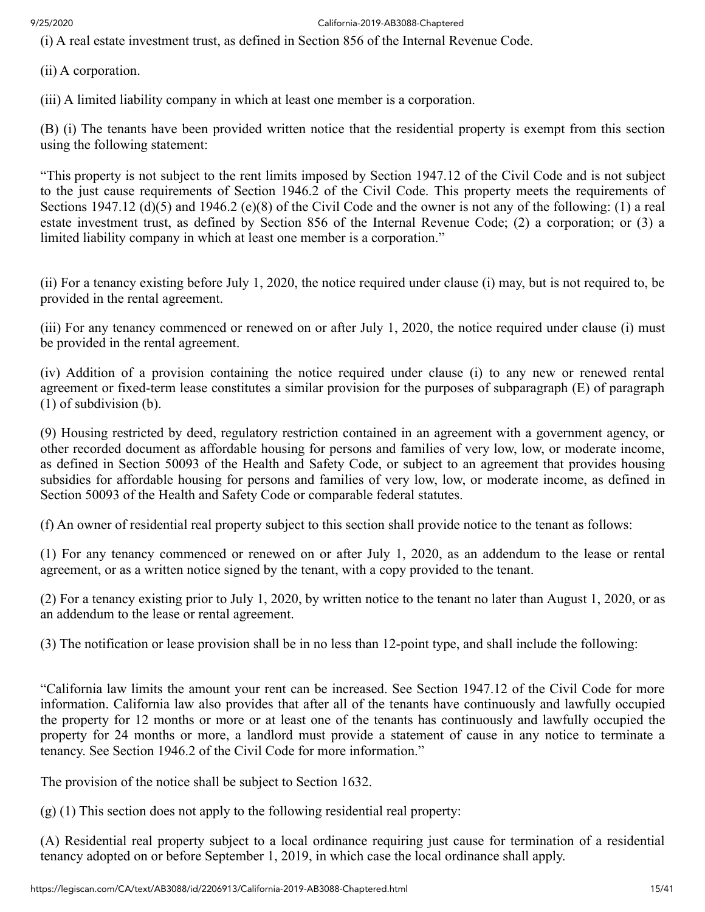(i) A real estate investment trust, as defined in Section 856 of the Internal Revenue Code.

(ii) A corporation.

(iii) A limited liability company in which at least one member is a corporation.

(B) (i) The tenants have been provided written notice that the residential property is exempt from this section using the following statement:

"This property is not subject to the rent limits imposed by Section 1947.12 of the Civil Code and is not subject to the just cause requirements of Section 1946.2 of the Civil Code. This property meets the requirements of Sections 1947.12 (d)(5) and 1946.2 (e)(8) of the Civil Code and the owner is not any of the following: (1) a real estate investment trust, as defined by Section 856 of the Internal Revenue Code; (2) a corporation; or (3) a limited liability company in which at least one member is a corporation."

(ii) For a tenancy existing before July 1, 2020, the notice required under clause (i) may, but is not required to, be provided in the rental agreement.

(iii) For any tenancy commenced or renewed on or after July 1, 2020, the notice required under clause (i) must be provided in the rental agreement.

(iv) Addition of a provision containing the notice required under clause (i) to any new or renewed rental agreement or fixed-term lease constitutes a similar provision for the purposes of subparagraph (E) of paragraph (1) of subdivision (b).

(9) Housing restricted by deed, regulatory restriction contained in an agreement with a government agency, or other recorded document as affordable housing for persons and families of very low, low, or moderate income, as defined in Section 50093 of the Health and Safety Code, or subject to an agreement that provides housing subsidies for affordable housing for persons and families of very low, low, or moderate income, as defined in Section 50093 of the Health and Safety Code or comparable federal statutes.

(f) An owner of residential real property subject to this section shall provide notice to the tenant as follows:

(1) For any tenancy commenced or renewed on or after July 1, 2020, as an addendum to the lease or rental agreement, or as a written notice signed by the tenant, with a copy provided to the tenant.

(2) For a tenancy existing prior to July 1, 2020, by written notice to the tenant no later than August 1, 2020, or as an addendum to the lease or rental agreement.

(3) The notification or lease provision shall be in no less than 12-point type, and shall include the following:

"California law limits the amount your rent can be increased. See Section 1947.12 of the Civil Code for more information. California law also provides that after all of the tenants have continuously and lawfully occupied the property for 12 months or more or at least one of the tenants has continuously and lawfully occupied the property for 24 months or more, a landlord must provide a statement of cause in any notice to terminate a tenancy. See Section 1946.2 of the Civil Code for more information."

The provision of the notice shall be subject to Section 1632.

(g) (1) This section does not apply to the following residential real property:

(A) Residential real property subject to a local ordinance requiring just cause for termination of a residential tenancy adopted on or before September 1, 2019, in which case the local ordinance shall apply.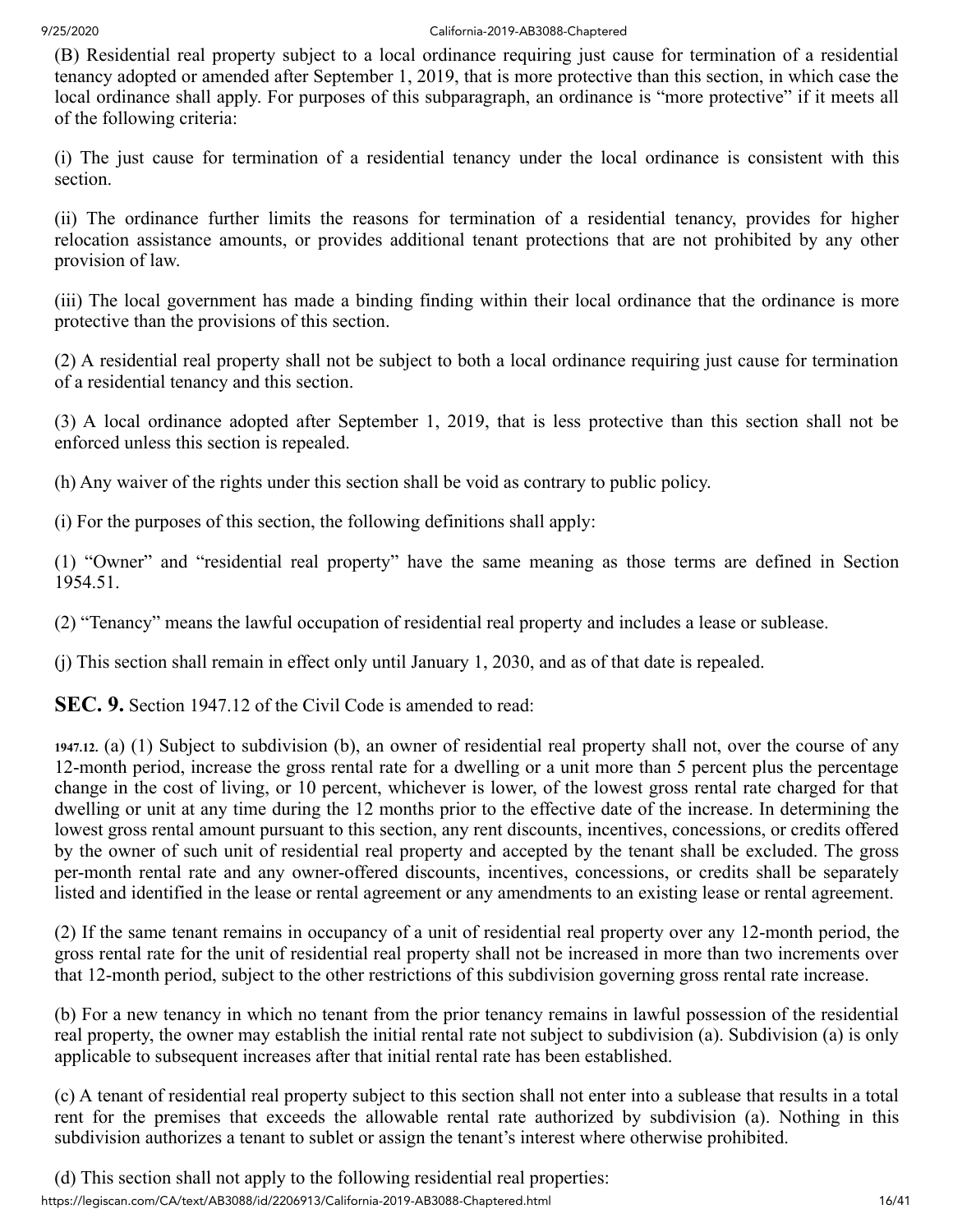(B) Residential real property subject to a local ordinance requiring just cause for termination of a residential tenancy adopted or amended after September 1, 2019, that is more protective than this section, in which case the local ordinance shall apply. For purposes of this subparagraph, an ordinance is "more protective" if it meets all of the following criteria:

(i) The just cause for termination of a residential tenancy under the local ordinance is consistent with this section.

(ii) The ordinance further limits the reasons for termination of a residential tenancy, provides for higher relocation assistance amounts, or provides additional tenant protections that are not prohibited by any other provision of law.

(iii) The local government has made a binding finding within their local ordinance that the ordinance is more protective than the provisions of this section.

(2) A residential real property shall not be subject to both a local ordinance requiring just cause for termination of a residential tenancy and this section.

(3) A local ordinance adopted after September 1, 2019, that is less protective than this section shall not be enforced unless this section is repealed.

(h) Any waiver of the rights under this section shall be void as contrary to public policy.

(i) For the purposes of this section, the following definitions shall apply:

(1) "Owner" and "residential real property" have the same meaning as those terms are defined in Section 1954.51.

(2) "Tenancy" means the lawful occupation of residential real property and includes a lease or sublease.

(j) This section shall remain in effect only until January 1, 2030, and as of that date is repealed.

**SEC. 9.** Section 1947.12 of the Civil Code is amended to read:

**1947.12.** (a) (1) Subject to subdivision (b), an owner of residential real property shall not, over the course of any 12-month period, increase the gross rental rate for a dwelling or a unit more than 5 percent plus the percentage change in the cost of living, or 10 percent, whichever is lower, of the lowest gross rental rate charged for that dwelling or unit at any time during the 12 months prior to the effective date of the increase. In determining the lowest gross rental amount pursuant to this section, any rent discounts, incentives, concessions, or credits offered by the owner of such unit of residential real property and accepted by the tenant shall be excluded. The gross per-month rental rate and any owner-offered discounts, incentives, concessions, or credits shall be separately listed and identified in the lease or rental agreement or any amendments to an existing lease or rental agreement.

(2) If the same tenant remains in occupancy of a unit of residential real property over any 12-month period, the gross rental rate for the unit of residential real property shall not be increased in more than two increments over that 12-month period, subject to the other restrictions of this subdivision governing gross rental rate increase.

(b) For a new tenancy in which no tenant from the prior tenancy remains in lawful possession of the residential real property, the owner may establish the initial rental rate not subject to subdivision (a). Subdivision (a) is only applicable to subsequent increases after that initial rental rate has been established.

(c) A tenant of residential real property subject to this section shall not enter into a sublease that results in a total rent for the premises that exceeds the allowable rental rate authorized by subdivision (a). Nothing in this subdivision authorizes a tenant to sublet or assign the tenant's interest where otherwise prohibited.

(d) This section shall not apply to the following residential real properties: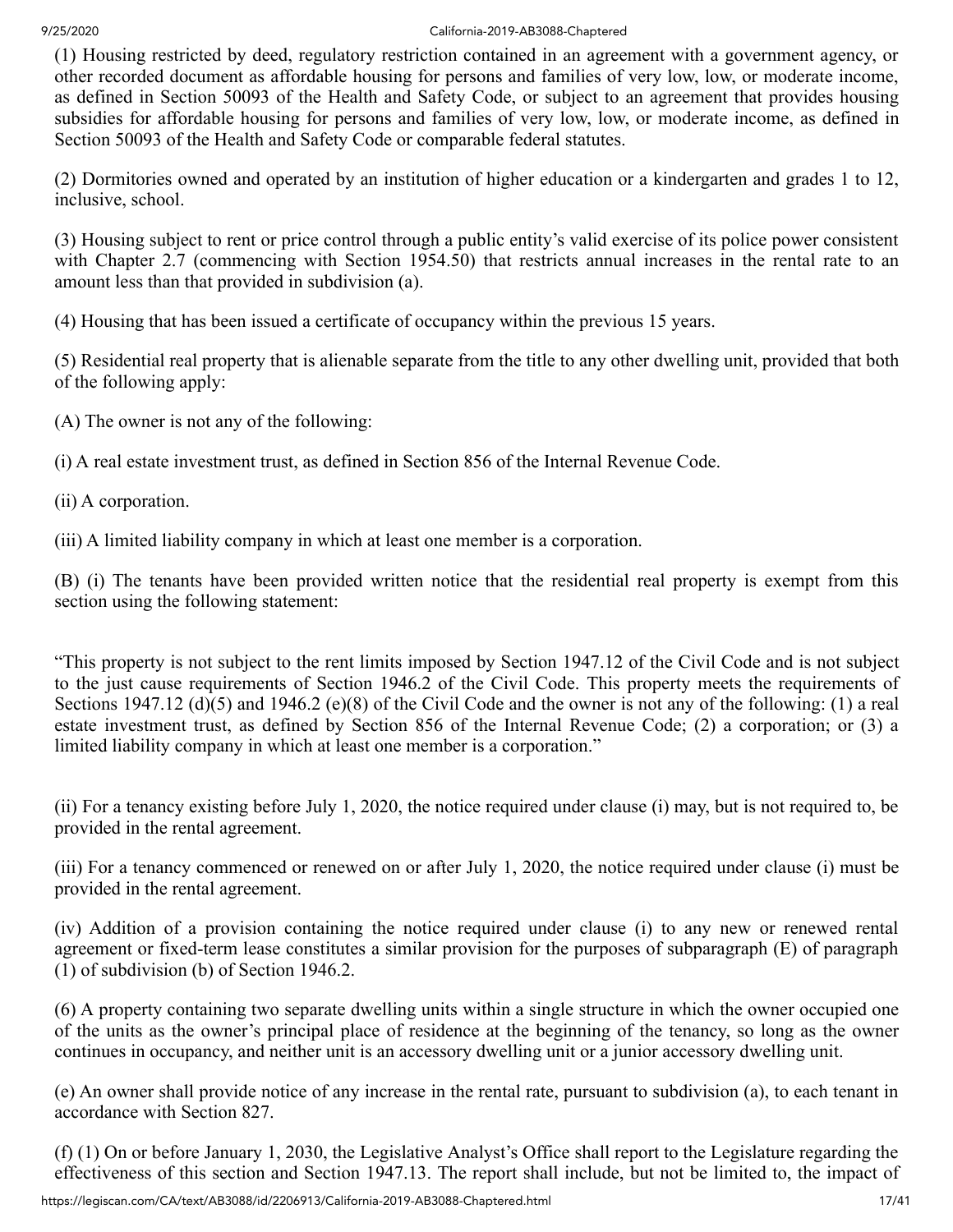(1) Housing restricted by deed, regulatory restriction contained in an agreement with a government agency, or other recorded document as affordable housing for persons and families of very low, low, or moderate income, as defined in Section 50093 of the Health and Safety Code, or subject to an agreement that provides housing subsidies for affordable housing for persons and families of very low, low, or moderate income, as defined in Section 50093 of the Health and Safety Code or comparable federal statutes.

(2) Dormitories owned and operated by an institution of higher education or a kindergarten and grades 1 to 12, inclusive, school.

(3) Housing subject to rent or price control through a public entity's valid exercise of its police power consistent with Chapter 2.7 (commencing with Section 1954.50) that restricts annual increases in the rental rate to an amount less than that provided in subdivision (a).

(4) Housing that has been issued a certificate of occupancy within the previous 15 years.

(5) Residential real property that is alienable separate from the title to any other dwelling unit, provided that both of the following apply:

(A) The owner is not any of the following:

(i) A real estate investment trust, as defined in Section 856 of the Internal Revenue Code.

(ii) A corporation.

(iii) A limited liability company in which at least one member is a corporation.

(B) (i) The tenants have been provided written notice that the residential real property is exempt from this section using the following statement:

"This property is not subject to the rent limits imposed by Section 1947.12 of the Civil Code and is not subject to the just cause requirements of Section 1946.2 of the Civil Code. This property meets the requirements of Sections 1947.12 (d)(5) and 1946.2 (e)(8) of the Civil Code and the owner is not any of the following: (1) a real estate investment trust, as defined by Section 856 of the Internal Revenue Code; (2) a corporation; or (3) a limited liability company in which at least one member is a corporation."

(ii) For a tenancy existing before July 1, 2020, the notice required under clause (i) may, but is not required to, be provided in the rental agreement.

(iii) For a tenancy commenced or renewed on or after July 1, 2020, the notice required under clause (i) must be provided in the rental agreement.

(iv) Addition of a provision containing the notice required under clause (i) to any new or renewed rental agreement or fixed-term lease constitutes a similar provision for the purposes of subparagraph (E) of paragraph (1) of subdivision (b) of Section 1946.2.

(6) A property containing two separate dwelling units within a single structure in which the owner occupied one of the units as the owner's principal place of residence at the beginning of the tenancy, so long as the owner continues in occupancy, and neither unit is an accessory dwelling unit or a junior accessory dwelling unit.

(e) An owner shall provide notice of any increase in the rental rate, pursuant to subdivision (a), to each tenant in accordance with Section 827.

(f) (1) On or before January 1, 2030, the Legislative Analyst's Office shall report to the Legislature regarding the effectiveness of this section and Section 1947.13. The report shall include, but not be limited to, the impact of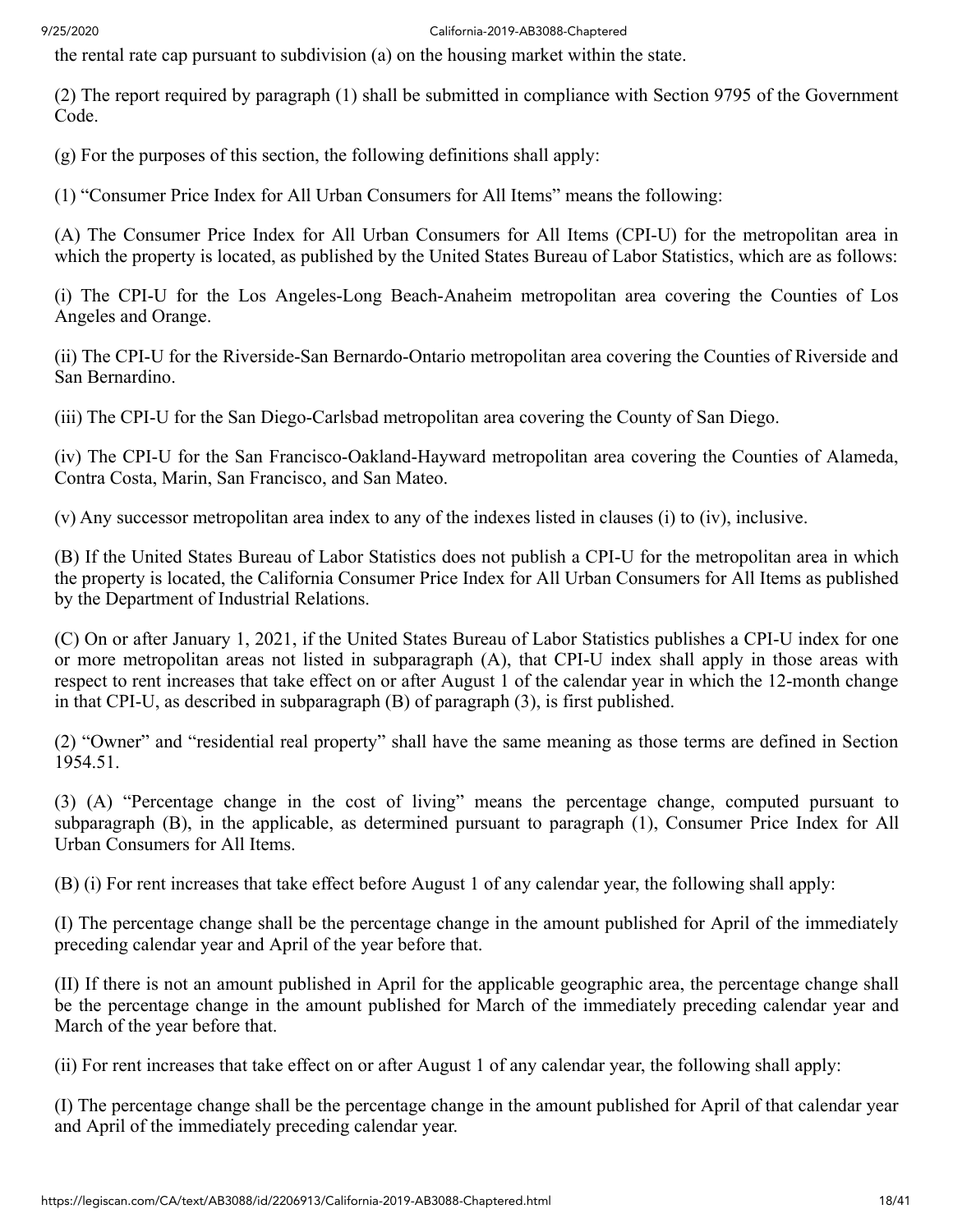the rental rate cap pursuant to subdivision (a) on the housing market within the state.

(2) The report required by paragraph (1) shall be submitted in compliance with Section 9795 of the Government Code.

(g) For the purposes of this section, the following definitions shall apply:

(1) “Consumer Price Index for All Urban Consumers for All Items” means the following:

(A) The Consumer Price Index for All Urban Consumers for All Items (CPI-U) for the metropolitan area in which the property is located, as published by the United States Bureau of Labor Statistics, which are as follows:

(i) The CPI-U for the Los Angeles-Long Beach-Anaheim metropolitan area covering the Counties of Los Angeles and Orange.

(ii) The CPI-U for the Riverside-San Bernardo-Ontario metropolitan area covering the Counties of Riverside and San Bernardino.

(iii) The CPI-U for the San Diego-Carlsbad metropolitan area covering the County of San Diego.

(iv) The CPI-U for the San Francisco-Oakland-Hayward metropolitan area covering the Counties of Alameda, Contra Costa, Marin, San Francisco, and San Mateo.

(v) Any successor metropolitan area index to any of the indexes listed in clauses (i) to (iv), inclusive.

(B) If the United States Bureau of Labor Statistics does not publish a CPI-U for the metropolitan area in which the property is located, the California Consumer Price Index for All Urban Consumers for All Items as published by the Department of Industrial Relations.

(C) On or after January 1, 2021, if the United States Bureau of Labor Statistics publishes a CPI-U index for one or more metropolitan areas not listed in subparagraph (A), that CPI-U index shall apply in those areas with respect to rent increases that take effect on or after August 1 of the calendar year in which the 12-month change in that CPI-U, as described in subparagraph (B) of paragraph (3), is first published.

(2) “Owner” and “residential real property” shall have the same meaning as those terms are defined in Section 1954.51.

(3) (A) “Percentage change in the cost of living” means the percentage change, computed pursuant to subparagraph (B), in the applicable, as determined pursuant to paragraph (1), Consumer Price Index for All Urban Consumers for All Items.

(B) (i) For rent increases that take effect before August 1 of any calendar year, the following shall apply:

(I) The percentage change shall be the percentage change in the amount published for April of the immediately preceding calendar year and April of the year before that.

(II) If there is not an amount published in April for the applicable geographic area, the percentage change shall be the percentage change in the amount published for March of the immediately preceding calendar year and March of the year before that.

(ii) For rent increases that take effect on or after August 1 of any calendar year, the following shall apply:

(I) The percentage change shall be the percentage change in the amount published for April of that calendar year and April of the immediately preceding calendar year.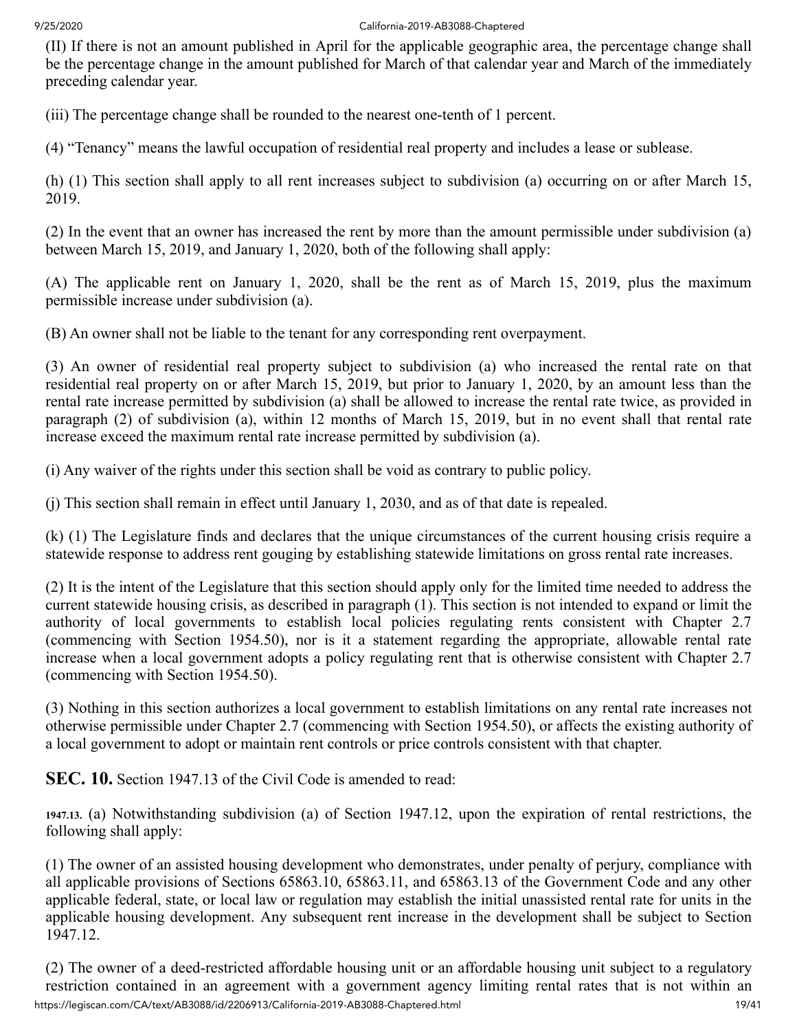(II) If there is not an amount published in April for the applicable geographic area, the percentage change shall be the percentage change in the amount published for March of that calendar year and March of the immediately preceding calendar year.

(iii) The percentage change shall be rounded to the nearest one-tenth of 1 percent.

(4) "Tenancy" means the lawful occupation of residential real property and includes a lease or sublease.

(h) (1) This section shall apply to all rent increases subject to subdivision (a) occurring on or after March 15, 2019.

(2) In the event that an owner has increased the rent by more than the amount permissible under subdivision (a) between March 15, 2019, and January 1, 2020, both of the following shall apply:

(A) The applicable rent on January 1, 2020, shall be the rent as of March 15, 2019, plus the maximum permissible increase under subdivision (a).

(B) An owner shall not be liable to the tenant for any corresponding rent overpayment.

(3) An owner of residential real property subject to subdivision (a) who increased the rental rate on that residential real property on or after March 15, 2019, but prior to January 1, 2020, by an amount less than the rental rate increase permitted by subdivision (a) shall be allowed to increase the rental rate twice, as provided in paragraph (2) of subdivision (a), within 12 months of March 15, 2019, but in no event shall that rental rate increase exceed the maximum rental rate increase permitted by subdivision (a).

(i) Any waiver of the rights under this section shall be void as contrary to public policy.

(j) This section shall remain in effect until January 1, 2030, and as of that date is repealed.

(k) (1) The Legislature finds and declares that the unique circumstances of the current housing crisis require a statewide response to address rent gouging by establishing statewide limitations on gross rental rate increases.

(2) It is the intent of the Legislature that this section should apply only for the limited time needed to address the current statewide housing crisis, as described in paragraph (1). This section is not intended to expand or limit the authority of local governments to establish local policies regulating rents consistent with Chapter 2.7 (commencing with Section 1954.50), nor is it a statement regarding the appropriate, allowable rental rate increase when a local government adopts a policy regulating rent that is otherwise consistent with Chapter 2.7 (commencing with Section 1954.50).

(3) Nothing in this section authorizes a local government to establish limitations on any rental rate increases not otherwise permissible under Chapter 2.7 (commencing with Section 1954.50), or affects the existing authority of a local government to adopt or maintain rent controls or price controls consistent with that chapter.

**SEC. 10.** Section 1947.13 of the Civil Code is amended to read:

1947.13. (a) Notwithstanding subdivision (a) of Section 1947.12, upon the expiration of rental restrictions, the following shall apply:

(1) The owner of an assisted housing development who demonstrates, under penalty of perjury, compliance with all applicable provisions of Sections 65863.10, 65863.11, and 65863.13 of the Government Code and any other applicable federal, state, or local law or regulation may establish the initial unassisted rental rate for units in the applicable housing development. Any subsequent rent increase in the development shall be subject to Section 1947.12.

(2) The owner of a deed-restricted affordable housing unit or an affordable housing unit subject to a regulatory restriction contained in an agreement with a government agency limiting rental rates that is not within an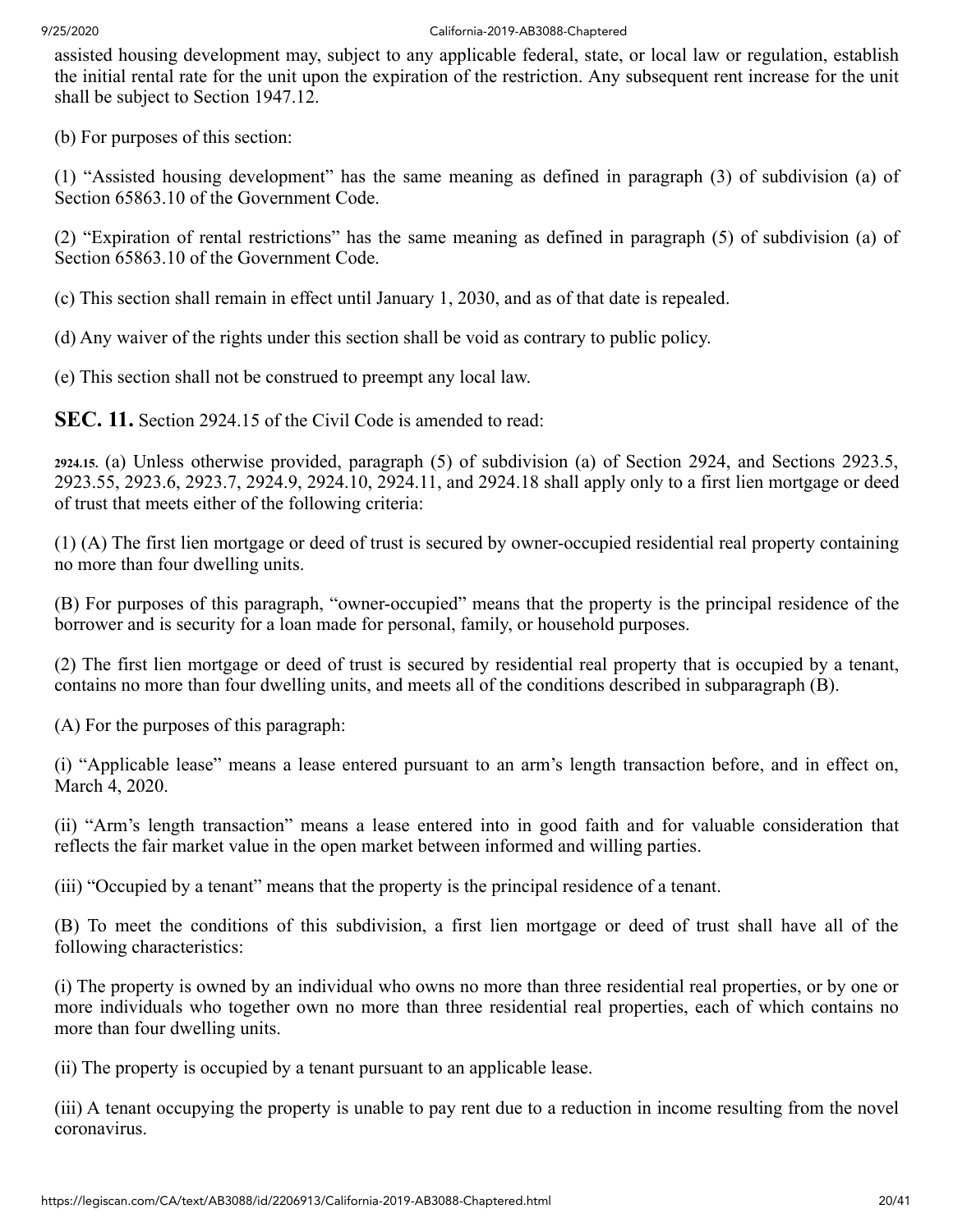assisted housing development may, subject to any applicable federal, state, or local law or regulation, establish the initial rental rate for the unit upon the expiration of the restriction. Any subsequent rent increase for the unit shall be subject to Section 1947.12.

(b) For purposes of this section:

(1) "Assisted housing development" has the same meaning as defined in paragraph (3) of subdivision (a) of Section 65863.10 of the Government Code.

(2) "Expiration of rental restrictions" has the same meaning as defined in paragraph (5) of subdivision (a) of Section 65863.10 of the Government Code.

(c) This section shall remain in effect until January 1, 2030, and as of that date is repealed.

(d) Any waiver of the rights under this section shall be void as contrary to public policy.

(e) This section shall not be construed to preempt any local law.

**SEC. 11.** Section 2924.15 of the Civil Code is amended to read:

**2924.15.** (a) Unless otherwise provided, paragraph (5) of subdivision (a) of Section 2924, and Sections 2923.5, 2923.55, 2923.6, 2923.7, 2924.9, 2924.10, 2924.11, and 2924.18 shall apply only to a first lien mortgage or deed of trust that meets either of the following criteria:

(1) (A) The first lien mortgage or deed of trust is secured by owner-occupied residential real property containing no more than four dwelling units.

(B) For purposes of this paragraph, "owner-occupied" means that the property is the principal residence of the borrower and is security for a loan made for personal, family, or household purposes.

(2) The first lien mortgage or deed of trust is secured by residential real property that is occupied by a tenant, contains no more than four dwelling units, and meets all of the conditions described in subparagraph (B).

(A) For the purposes of this paragraph:

(i) "Applicable lease" means a lease entered pursuant to an arm's length transaction before, and in effect on, March 4, 2020.

(ii) "Arm's length transaction" means a lease entered into in good faith and for valuable consideration that reflects the fair market value in the open market between informed and willing parties.

(iii) "Occupied by a tenant" means that the property is the principal residence of a tenant.

(B) To meet the conditions of this subdivision, a first lien mortgage or deed of trust shall have all of the following characteristics:

(i) The property is owned by an individual who owns no more than three residential real properties, or by one or more individuals who together own no more than three residential real properties, each of which contains no more than four dwelling units.

(ii) The property is occupied by a tenant pursuant to an applicable lease.

(iii) A tenant occupying the property is unable to pay rent due to a reduction in income resulting from the novel coronavirus.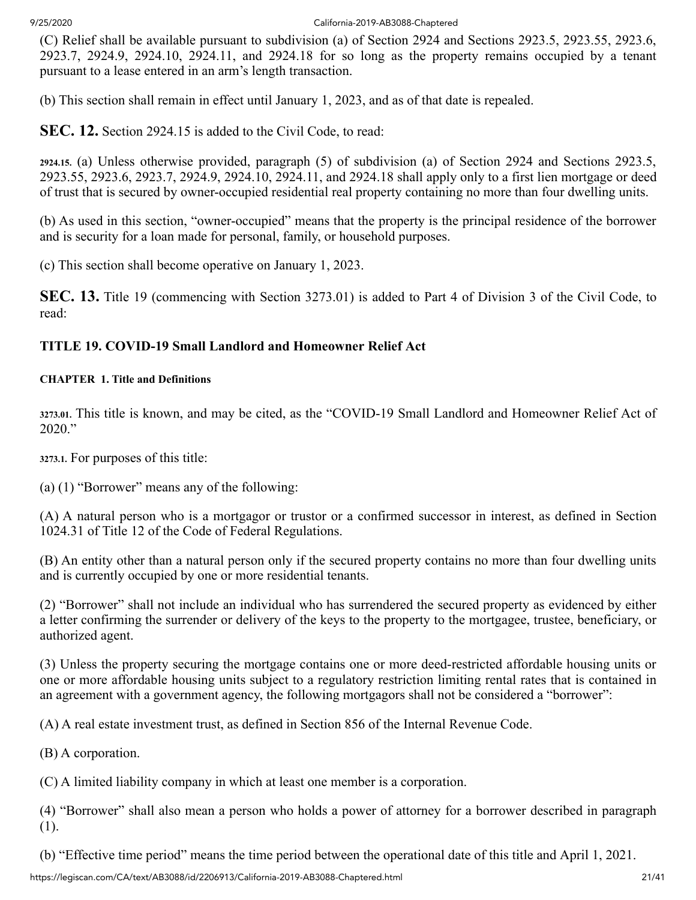(C) Relief shall be available pursuant to subdivision (a) of Section 2924 and Sections 2923.5, 2923.55, 2923.6, 2923.7, 2924.9, 2924.10, 2924.11, and 2924.18 for so long as the property remains occupied by a tenant pursuant to a lease entered in an arm's length transaction.

(b) This section shall remain in effect until January 1, 2023, and as of that date is repealed.

**SEC. 12.** Section 2924.15 is added to the Civil Code, to read:

2924.15. (a) Unless otherwise provided, paragraph (5) of subdivision (a) of Section 2924 and Sections 2923.5, 2923.55, 2923.6, 2923.7, 2924.9, 2924.10, 2924.11, and 2924.18 shall apply only to a first lien mortgage or deed of trust that is secured by owner-occupied residential real property containing no more than four dwelling units.

(b) As used in this section, "owner-occupied" means that the property is the principal residence of the borrower and is security for a loan made for personal, family, or household purposes.

(c) This section shall become operative on January 1, 2023.

**SEC. 13.** Title 19 (commencing with Section 3273.01) is added to Part 4 of Division 3 of the Civil Code, to read:

### TITLE 19. COVID-19 Small Landlord and Homeowner Relief Act

#### CHAPTER 1. Title and Definitions

3273.01. This title is known, and may be cited, as the "COVID-19 Small Landlord and Homeowner Relief Act of 2020."

3273.1. For purposes of this title:

(a) (1) "Borrower" means any of the following:

(A) A natural person who is a mortgagor or trustor or a confirmed successor in interest, as defined in Section 1024.31 of Title 12 of the Code of Federal Regulations.

(B) An entity other than a natural person only if the secured property contains no more than four dwelling units and is currently occupied by one or more residential tenants.

(2) "Borrower" shall not include an individual who has surrendered the secured property as evidenced by either a letter confirming the surrender or delivery of the keys to the property to the mortgagee, trustee, beneficiary, or authorized agent.

(3) Unless the property securing the mortgage contains one or more deed-restricted affordable housing units or one or more affordable housing units subject to a regulatory restriction limiting rental rates that is contained in an agreement with a government agency, the following mortgagors shall not be considered a "borrower":

(A) A real estate investment trust, as defined in Section 856 of the Internal Revenue Code.

(B) A corporation.

(C) A limited liability company in which at least one member is a corporation.

(4) "Borrower" shall also mean a person who holds a power of attorney for a borrower described in paragraph (1).

(b) "Effective time period" means the time period between the operational date of this title and April 1, 2021.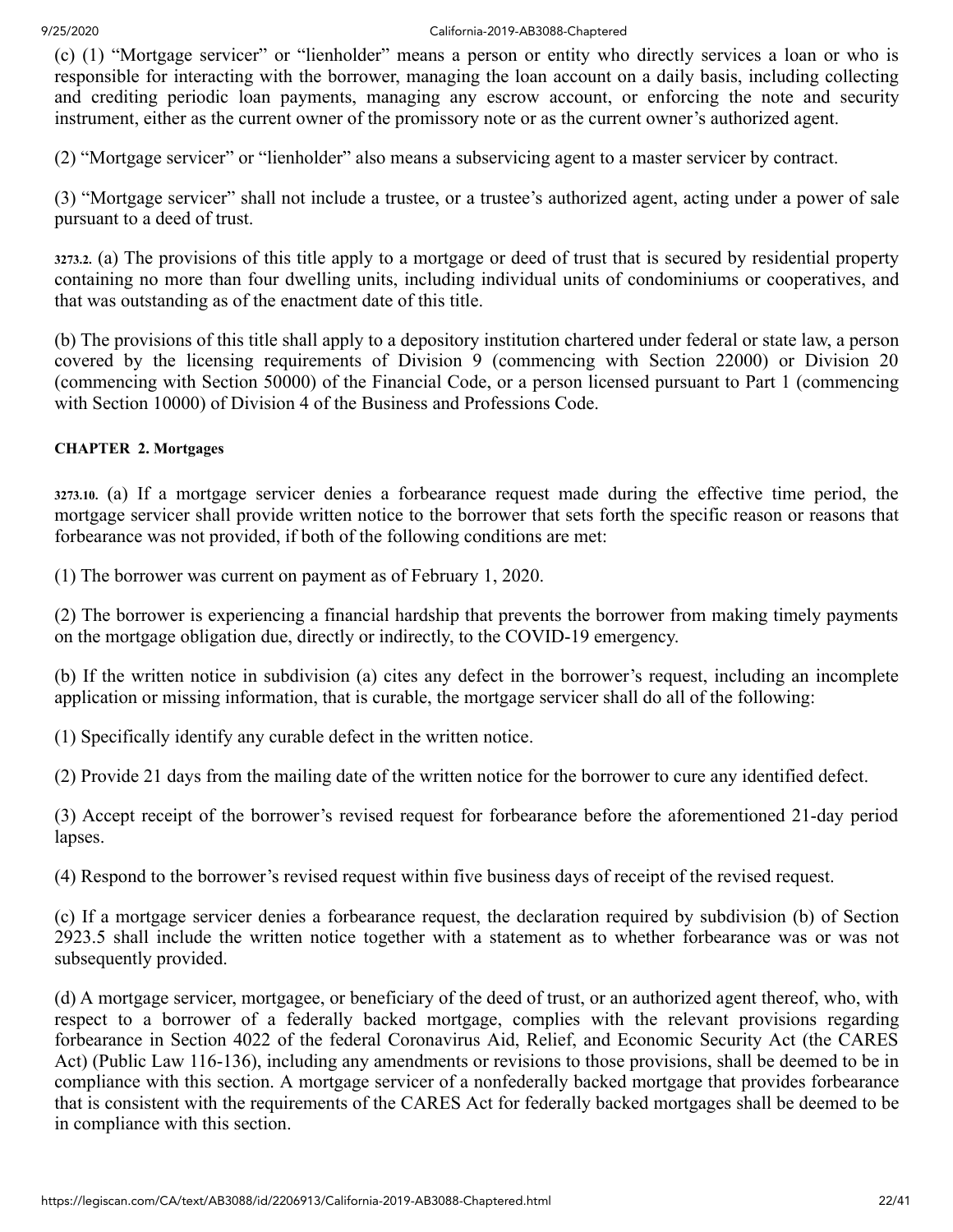(c) (1) "Mortgage servicer" or "lienholder" means a person or entity who directly services a loan or who is responsible for interacting with the borrower, managing the loan account on a daily basis, including collecting and crediting periodic loan payments, managing any escrow account, or enforcing the note and security instrument, either as the current owner of the promissory note or as the current owner's authorized agent.

(2) "Mortgage servicer" or "lienholder" also means a subservicing agent to a master servicer by contract.

(3) "Mortgage servicer" shall not include a trustee, or a trustee's authorized agent, acting under a power of sale pursuant to a deed of trust.

**3273.2.** (a) The provisions of this title apply to a mortgage or deed of trust that is secured by residential property containing no more than four dwelling units, including individual units of condominiums or cooperatives, and that was outstanding as of the enactment date of this title.

(b) The provisions of this title shall apply to a depository institution chartered under federal or state law, a person covered by the licensing requirements of Division 9 (commencing with Section 22000) or Division 20 (commencing with Section 50000) of the Financial Code, or a person licensed pursuant to Part 1 (commencing with Section 10000) of Division 4 of the Business and Professions Code.

#### CHAPTER 2. Mortgages

**3273.10.** (a) If a mortgage servicer denies a forbearance request made during the effective time period, the mortgage servicer shall provide written notice to the borrower that sets forth the specific reason or reasons that forbearance was not provided, if both of the following conditions are met:

(1) The borrower was current on payment as of February 1, 2020.

(2) The borrower is experiencing a financial hardship that prevents the borrower from making timely payments on the mortgage obligation due, directly or indirectly, to the COVID-19 emergency.

(b) If the written notice in subdivision (a) cites any defect in the borrower's request, including an incomplete application or missing information, that is curable, the mortgage servicer shall do all of the following:

(1) Specifically identify any curable defect in the written notice.

(2) Provide 21 days from the mailing date of the written notice for the borrower to cure any identified defect.

(3) Accept receipt of the borrower's revised request for forbearance before the aforementioned 21-day period lapses.

(4) Respond to the borrower's revised request within five business days of receipt of the revised request.

(c) If a mortgage servicer denies a forbearance request, the declaration required by subdivision (b) of Section 2923.5 shall include the written notice together with a statement as to whether forbearance was or was not subsequently provided.

(d) A mortgage servicer, mortgagee, or beneficiary of the deed of trust, or an authorized agent thereof, who, with respect to a borrower of a federally backed mortgage, complies with the relevant provisions regarding forbearance in Section 4022 of the federal Coronavirus Aid, Relief, and Economic Security Act (the CARES Act) (Public Law 116-136), including any amendments or revisions to those provisions, shall be deemed to be in compliance with this section. A mortgage servicer of a nonfederally backed mortgage that provides forbearance that is consistent with the requirements of the CARES Act for federally backed mortgages shall be deemed to be in compliance with this section.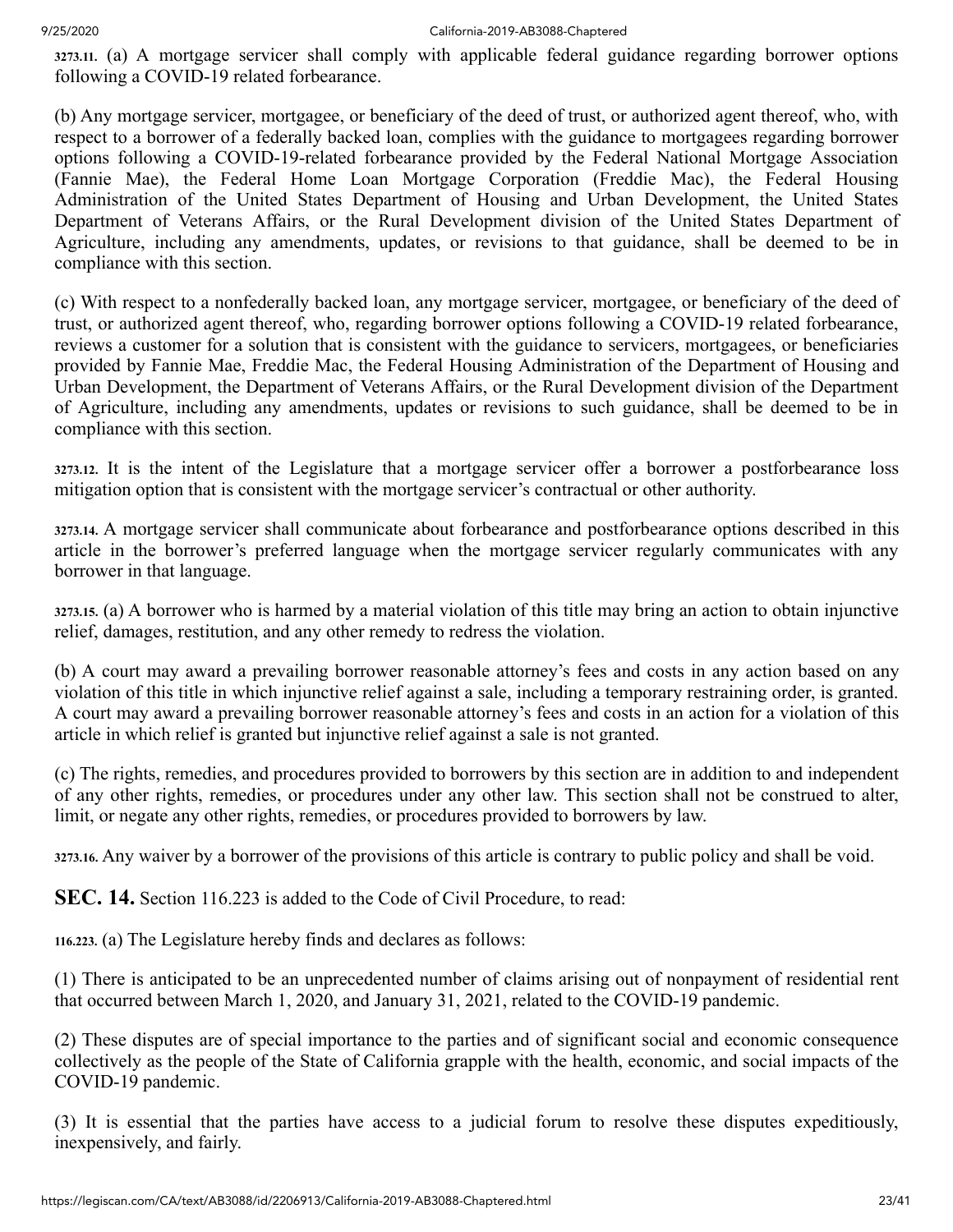**3273.11.** (a) A mortgage servicer shall comply with applicable federal guidance regarding borrower options following a COVID-19 related forbearance.

(b) Any mortgage servicer, mortgagee, or beneficiary of the deed of trust, or authorized agent thereof, who, with respect to a borrower of a federally backed loan, complies with the guidance to mortgagees regarding borrower options following a COVID-19-related forbearance provided by the Federal National Mortgage Association (Fannie Mae), the Federal Home Loan Mortgage Corporation (Freddie Mac), the Federal Housing Administration of the United States Department of Housing and Urban Development, the United States Department of Veterans Affairs, or the Rural Development division of the United States Department of Agriculture, including any amendments, updates, or revisions to that guidance, shall be deemed to be in compliance with this section.

(c) With respect to a nonfederally backed loan, any mortgage servicer, mortgagee, or beneficiary of the deed of trust, or authorized agent thereof, who, regarding borrower options following a COVID-19 related forbearance, reviews a customer for a solution that is consistent with the guidance to servicers, mortgagees, or beneficiaries provided by Fannie Mae, Freddie Mac, the Federal Housing Administration of the Department of Housing and Urban Development, the Department of Veterans Affairs, or the Rural Development division of the Department of Agriculture, including any amendments, updates or revisions to such guidance, shall be deemed to be in compliance with this section.

**3273.12.** It is the intent of the Legislature that a mortgage servicer offer a borrower a postforbearance loss mitigation option that is consistent with the mortgage servicer's contractual or other authority.

**3273.14.** A mortgage servicer shall communicate about forbearance and postforbearance options described in this article in the borrower's preferred language when the mortgage servicer regularly communicates with any borrower in that language.

**3273.15.** (a) A borrower who is harmed by a material violation of this title may bring an action to obtain injunctive relief, damages, restitution, and any other remedy to redress the violation.

(b) A court may award a prevailing borrower reasonable attorney's fees and costs in any action based on any violation of this title in which injunctive relief against a sale, including a temporary restraining order, is granted. A court may award a prevailing borrower reasonable attorney's fees and costs in an action for a violation of this article in which relief is granted but injunctive relief against a sale is not granted.

(c) The rights, remedies, and procedures provided to borrowers by this section are in addition to and independent of any other rights, remedies, or procedures under any other law. This section shall not be construed to alter, limit, or negate any other rights, remedies, or procedures provided to borrowers by law.

**3273.16.** Any waiver by a borrower of the provisions of this article is contrary to public policy and shall be void.

**SEC. 14.** Section 116.223 is added to the Code of Civil Procedure, to read:

**116.223.** (a) The Legislature hereby finds and declares as follows:

(1) There is anticipated to be an unprecedented number of claims arising out of nonpayment of residential rent that occurred between March 1, 2020, and January 31, 2021, related to the COVID-19 pandemic.

(2) These disputes are of special importance to the parties and of significant social and economic consequence collectively as the people of the State of California grapple with the health, economic, and social impacts of the COVID-19 pandemic.

(3) It is essential that the parties have access to a judicial forum to resolve these disputes expeditiously, inexpensively, and fairly.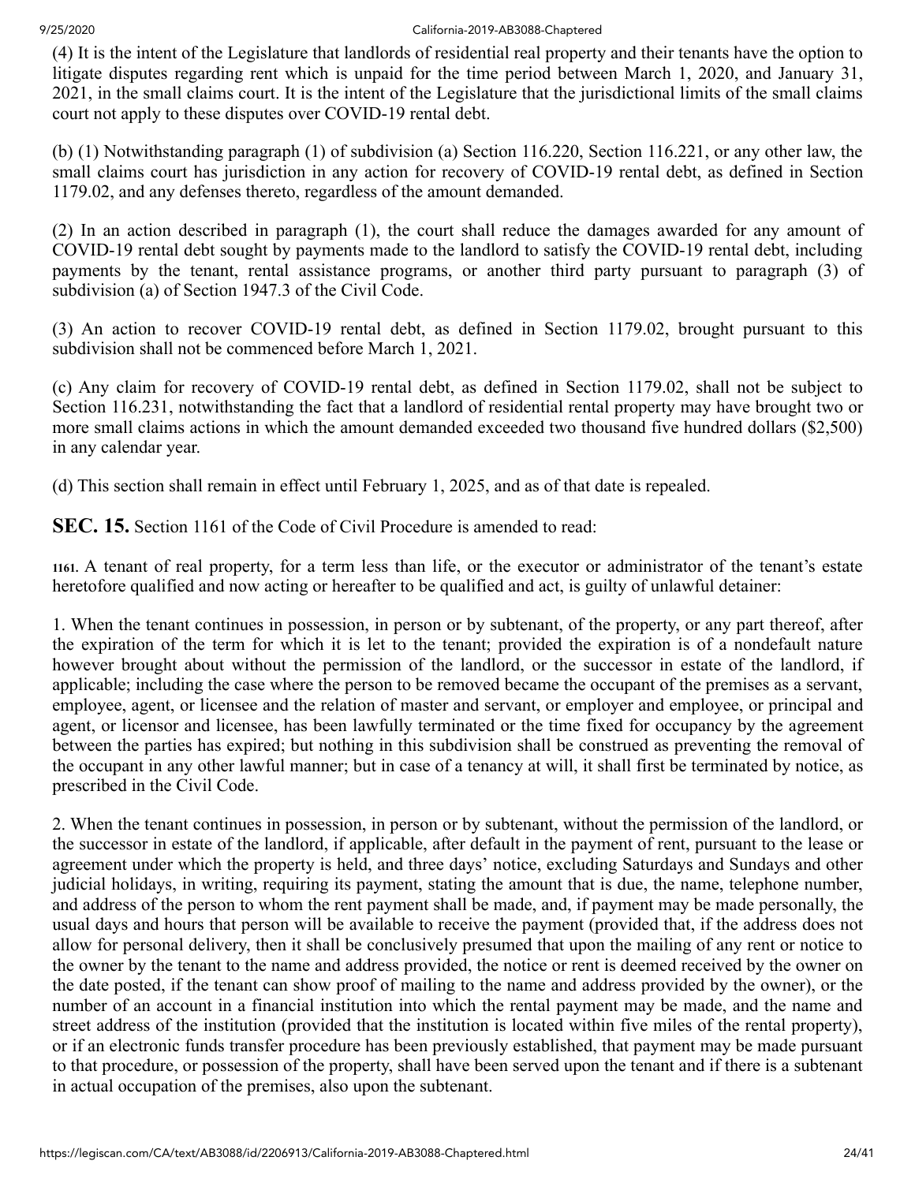(4) It is the intent of the Legislature that landlords of residential real property and their tenants have the option to litigate disputes regarding rent which is unpaid for the time period between March 1, 2020, and January 31, 2021, in the small claims court. It is the intent of the Legislature that the jurisdictional limits of the small claims court not apply to these disputes over COVID-19 rental debt.

(b) (1) Notwithstanding paragraph (1) of subdivision (a) Section 116.220, Section 116.221, or any other law, the small claims court has jurisdiction in any action for recovery of COVID-19 rental debt, as defined in Section 1179.02, and any defenses thereto, regardless of the amount demanded.

(2) In an action described in paragraph (1), the court shall reduce the damages awarded for any amount of COVID-19 rental debt sought by payments made to the landlord to satisfy the COVID-19 rental debt, including payments by the tenant, rental assistance programs, or another third party pursuant to paragraph (3) of subdivision (a) of Section 1947.3 of the Civil Code.

(3) An action to recover COVID-19 rental debt, as defined in Section 1179.02, brought pursuant to this subdivision shall not be commenced before March 1, 2021.

(c) Any claim for recovery of COVID-19 rental debt, as defined in Section 1179.02, shall not be subject to Section 116.231, notwithstanding the fact that a landlord of residential rental property may have brought two or more small claims actions in which the amount demanded exceeded two thousand five hundred dollars ($2,500) in any calendar year.

(d) This section shall remain in effect until February 1, 2025, and as of that date is repealed.

**SEC. 15.** Section 1161 of the Code of Civil Procedure is amended to read:

1161. A tenant of real property, for a term less than life, or the executor or administrator of the tenant's estate heretofore qualified and now acting or hereafter to be qualified and act, is guilty of unlawful detainer:

1. When the tenant continues in possession, in person or by subtenant, of the property, or any part thereof, after the expiration of the term for which it is let to the tenant; provided the expiration is of a nondefault nature however brought about without the permission of the landlord, or the successor in estate of the landlord, if applicable; including the case where the person to be removed became the occupant of the premises as a servant, employee, agent, or licensee and the relation of master and servant, or employer and employee, or principal and agent, or licensor and licensee, has been lawfully terminated or the time fixed for occupancy by the agreement between the parties has expired; but nothing in this subdivision shall be construed as preventing the removal of the occupant in any other lawful manner; but in case of a tenancy at will, it shall first be terminated by notice, as prescribed in the Civil Code.

2. When the tenant continues in possession, in person or by subtenant, without the permission of the landlord, or the successor in estate of the landlord, if applicable, after default in the payment of rent, pursuant to the lease or agreement under which the property is held, and three days' notice, excluding Saturdays and Sundays and other judicial holidays, in writing, requiring its payment, stating the amount that is due, the name, telephone number, and address of the person to whom the rent payment shall be made, and, if payment may be made personally, the usual days and hours that person will be available to receive the payment (provided that, if the address does not allow for personal delivery, then it shall be conclusively presumed that upon the mailing of any rent or notice to the owner by the tenant to the name and address provided, the notice or rent is deemed received by the owner on the date posted, if the tenant can show proof of mailing to the name and address provided by the owner), or the number of an account in a financial institution into which the rental payment may be made, and the name and street address of the institution (provided that the institution is located within five miles of the rental property), or if an electronic funds transfer procedure has been previously established, that payment may be made pursuant to that procedure, or possession of the property, shall have been served upon the tenant and if there is a subtenant in actual occupation of the premises, also upon the subtenant.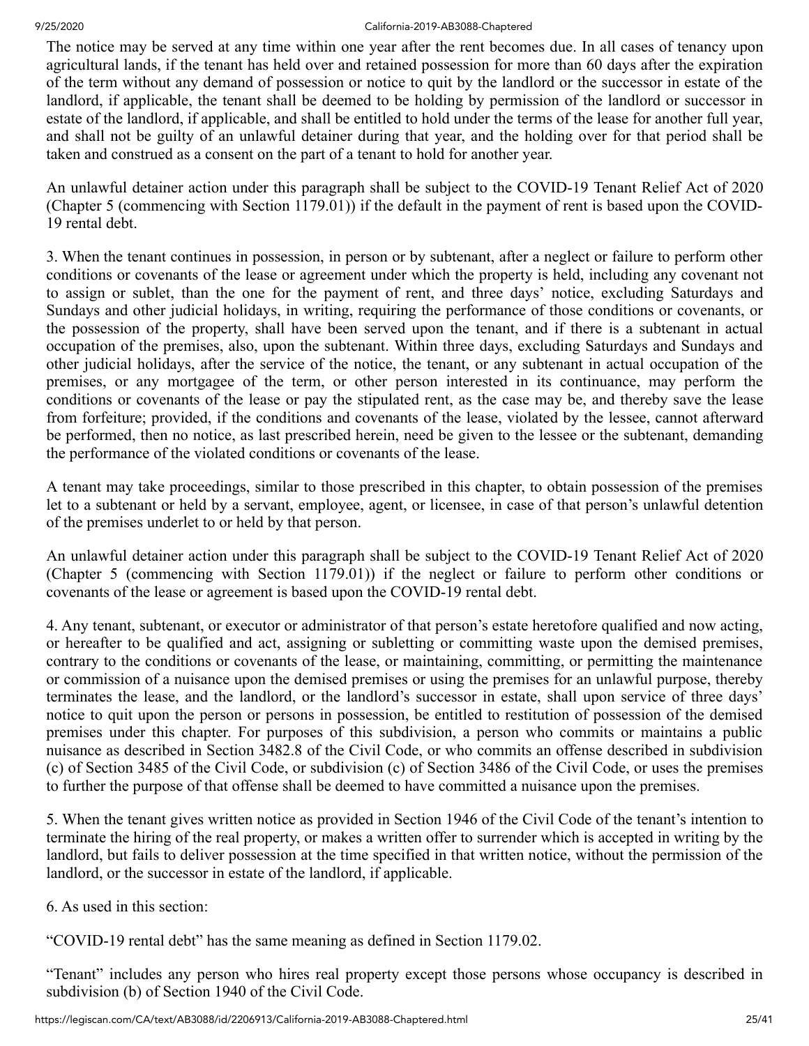The notice may be served at any time within one year after the rent becomes due. In all cases of tenancy upon agricultural lands, if the tenant has held over and retained possession for more than 60 days after the expiration of the term without any demand of possession or notice to quit by the landlord or the successor in estate of the landlord, if applicable, the tenant shall be deemed to be holding by permission of the landlord or successor in estate of the landlord, if applicable, and shall be entitled to hold under the terms of the lease for another full year, and shall not be guilty of an unlawful detainer during that year, and the holding over for that period shall be taken and construed as a consent on the part of a tenant to hold for another year.

An unlawful detainer action under this paragraph shall be subject to the COVID-19 Tenant Relief Act of 2020 (Chapter 5 (commencing with Section 1179.01)) if the default in the payment of rent is based upon the COVID-19 rental debt.

3. When the tenant continues in possession, in person or by subtenant, after a neglect or failure to perform other conditions or covenants of the lease or agreement under which the property is held, including any covenant not to assign or sublet, than the one for the payment of rent, and three days' notice, excluding Saturdays and Sundays and other judicial holidays, in writing, requiring the performance of those conditions or covenants, or the possession of the property, shall have been served upon the tenant, and if there is a subtenant in actual occupation of the premises, also, upon the subtenant. Within three days, excluding Saturdays and Sundays and other judicial holidays, after the service of the notice, the tenant, or any subtenant in actual occupation of the premises, or any mortgagee of the term, or other person interested in its continuance, may perform the conditions or covenants of the lease or pay the stipulated rent, as the case may be, and thereby save the lease from forfeiture; provided, if the conditions and covenants of the lease, violated by the lessee, cannot afterward be performed, then no notice, as last prescribed herein, need be given to the lessee or the subtenant, demanding the performance of the violated conditions or covenants of the lease.

A tenant may take proceedings, similar to those prescribed in this chapter, to obtain possession of the premises let to a subtenant or held by a servant, employee, agent, or licensee, in case of that person's unlawful detention of the premises underlet to or held by that person.

An unlawful detainer action under this paragraph shall be subject to the COVID-19 Tenant Relief Act of 2020 (Chapter 5 (commencing with Section 1179.01)) if the neglect or failure to perform other conditions or covenants of the lease or agreement is based upon the COVID-19 rental debt.

4. Any tenant, subtenant, or executor or administrator of that person's estate heretofore qualified and now acting, or hereafter to be qualified and act, assigning or subletting or committing waste upon the demised premises, contrary to the conditions or covenants of the lease, or maintaining, committing, or permitting the maintenance or commission of a nuisance upon the demised premises or using the premises for an unlawful purpose, thereby terminates the lease, and the landlord, or the landlord's successor in estate, shall upon service of three days' notice to quit upon the person or persons in possession, be entitled to restitution of possession of the demised premises under this chapter. For purposes of this subdivision, a person who commits or maintains a public nuisance as described in Section 3482.8 of the Civil Code, or who commits an offense described in subdivision (c) of Section 3485 of the Civil Code, or subdivision (c) of Section 3486 of the Civil Code, or uses the premises to further the purpose of that offense shall be deemed to have committed a nuisance upon the premises.

5. When the tenant gives written notice as provided in Section 1946 of the Civil Code of the tenant's intention to terminate the hiring of the real property, or makes a written offer to surrender which is accepted in writing by the landlord, but fails to deliver possession at the time specified in that written notice, without the permission of the landlord, or the successor in estate of the landlord, if applicable.

6. As used in this section:

"COVID-19 rental debt" has the same meaning as defined in Section 1179.02.

"Tenant" includes any person who hires real property except those persons whose occupancy is described in subdivision (b) of Section 1940 of the Civil Code.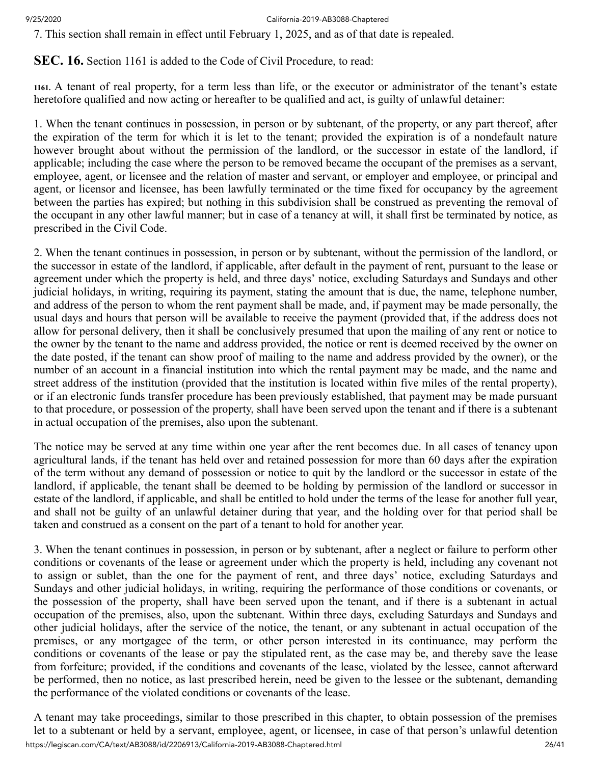7. This section shall remain in effect until February 1, 2025, and as of that date is repealed.

**SEC. 16.** Section 1161 is added to the Code of Civil Procedure, to read:

1161. A tenant of real property, for a term less than life, or the executor or administrator of the tenant's estate heretofore qualified and now acting or hereafter to be qualified and act, is guilty of unlawful detainer:

1. When the tenant continues in possession, in person or by subtenant, of the property, or any part thereof, after the expiration of the term for which it is let to the tenant; provided the expiration is of a nondefault nature however brought about without the permission of the landlord, or the successor in estate of the landlord, if applicable; including the case where the person to be removed became the occupant of the premises as a servant, employee, agent, or licensee and the relation of master and servant, or employer and employee, or principal and agent, or licensor and licensee, has been lawfully terminated or the time fixed for occupancy by the agreement between the parties has expired; but nothing in this subdivision shall be construed as preventing the removal of the occupant in any other lawful manner; but in case of a tenancy at will, it shall first be terminated by notice, as prescribed in the Civil Code.

2. When the tenant continues in possession, in person or by subtenant, without the permission of the landlord, or the successor in estate of the landlord, if applicable, after default in the payment of rent, pursuant to the lease or agreement under which the property is held, and three days' notice, excluding Saturdays and Sundays and other judicial holidays, in writing, requiring its payment, stating the amount that is due, the name, telephone number, and address of the person to whom the rent payment shall be made, and, if payment may be made personally, the usual days and hours that person will be available to receive the payment (provided that, if the address does not allow for personal delivery, then it shall be conclusively presumed that upon the mailing of any rent or notice to the owner by the tenant to the name and address provided, the notice or rent is deemed received by the owner on the date posted, if the tenant can show proof of mailing to the name and address provided by the owner), or the number of an account in a financial institution into which the rental payment may be made, and the name and street address of the institution (provided that the institution is located within five miles of the rental property), or if an electronic funds transfer procedure has been previously established, that payment may be made pursuant to that procedure, or possession of the property, shall have been served upon the tenant and if there is a subtenant in actual occupation of the premises, also upon the subtenant.

The notice may be served at any time within one year after the rent becomes due. In all cases of tenancy upon agricultural lands, if the tenant has held over and retained possession for more than 60 days after the expiration of the term without any demand of possession or notice to quit by the landlord or the successor in estate of the landlord, if applicable, the tenant shall be deemed to be holding by permission of the landlord or successor in estate of the landlord, if applicable, and shall be entitled to hold under the terms of the lease for another full year, and shall not be guilty of an unlawful detainer during that year, and the holding over for that period shall be taken and construed as a consent on the part of a tenant to hold for another year.

3. When the tenant continues in possession, in person or by subtenant, after a neglect or failure to perform other conditions or covenants of the lease or agreement under which the property is held, including any covenant not to assign or sublet, than the one for the payment of rent, and three days' notice, excluding Saturdays and Sundays and other judicial holidays, in writing, requiring the performance of those conditions or covenants, or the possession of the property, shall have been served upon the tenant, and if there is a subtenant in actual occupation of the premises, also, upon the subtenant. Within three days, excluding Saturdays and Sundays and other judicial holidays, after the service of the notice, the tenant, or any subtenant in actual occupation of the premises, or any mortgagee of the term, or other person interested in its continuance, may perform the conditions or covenants of the lease or pay the stipulated rent, as the case may be, and thereby save the lease from forfeiture; provided, if the conditions and covenants of the lease, violated by the lessee, cannot afterward be performed, then no notice, as last prescribed herein, need be given to the lessee or the subtenant, demanding the performance of the violated conditions or covenants of the lease.

A tenant may take proceedings, similar to those prescribed in this chapter, to obtain possession of the premises let to a subtenant or held by a servant, employee, agent, or licensee, in case of that person's unlawful detention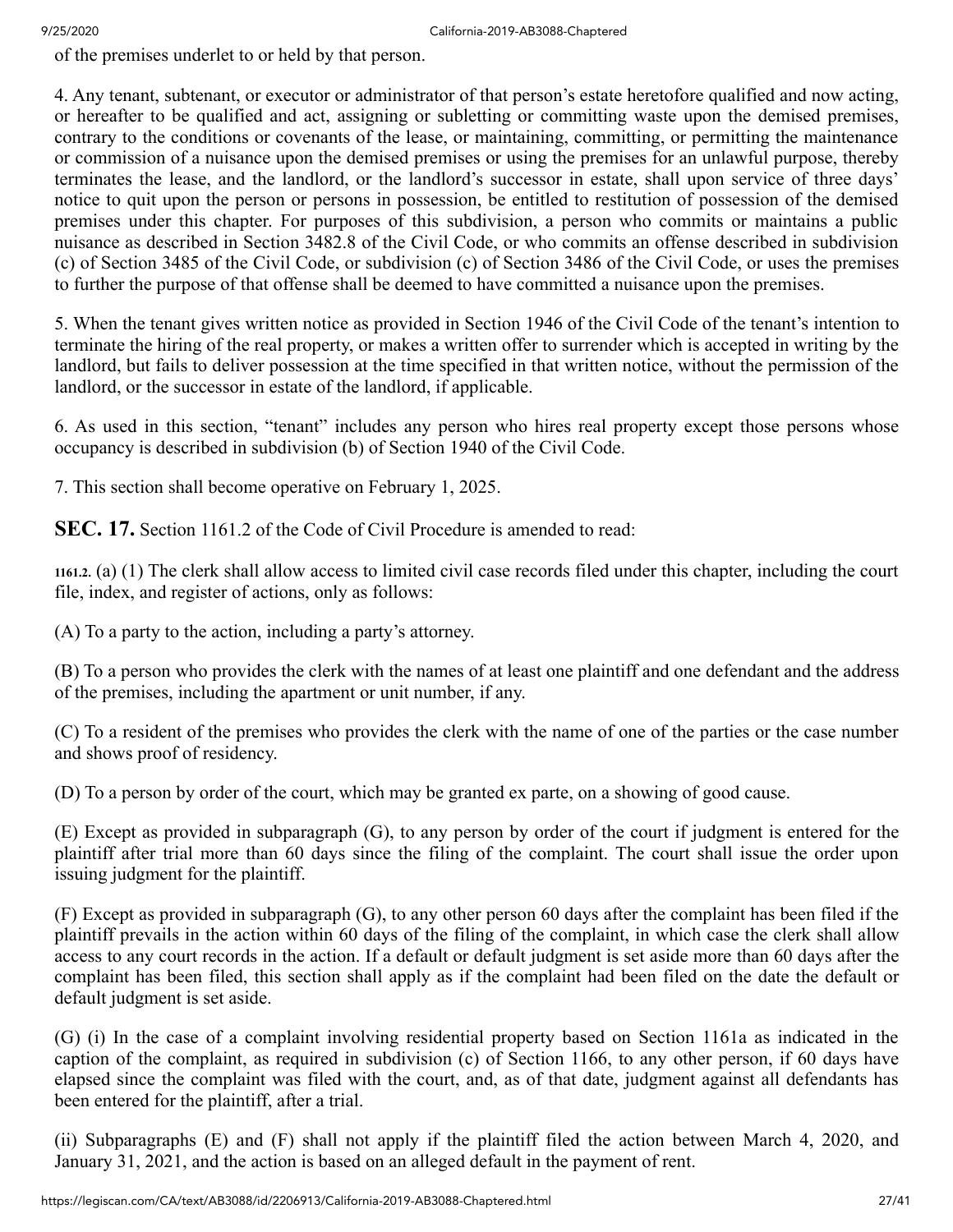of the premises underlet to or held by that person.

4. Any tenant, subtenant, or executor or administrator of that person's estate heretofore qualified and now acting, or hereafter to be qualified and act, assigning or subletting or committing waste upon the demised premises, contrary to the conditions or covenants of the lease, or maintaining, committing, or permitting the maintenance or commission of a nuisance upon the demised premises or using the premises for an unlawful purpose, thereby terminates the lease, and the landlord, or the landlord's successor in estate, shall upon service of three days' notice to quit upon the person or persons in possession, be entitled to restitution of possession of the demised premises under this chapter. For purposes of this subdivision, a person who commits or maintains a public nuisance as described in Section 3482.8 of the Civil Code, or who commits an offense described in subdivision (c) of Section 3485 of the Civil Code, or subdivision (c) of Section 3486 of the Civil Code, or uses the premises to further the purpose of that offense shall be deemed to have committed a nuisance upon the premises.

5. When the tenant gives written notice as provided in Section 1946 of the Civil Code of the tenant's intention to terminate the hiring of the real property, or makes a written offer to surrender which is accepted in writing by the landlord, but fails to deliver possession at the time specified in that written notice, without the permission of the landlord, or the successor in estate of the landlord, if applicable.

6. As used in this section, "tenant" includes any person who hires real property except those persons whose occupancy is described in subdivision (b) of Section 1940 of the Civil Code.

7. This section shall become operative on February 1, 2025.

**SEC. 17.** Section 1161.2 of the Code of Civil Procedure is amended to read:

1161.2. (a) (1) The clerk shall allow access to limited civil case records filed under this chapter, including the court file, index, and register of actions, only as follows:

(A) To a party to the action, including a party's attorney.

(B) To a person who provides the clerk with the names of at least one plaintiff and one defendant and the address of the premises, including the apartment or unit number, if any.

(C) To a resident of the premises who provides the clerk with the name of one of the parties or the case number and shows proof of residency.

(D) To a person by order of the court, which may be granted ex parte, on a showing of good cause.

(E) Except as provided in subparagraph (G), to any person by order of the court if judgment is entered for the plaintiff after trial more than 60 days since the filing of the complaint. The court shall issue the order upon issuing judgment for the plaintiff.

(F) Except as provided in subparagraph (G), to any other person 60 days after the complaint has been filed if the plaintiff prevails in the action within 60 days of the filing of the complaint, in which case the clerk shall allow access to any court records in the action. If a default or default judgment is set aside more than 60 days after the complaint has been filed, this section shall apply as if the complaint had been filed on the date the default or default judgment is set aside.

(G) (i) In the case of a complaint involving residential property based on Section 1161a as indicated in the caption of the complaint, as required in subdivision (c) of Section 1166, to any other person, if 60 days have elapsed since the complaint was filed with the court, and, as of that date, judgment against all defendants has been entered for the plaintiff, after a trial.

(ii) Subparagraphs (E) and (F) shall not apply if the plaintiff filed the action between March 4, 2020, and January 31, 2021, and the action is based on an alleged default in the payment of rent.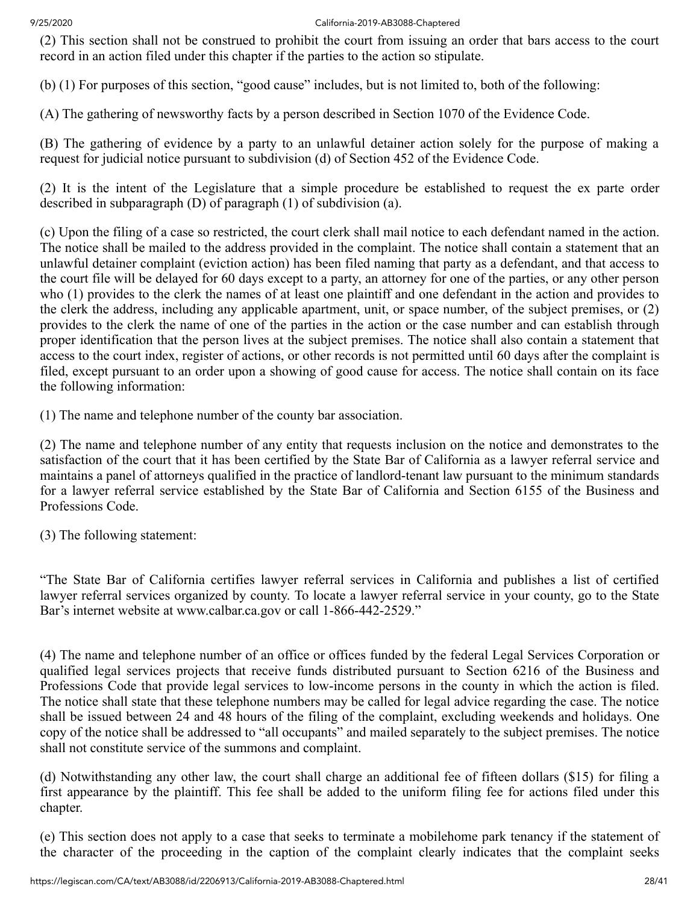(2) This section shall not be construed to prohibit the court from issuing an order that bars access to the court record in an action filed under this chapter if the parties to the action so stipulate.

(b) (1) For purposes of this section, "good cause" includes, but is not limited to, both of the following:

(A) The gathering of newsworthy facts by a person described in Section 1070 of the Evidence Code.

(B) The gathering of evidence by a party to an unlawful detainer action solely for the purpose of making a request for judicial notice pursuant to subdivision (d) of Section 452 of the Evidence Code.

(2) It is the intent of the Legislature that a simple procedure be established to request the ex parte order described in subparagraph (D) of paragraph (1) of subdivision (a).

(c) Upon the filing of a case so restricted, the court clerk shall mail notice to each defendant named in the action. The notice shall be mailed to the address provided in the complaint. The notice shall contain a statement that an unlawful detainer complaint (eviction action) has been filed naming that party as a defendant, and that access to the court file will be delayed for 60 days except to a party, an attorney for one of the parties, or any other person who (1) provides to the clerk the names of at least one plaintiff and one defendant in the action and provides to the clerk the address, including any applicable apartment, unit, or space number, of the subject premises, or (2) provides to the clerk the name of one of the parties in the action or the case number and can establish through proper identification that the person lives at the subject premises. The notice shall also contain a statement that access to the court index, register of actions, or other records is not permitted until 60 days after the complaint is filed, except pursuant to an order upon a showing of good cause for access. The notice shall contain on its face the following information:

(1) The name and telephone number of the county bar association.

(2) The name and telephone number of any entity that requests inclusion on the notice and demonstrates to the satisfaction of the court that it has been certified by the State Bar of California as a lawyer referral service and maintains a panel of attorneys qualified in the practice of landlord-tenant law pursuant to the minimum standards for a lawyer referral service established by the State Bar of California and Section 6155 of the Business and Professions Code.

(3) The following statement:

"The State Bar of California certifies lawyer referral services in California and publishes a list of certified lawyer referral services organized by county. To locate a lawyer referral service in your county, go to the State Bar's internet website at www.calbar.ca.gov or call 1-866-442-2529."

(4) The name and telephone number of an office or offices funded by the federal Legal Services Corporation or qualified legal services projects that receive funds distributed pursuant to Section 6216 of the Business and Professions Code that provide legal services to low-income persons in the county in which the action is filed. The notice shall state that these telephone numbers may be called for legal advice regarding the case. The notice shall be issued between 24 and 48 hours of the filing of the complaint, excluding weekends and holidays. One copy of the notice shall be addressed to "all occupants" and mailed separately to the subject premises. The notice shall not constitute service of the summons and complaint.

(d) Notwithstanding any other law, the court shall charge an additional fee of fifteen dollars ($15) for filing a first appearance by the plaintiff. This fee shall be added to the uniform filing fee for actions filed under this chapter.

(e) This section does not apply to a case that seeks to terminate a mobilehome park tenancy if the statement of the character of the proceeding in the caption of the complaint clearly indicates that the complaint seeks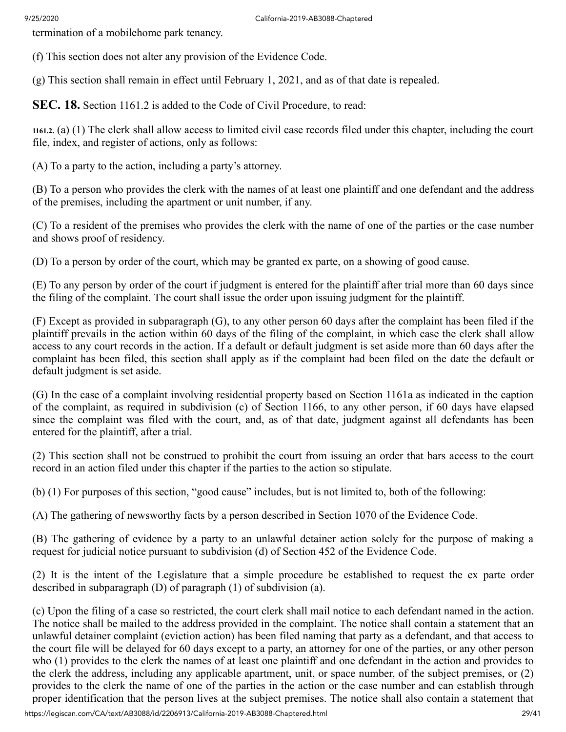termination of a mobilehome park tenancy.

(f) This section does not alter any provision of the Evidence Code.

(g) This section shall remain in effect until February 1, 2021, and as of that date is repealed.

**SEC. 18.** Section 1161.2 is added to the Code of Civil Procedure, to read:

1161.2. (a) (1) The clerk shall allow access to limited civil case records filed under this chapter, including the court file, index, and register of actions, only as follows:

(A) To a party to the action, including a party's attorney.

(B) To a person who provides the clerk with the names of at least one plaintiff and one defendant and the address of the premises, including the apartment or unit number, if any.

(C) To a resident of the premises who provides the clerk with the name of one of the parties or the case number and shows proof of residency.

(D) To a person by order of the court, which may be granted ex parte, on a showing of good cause.

(E) To any person by order of the court if judgment is entered for the plaintiff after trial more than 60 days since the filing of the complaint. The court shall issue the order upon issuing judgment for the plaintiff.

(F) Except as provided in subparagraph (G), to any other person 60 days after the complaint has been filed if the plaintiff prevails in the action within 60 days of the filing of the complaint, in which case the clerk shall allow access to any court records in the action. If a default or default judgment is set aside more than 60 days after the complaint has been filed, this section shall apply as if the complaint had been filed on the date the default or default judgment is set aside.

(G) In the case of a complaint involving residential property based on Section 1161a as indicated in the caption of the complaint, as required in subdivision (c) of Section 1166, to any other person, if 60 days have elapsed since the complaint was filed with the court, and, as of that date, judgment against all defendants has been entered for the plaintiff, after a trial.

(2) This section shall not be construed to prohibit the court from issuing an order that bars access to the court record in an action filed under this chapter if the parties to the action so stipulate.

(b) (1) For purposes of this section, "good cause" includes, but is not limited to, both of the following:

(A) The gathering of newsworthy facts by a person described in Section 1070 of the Evidence Code.

(B) The gathering of evidence by a party to an unlawful detainer action solely for the purpose of making a request for judicial notice pursuant to subdivision (d) of Section 452 of the Evidence Code.

(2) It is the intent of the Legislature that a simple procedure be established to request the ex parte order described in subparagraph (D) of paragraph (1) of subdivision (a).

(c) Upon the filing of a case so restricted, the court clerk shall mail notice to each defendant named in the action. The notice shall be mailed to the address provided in the complaint. The notice shall contain a statement that an unlawful detainer complaint (eviction action) has been filed naming that party as a defendant, and that access to the court file will be delayed for 60 days except to a party, an attorney for one of the parties, or any other person who (1) provides to the clerk the names of at least one plaintiff and one defendant in the action and provides to the clerk the address, including any applicable apartment, unit, or space number, of the subject premises, or (2) provides to the clerk the name of one of the parties in the action or the case number and can establish through proper identification that the person lives at the subject premises. The notice shall also contain a statement that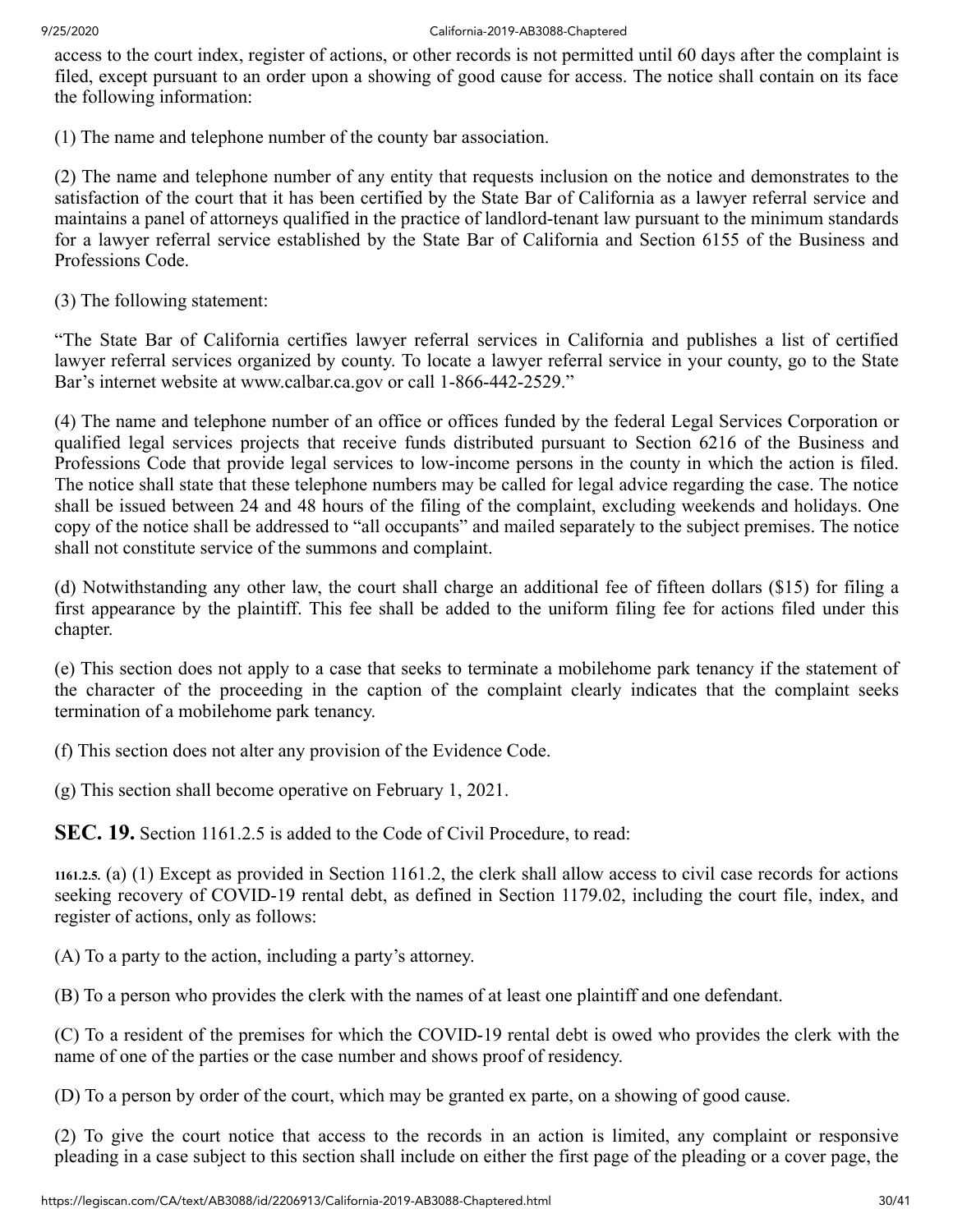access to the court index, register of actions, or other records is not permitted until 60 days after the complaint is filed, except pursuant to an order upon a showing of good cause for access. The notice shall contain on its face the following information:

(1) The name and telephone number of the county bar association.

(2) The name and telephone number of any entity that requests inclusion on the notice and demonstrates to the satisfaction of the court that it has been certified by the State Bar of California as a lawyer referral service and maintains a panel of attorneys qualified in the practice of landlord-tenant law pursuant to the minimum standards for a lawyer referral service established by the State Bar of California and Section 6155 of the Business and Professions Code.

(3) The following statement:

"The State Bar of California certifies lawyer referral services in California and publishes a list of certified lawyer referral services organized by county. To locate a lawyer referral service in your county, go to the State Bar's internet website at www.calbar.ca.gov or call 1-866-442-2529."

(4) The name and telephone number of an office or offices funded by the federal Legal Services Corporation or qualified legal services projects that receive funds distributed pursuant to Section 6216 of the Business and Professions Code that provide legal services to low-income persons in the county in which the action is filed. The notice shall state that these telephone numbers may be called for legal advice regarding the case. The notice shall be issued between 24 and 48 hours of the filing of the complaint, excluding weekends and holidays. One copy of the notice shall be addressed to "all occupants" and mailed separately to the subject premises. The notice shall not constitute service of the summons and complaint.

(d) Notwithstanding any other law, the court shall charge an additional fee of fifteen dollars ($15) for filing a first appearance by the plaintiff. This fee shall be added to the uniform filing fee for actions filed under this chapter.

(e) This section does not apply to a case that seeks to terminate a mobilehome park tenancy if the statement of the character of the proceeding in the caption of the complaint clearly indicates that the complaint seeks termination of a mobilehome park tenancy.

(f) This section does not alter any provision of the Evidence Code.

(g) This section shall become operative on February 1, 2021.

**SEC. 19.** Section 1161.2.5 is added to the Code of Civil Procedure, to read:

1161.2.5. (a) (1) Except as provided in Section 1161.2, the clerk shall allow access to civil case records for actions seeking recovery of COVID-19 rental debt, as defined in Section 1179.02, including the court file, index, and register of actions, only as follows:

(A) To a party to the action, including a party's attorney.

(B) To a person who provides the clerk with the names of at least one plaintiff and one defendant.

(C) To a resident of the premises for which the COVID-19 rental debt is owed who provides the clerk with the name of one of the parties or the case number and shows proof of residency.

(D) To a person by order of the court, which may be granted ex parte, on a showing of good cause.

(2) To give the court notice that access to the records in an action is limited, any complaint or responsive pleading in a case subject to this section shall include on either the first page of the pleading or a cover page, the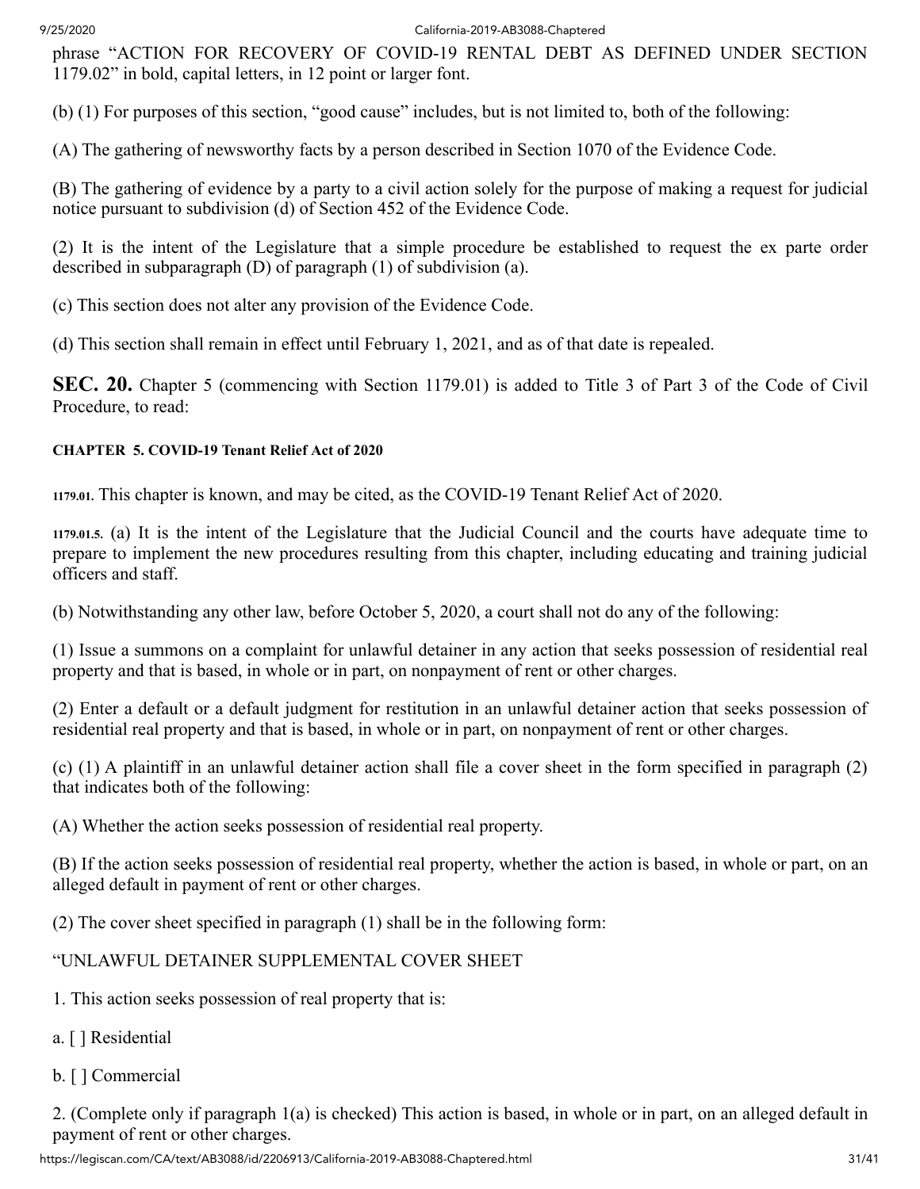phrase "ACTION FOR RECOVERY OF COVID-19 RENTAL DEBT AS DEFINED UNDER SECTION 1179.02" in bold, capital letters, in 12 point or larger font.

(b) (1) For purposes of this section, "good cause" includes, but is not limited to, both of the following:

(A) The gathering of newsworthy facts by a person described in Section 1070 of the Evidence Code.

(B) The gathering of evidence by a party to a civil action solely for the purpose of making a request for judicial notice pursuant to subdivision (d) of Section 452 of the Evidence Code.

(2) It is the intent of the Legislature that a simple procedure be established to request the ex parte order described in subparagraph (D) of paragraph (1) of subdivision (a).

(c) This section does not alter any provision of the Evidence Code.

(d) This section shall remain in effect until February 1, 2021, and as of that date is repealed.

**SEC. 20.** Chapter 5 (commencing with Section 1179.01) is added to Title 3 of Part 3 of the Code of Civil Procedure, to read:

**CHAPTER 5. COVID-19 Tenant Relief Act of 2020**

**1179.01.** This chapter is known, and may be cited, as the COVID-19 Tenant Relief Act of 2020.

**1179.01.5.** (a) It is the intent of the Legislature that the Judicial Council and the courts have adequate time to prepare to implement the new procedures resulting from this chapter, including educating and training judicial officers and staff.

(b) Notwithstanding any other law, before October 5, 2020, a court shall not do any of the following:

(1) Issue a summons on a complaint for unlawful detainer in any action that seeks possession of residential real property and that is based, in whole or in part, on nonpayment of rent or other charges.

(2) Enter a default or a default judgment for restitution in an unlawful detainer action that seeks possession of residential real property and that is based, in whole or in part, on nonpayment of rent or other charges.

(c) (1) A plaintiff in an unlawful detainer action shall file a cover sheet in the form specified in paragraph (2) that indicates both of the following:

(A) Whether the action seeks possession of residential real property.

(B) If the action seeks possession of residential real property, whether the action is based, in whole or part, on an alleged default in payment of rent or other charges.

(2) The cover sheet specified in paragraph (1) shall be in the following form:

"UNLAWFUL DETAINER SUPPLEMENTAL COVER SHEET

1. This action seeks possession of real property that is:

a. [ ] Residential

b. [ ] Commercial

2. (Complete only if paragraph 1(a) is checked) This action is based, in whole or in part, on an alleged default in payment of rent or other charges.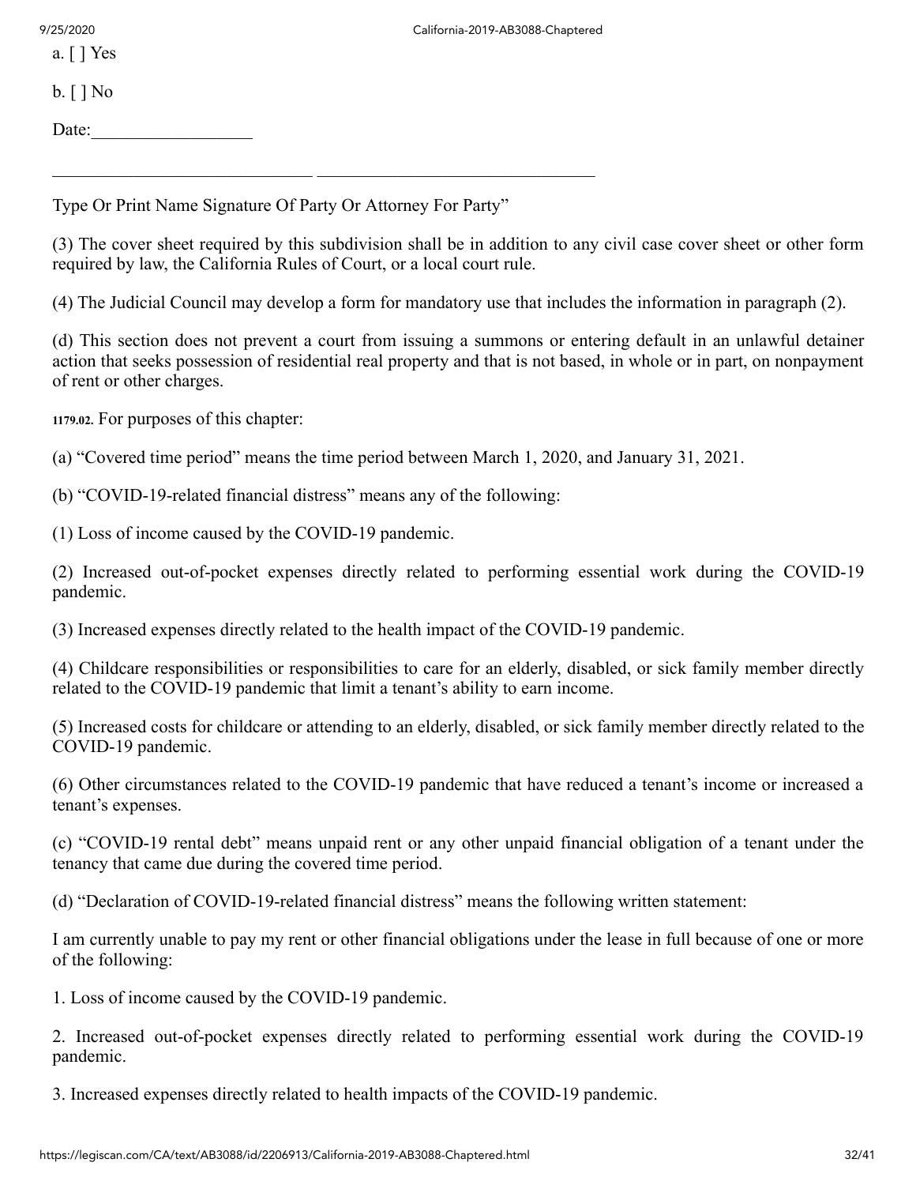a. [ ] Yes

b. [ ] No

Date:__________________

______________________________ ________________________________

Type Or Print Name Signature Of Party Or Attorney For Party”

(3) The cover sheet required by this subdivision shall be in addition to any civil case cover sheet or other form required by law, the California Rules of Court, or a local court rule.

(4) The Judicial Council may develop a form for mandatory use that includes the information in paragraph (2).

(d) This section does not prevent a court from issuing a summons or entering default in an unlawful detainer action that seeks possession of residential real property and that is not based, in whole or in part, on nonpayment of rent or other charges.

**1179.02.** For purposes of this chapter:

(a) “Covered time period” means the time period between March 1, 2020, and January 31, 2021.

(b) “COVID-19-related financial distress” means any of the following:

(1) Loss of income caused by the COVID-19 pandemic.

(2) Increased out-of-pocket expenses directly related to performing essential work during the COVID-19 pandemic.

(3) Increased expenses directly related to the health impact of the COVID-19 pandemic.

(4) Childcare responsibilities or responsibilities to care for an elderly, disabled, or sick family member directly related to the COVID-19 pandemic that limit a tenant’s ability to earn income.

(5) Increased costs for childcare or attending to an elderly, disabled, or sick family member directly related to the COVID-19 pandemic.

(6) Other circumstances related to the COVID-19 pandemic that have reduced a tenant’s income or increased a tenant’s expenses.

(c) “COVID-19 rental debt” means unpaid rent or any other unpaid financial obligation of a tenant under the tenancy that came due during the covered time period.

(d) “Declaration of COVID-19-related financial distress” means the following written statement:

I am currently unable to pay my rent or other financial obligations under the lease in full because of one or more of the following:

1. Loss of income caused by the COVID-19 pandemic.

2. Increased out-of-pocket expenses directly related to performing essential work during the COVID-19 pandemic.

3. Increased expenses directly related to health impacts of the COVID-19 pandemic.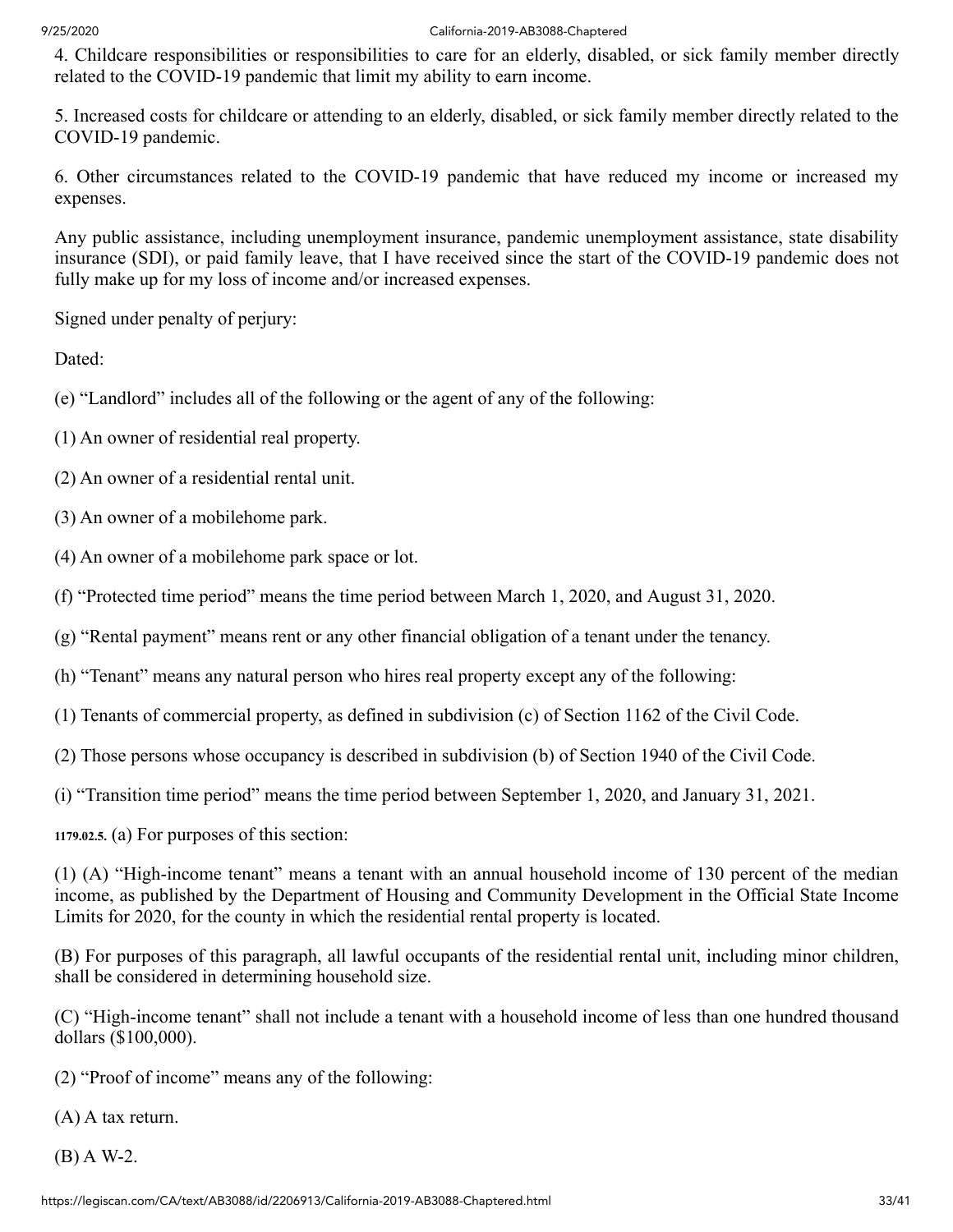4. Childcare responsibilities or responsibilities to care for an elderly, disabled, or sick family member directly related to the COVID-19 pandemic that limit my ability to earn income.

5. Increased costs for childcare or attending to an elderly, disabled, or sick family member directly related to the COVID-19 pandemic.

6. Other circumstances related to the COVID-19 pandemic that have reduced my income or increased my expenses.

Any public assistance, including unemployment insurance, pandemic unemployment assistance, state disability insurance (SDI), or paid family leave, that I have received since the start of the COVID-19 pandemic does not fully make up for my loss of income and/or increased expenses.

Signed under penalty of perjury:

Dated:

(e) "Landlord" includes all of the following or the agent of any of the following:

(1) An owner of residential real property.

(2) An owner of a residential rental unit.

(3) An owner of a mobilehome park.

(4) An owner of a mobilehome park space or lot.

(f) "Protected time period" means the time period between March 1, 2020, and August 31, 2020.

(g) "Rental payment" means rent or any other financial obligation of a tenant under the tenancy.

(h) "Tenant" means any natural person who hires real property except any of the following:

(1) Tenants of commercial property, as defined in subdivision (c) of Section 1162 of the Civil Code.

(2) Those persons whose occupancy is described in subdivision (b) of Section 1940 of the Civil Code.

(i) "Transition time period" means the time period between September 1, 2020, and January 31, 2021.

**1179.02.5.** (a) For purposes of this section:

(1) (A) "High-income tenant" means a tenant with an annual household income of 130 percent of the median income, as published by the Department of Housing and Community Development in the Official State Income Limits for 2020, for the county in which the residential rental property is located.

(B) For purposes of this paragraph, all lawful occupants of the residential rental unit, including minor children, shall be considered in determining household size.

(C) "High-income tenant" shall not include a tenant with a household income of less than one hundred thousand dollars ($100,000).

(2) "Proof of income" means any of the following:

(A) A tax return.

(B) A W-2.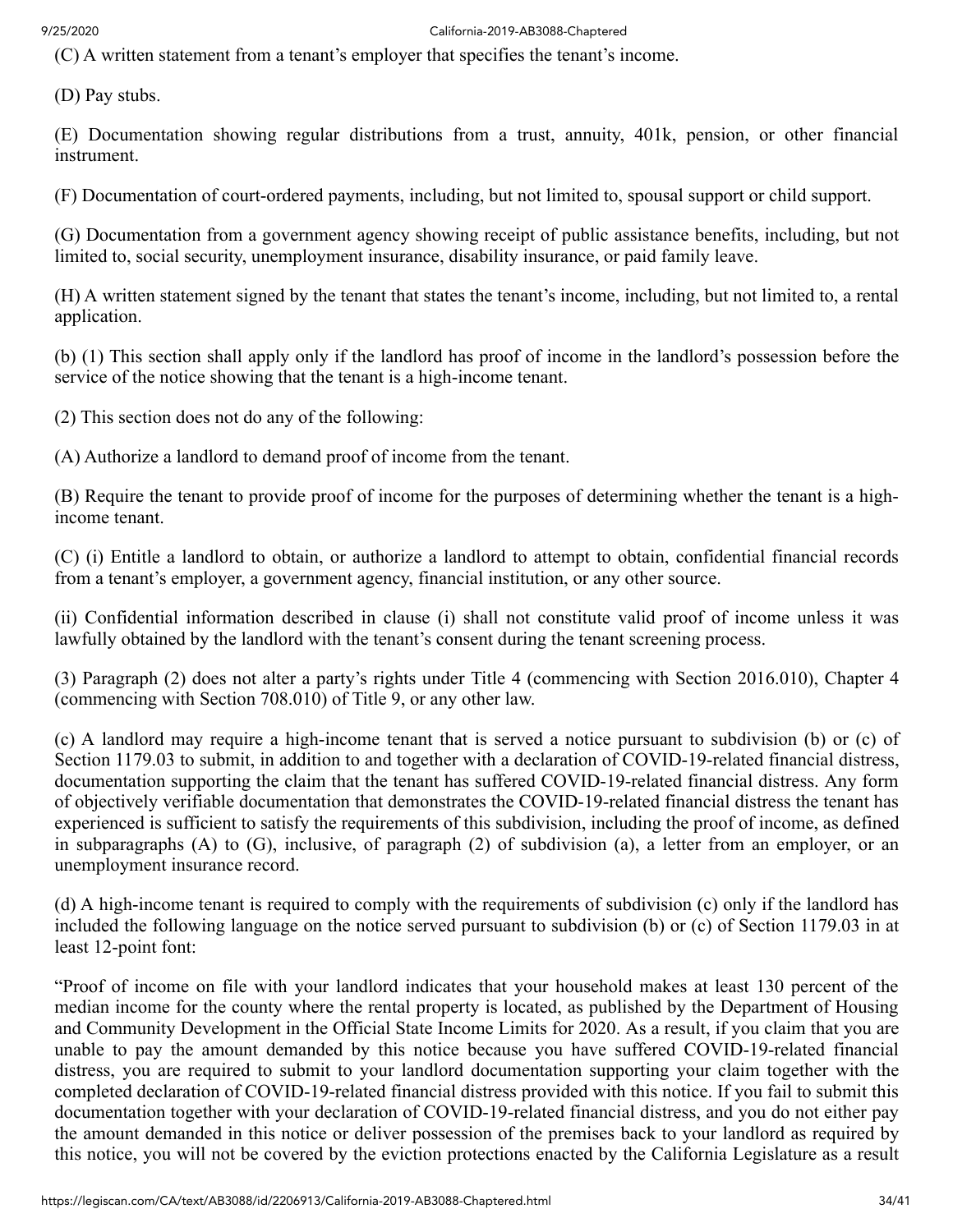(C) A written statement from a tenant's employer that specifies the tenant's income.

(D) Pay stubs.

(E) Documentation showing regular distributions from a trust, annuity, 401k, pension, or other financial instrument.

(F) Documentation of court-ordered payments, including, but not limited to, spousal support or child support.

(G) Documentation from a government agency showing receipt of public assistance benefits, including, but not limited to, social security, unemployment insurance, disability insurance, or paid family leave.

(H) A written statement signed by the tenant that states the tenant's income, including, but not limited to, a rental application.

(b) (1) This section shall apply only if the landlord has proof of income in the landlord's possession before the service of the notice showing that the tenant is a high-income tenant.

(2) This section does not do any of the following:

(A) Authorize a landlord to demand proof of income from the tenant.

(B) Require the tenant to provide proof of income for the purposes of determining whether the tenant is a high-income tenant.

(C) (i) Entitle a landlord to obtain, or authorize a landlord to attempt to obtain, confidential financial records from a tenant's employer, a government agency, financial institution, or any other source.

(ii) Confidential information described in clause (i) shall not constitute valid proof of income unless it was lawfully obtained by the landlord with the tenant's consent during the tenant screening process.

(3) Paragraph (2) does not alter a party's rights under Title 4 (commencing with Section 2016.010), Chapter 4 (commencing with Section 708.010) of Title 9, or any other law.

(c) A landlord may require a high-income tenant that is served a notice pursuant to subdivision (b) or (c) of Section 1179.03 to submit, in addition to and together with a declaration of COVID-19-related financial distress, documentation supporting the claim that the tenant has suffered COVID-19-related financial distress. Any form of objectively verifiable documentation that demonstrates the COVID-19-related financial distress the tenant has experienced is sufficient to satisfy the requirements of this subdivision, including the proof of income, as defined in subparagraphs (A) to (G), inclusive, of paragraph (2) of subdivision (a), a letter from an employer, or an unemployment insurance record.

(d) A high-income tenant is required to comply with the requirements of subdivision (c) only if the landlord has included the following language on the notice served pursuant to subdivision (b) or (c) of Section 1179.03 in at least 12-point font:

"Proof of income on file with your landlord indicates that your household makes at least 130 percent of the median income for the county where the rental property is located, as published by the Department of Housing and Community Development in the Official State Income Limits for 2020. As a result, if you claim that you are unable to pay the amount demanded by this notice because you have suffered COVID-19-related financial distress, you are required to submit to your landlord documentation supporting your claim together with the completed declaration of COVID-19-related financial distress provided with this notice. If you fail to submit this documentation together with your declaration of COVID-19-related financial distress, and you do not either pay the amount demanded in this notice or deliver possession of the premises back to your landlord as required by this notice, you will not be covered by the eviction protections enacted by the California Legislature as a result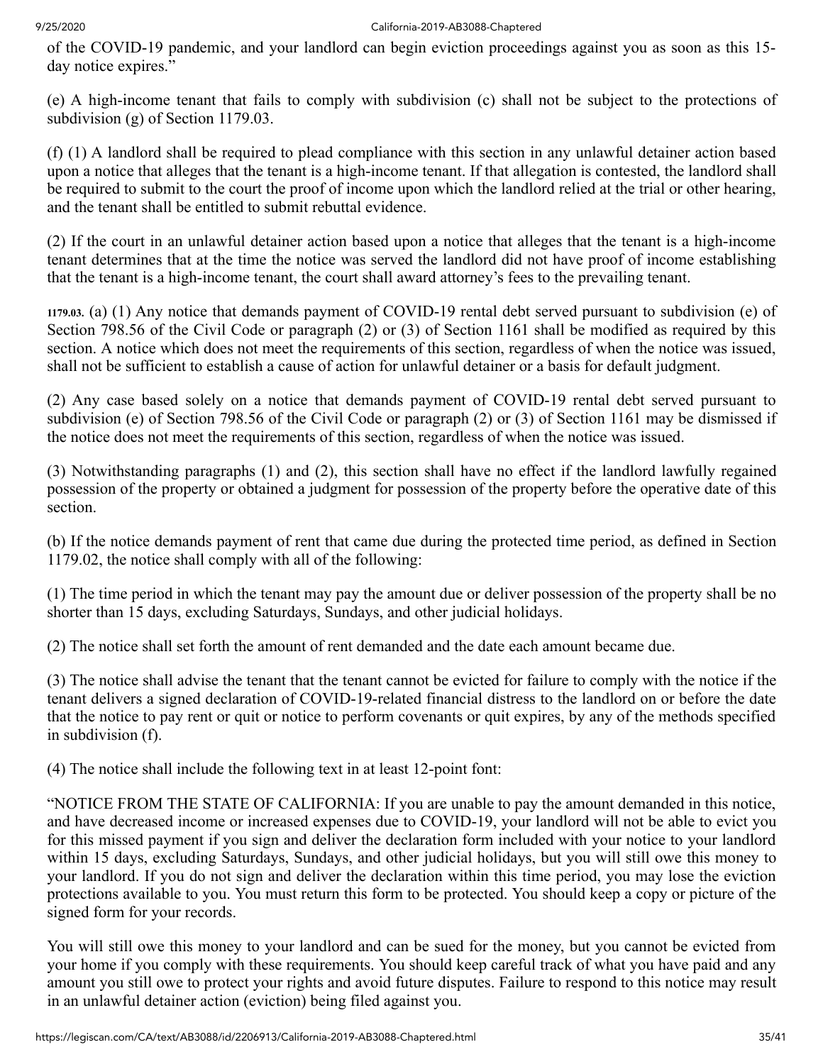of the COVID-19 pandemic, and your landlord can begin eviction proceedings against you as soon as this 15-day notice expires."

(e) A high-income tenant that fails to comply with subdivision (c) shall not be subject to the protections of subdivision (g) of Section 1179.03.

(f) (1) A landlord shall be required to plead compliance with this section in any unlawful detainer action based upon a notice that alleges that the tenant is a high-income tenant. If that allegation is contested, the landlord shall be required to submit to the court the proof of income upon which the landlord relied at the trial or other hearing, and the tenant shall be entitled to submit rebuttal evidence.

(2) If the court in an unlawful detainer action based upon a notice that alleges that the tenant is a high-income tenant determines that at the time the notice was served the landlord did not have proof of income establishing that the tenant is a high-income tenant, the court shall award attorney's fees to the prevailing tenant.

**1179.03.** (a) (1) Any notice that demands payment of COVID-19 rental debt served pursuant to subdivision (e) of Section 798.56 of the Civil Code or paragraph (2) or (3) of Section 1161 shall be modified as required by this section. A notice which does not meet the requirements of this section, regardless of when the notice was issued, shall not be sufficient to establish a cause of action for unlawful detainer or a basis for default judgment.

(2) Any case based solely on a notice that demands payment of COVID-19 rental debt served pursuant to subdivision (e) of Section 798.56 of the Civil Code or paragraph (2) or (3) of Section 1161 may be dismissed if the notice does not meet the requirements of this section, regardless of when the notice was issued.

(3) Notwithstanding paragraphs (1) and (2), this section shall have no effect if the landlord lawfully regained possession of the property or obtained a judgment for possession of the property before the operative date of this section.

(b) If the notice demands payment of rent that came due during the protected time period, as defined in Section 1179.02, the notice shall comply with all of the following:

(1) The time period in which the tenant may pay the amount due or deliver possession of the property shall be no shorter than 15 days, excluding Saturdays, Sundays, and other judicial holidays.

(2) The notice shall set forth the amount of rent demanded and the date each amount became due.

(3) The notice shall advise the tenant that the tenant cannot be evicted for failure to comply with the notice if the tenant delivers a signed declaration of COVID-19-related financial distress to the landlord on or before the date that the notice to pay rent or quit or notice to perform covenants or quit expires, by any of the methods specified in subdivision (f).

(4) The notice shall include the following text in at least 12-point font:

"NOTICE FROM THE STATE OF CALIFORNIA: If you are unable to pay the amount demanded in this notice, and have decreased income or increased expenses due to COVID-19, your landlord will not be able to evict you for this missed payment if you sign and deliver the declaration form included with your notice to your landlord within 15 days, excluding Saturdays, Sundays, and other judicial holidays, but you will still owe this money to your landlord. If you do not sign and deliver the declaration within this time period, you may lose the eviction protections available to you. You must return this form to be protected. You should keep a copy or picture of the signed form for your records.

You will still owe this money to your landlord and can be sued for the money, but you cannot be evicted from your home if you comply with these requirements. You should keep careful track of what you have paid and any amount you still owe to protect your rights and avoid future disputes. Failure to respond to this notice may result in an unlawful detainer action (eviction) being filed against you.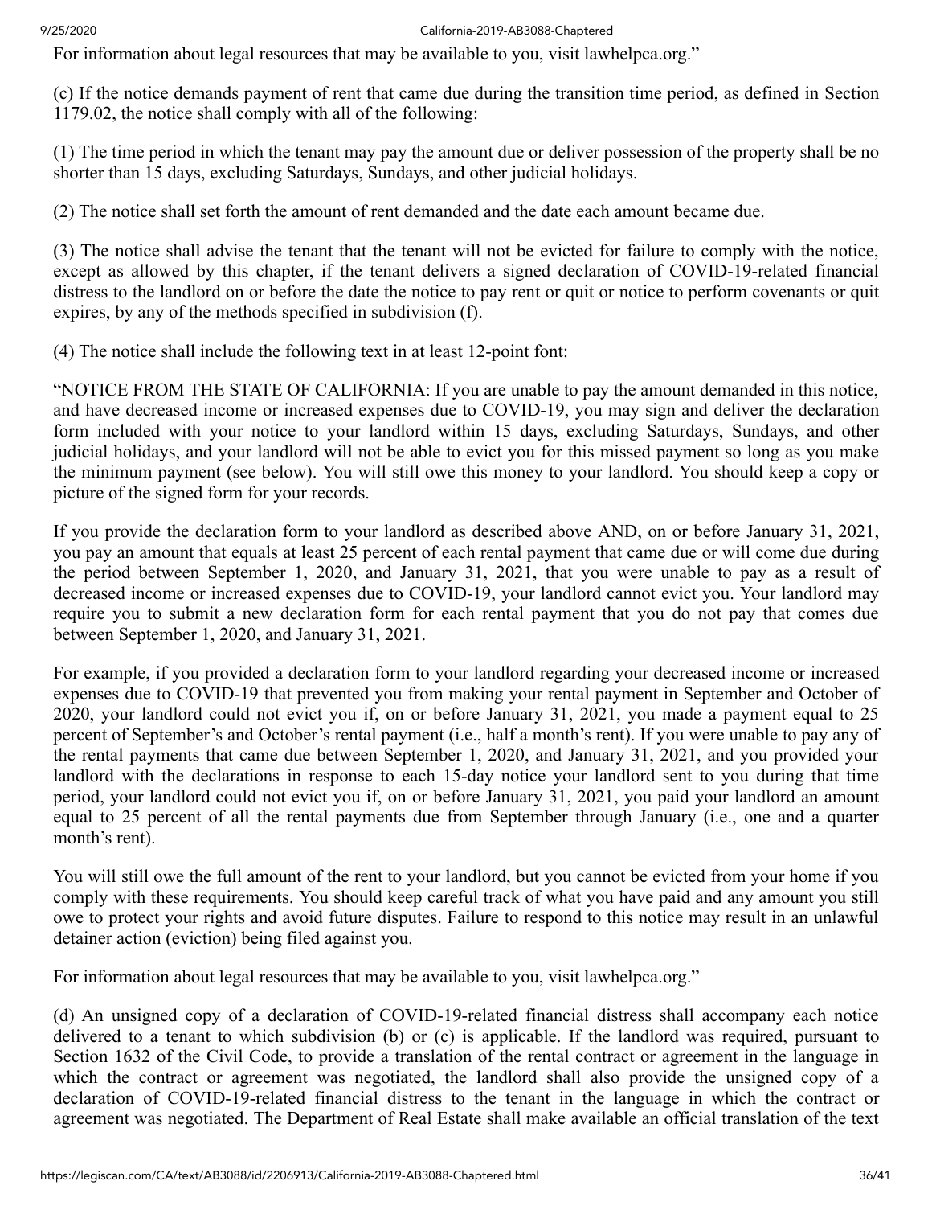For information about legal resources that may be available to you, visit lawhelpca.org."

(c) If the notice demands payment of rent that came due during the transition time period, as defined in Section 1179.02, the notice shall comply with all of the following:

(1) The time period in which the tenant may pay the amount due or deliver possession of the property shall be no shorter than 15 days, excluding Saturdays, Sundays, and other judicial holidays.

(2) The notice shall set forth the amount of rent demanded and the date each amount became due.

(3) The notice shall advise the tenant that the tenant will not be evicted for failure to comply with the notice, except as allowed by this chapter, if the tenant delivers a signed declaration of COVID-19-related financial distress to the landlord on or before the date the notice to pay rent or quit or notice to perform covenants or quit expires, by any of the methods specified in subdivision (f).

(4) The notice shall include the following text in at least 12-point font:

"NOTICE FROM THE STATE OF CALIFORNIA: If you are unable to pay the amount demanded in this notice, and have decreased income or increased expenses due to COVID-19, you may sign and deliver the declaration form included with your notice to your landlord within 15 days, excluding Saturdays, Sundays, and other judicial holidays, and your landlord will not be able to evict you for this missed payment so long as you make the minimum payment (see below). You will still owe this money to your landlord. You should keep a copy or picture of the signed form for your records.

If you provide the declaration form to your landlord as described above AND, on or before January 31, 2021, you pay an amount that equals at least 25 percent of each rental payment that came due or will come due during the period between September 1, 2020, and January 31, 2021, that you were unable to pay as a result of decreased income or increased expenses due to COVID-19, your landlord cannot evict you. Your landlord may require you to submit a new declaration form for each rental payment that you do not pay that comes due between September 1, 2020, and January 31, 2021.

For example, if you provided a declaration form to your landlord regarding your decreased income or increased expenses due to COVID-19 that prevented you from making your rental payment in September and October of 2020, your landlord could not evict you if, on or before January 31, 2021, you made a payment equal to 25 percent of September's and October's rental payment (i.e., half a month's rent). If you were unable to pay any of the rental payments that came due between September 1, 2020, and January 31, 2021, and you provided your landlord with the declarations in response to each 15-day notice your landlord sent to you during that time period, your landlord could not evict you if, on or before January 31, 2021, you paid your landlord an amount equal to 25 percent of all the rental payments due from September through January (i.e., one and a quarter month's rent).

You will still owe the full amount of the rent to your landlord, but you cannot be evicted from your home if you comply with these requirements. You should keep careful track of what you have paid and any amount you still owe to protect your rights and avoid future disputes. Failure to respond to this notice may result in an unlawful detainer action (eviction) being filed against you.

For information about legal resources that may be available to you, visit lawhelpca.org."

(d) An unsigned copy of a declaration of COVID-19-related financial distress shall accompany each notice delivered to a tenant to which subdivision (b) or (c) is applicable. If the landlord was required, pursuant to Section 1632 of the Civil Code, to provide a translation of the rental contract or agreement in the language in which the contract or agreement was negotiated, the landlord shall also provide the unsigned copy of a declaration of COVID-19-related financial distress to the tenant in the language in which the contract or agreement was negotiated. The Department of Real Estate shall make available an official translation of the text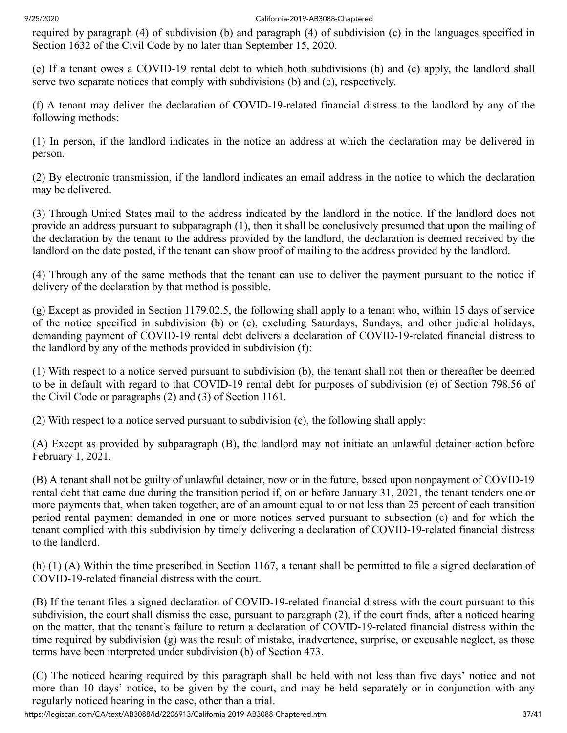required by paragraph (4) of subdivision (b) and paragraph (4) of subdivision (c) in the languages specified in Section 1632 of the Civil Code by no later than September 15, 2020.

(e) If a tenant owes a COVID-19 rental debt to which both subdivisions (b) and (c) apply, the landlord shall serve two separate notices that comply with subdivisions (b) and (c), respectively.

(f) A tenant may deliver the declaration of COVID-19-related financial distress to the landlord by any of the following methods:

(1) In person, if the landlord indicates in the notice an address at which the declaration may be delivered in person.

(2) By electronic transmission, if the landlord indicates an email address in the notice to which the declaration may be delivered.

(3) Through United States mail to the address indicated by the landlord in the notice. If the landlord does not provide an address pursuant to subparagraph (1), then it shall be conclusively presumed that upon the mailing of the declaration by the tenant to the address provided by the landlord, the declaration is deemed received by the landlord on the date posted, if the tenant can show proof of mailing to the address provided by the landlord.

(4) Through any of the same methods that the tenant can use to deliver the payment pursuant to the notice if delivery of the declaration by that method is possible.

(g) Except as provided in Section 1179.02.5, the following shall apply to a tenant who, within 15 days of service of the notice specified in subdivision (b) or (c), excluding Saturdays, Sundays, and other judicial holidays, demanding payment of COVID-19 rental debt delivers a declaration of COVID-19-related financial distress to the landlord by any of the methods provided in subdivision (f):

(1) With respect to a notice served pursuant to subdivision (b), the tenant shall not then or thereafter be deemed to be in default with regard to that COVID-19 rental debt for purposes of subdivision (e) of Section 798.56 of the Civil Code or paragraphs (2) and (3) of Section 1161.

(2) With respect to a notice served pursuant to subdivision (c), the following shall apply:

(A) Except as provided by subparagraph (B), the landlord may not initiate an unlawful detainer action before February 1, 2021.

(B) A tenant shall not be guilty of unlawful detainer, now or in the future, based upon nonpayment of COVID-19 rental debt that came due during the transition period if, on or before January 31, 2021, the tenant tenders one or more payments that, when taken together, are of an amount equal to or not less than 25 percent of each transition period rental payment demanded in one or more notices served pursuant to subsection (c) and for which the tenant complied with this subdivision by timely delivering a declaration of COVID-19-related financial distress to the landlord.

(h) (1) (A) Within the time prescribed in Section 1167, a tenant shall be permitted to file a signed declaration of COVID-19-related financial distress with the court.

(B) If the tenant files a signed declaration of COVID-19-related financial distress with the court pursuant to this subdivision, the court shall dismiss the case, pursuant to paragraph (2), if the court finds, after a noticed hearing on the matter, that the tenant's failure to return a declaration of COVID-19-related financial distress within the time required by subdivision (g) was the result of mistake, inadvertence, surprise, or excusable neglect, as those terms have been interpreted under subdivision (b) of Section 473.

(C) The noticed hearing required by this paragraph shall be held with not less than five days' notice and not more than 10 days' notice, to be given by the court, and may be held separately or in conjunction with any regularly noticed hearing in the case, other than a trial.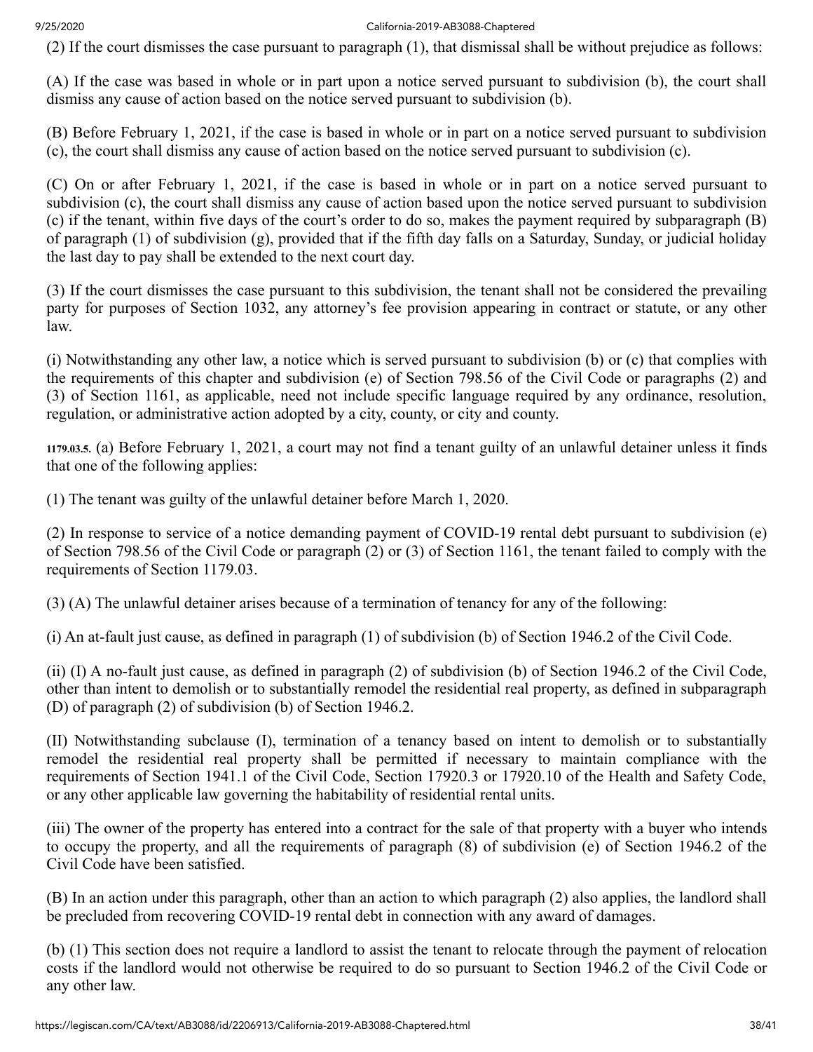(2) If the court dismisses the case pursuant to paragraph (1), that dismissal shall be without prejudice as follows:

(A) If the case was based in whole or in part upon a notice served pursuant to subdivision (b), the court shall dismiss any cause of action based on the notice served pursuant to subdivision (b).

(B) Before February 1, 2021, if the case is based in whole or in part on a notice served pursuant to subdivision (c), the court shall dismiss any cause of action based on the notice served pursuant to subdivision (c).

(C) On or after February 1, 2021, if the case is based in whole or in part on a notice served pursuant to subdivision (c), the court shall dismiss any cause of action based upon the notice served pursuant to subdivision (c) if the tenant, within five days of the court's order to do so, makes the payment required by subparagraph (B) of paragraph (1) of subdivision (g), provided that if the fifth day falls on a Saturday, Sunday, or judicial holiday the last day to pay shall be extended to the next court day.

(3) If the court dismisses the case pursuant to this subdivision, the tenant shall not be considered the prevailing party for purposes of Section 1032, any attorney's fee provision appearing in contract or statute, or any other law.

(i) Notwithstanding any other law, a notice which is served pursuant to subdivision (b) or (c) that complies with the requirements of this chapter and subdivision (e) of Section 798.56 of the Civil Code or paragraphs (2) and (3) of Section 1161, as applicable, need not include specific language required by any ordinance, resolution, regulation, or administrative action adopted by a city, county, or city and county.

**1179.03.5.** (a) Before February 1, 2021, a court may not find a tenant guilty of an unlawful detainer unless it finds that one of the following applies:

(1) The tenant was guilty of the unlawful detainer before March 1, 2020.

(2) In response to service of a notice demanding payment of COVID-19 rental debt pursuant to subdivision (e) of Section 798.56 of the Civil Code or paragraph (2) or (3) of Section 1161, the tenant failed to comply with the requirements of Section 1179.03.

(3) (A) The unlawful detainer arises because of a termination of tenancy for any of the following:

(i) An at-fault just cause, as defined in paragraph (1) of subdivision (b) of Section 1946.2 of the Civil Code.

(ii) (I) A no-fault just cause, as defined in paragraph (2) of subdivision (b) of Section 1946.2 of the Civil Code, other than intent to demolish or to substantially remodel the residential real property, as defined in subparagraph (D) of paragraph (2) of subdivision (b) of Section 1946.2.

(II) Notwithstanding subclause (I), termination of a tenancy based on intent to demolish or to substantially remodel the residential real property shall be permitted if necessary to maintain compliance with the requirements of Section 1941.1 of the Civil Code, Section 17920.3 or 17920.10 of the Health and Safety Code, or any other applicable law governing the habitability of residential rental units.

(iii) The owner of the property has entered into a contract for the sale of that property with a buyer who intends to occupy the property, and all the requirements of paragraph (8) of subdivision (e) of Section 1946.2 of the Civil Code have been satisfied.

(B) In an action under this paragraph, other than an action to which paragraph (2) also applies, the landlord shall be precluded from recovering COVID-19 rental debt in connection with any award of damages.

(b) (1) This section does not require a landlord to assist the tenant to relocate through the payment of relocation costs if the landlord would not otherwise be required to do so pursuant to Section 1946.2 of the Civil Code or any other law.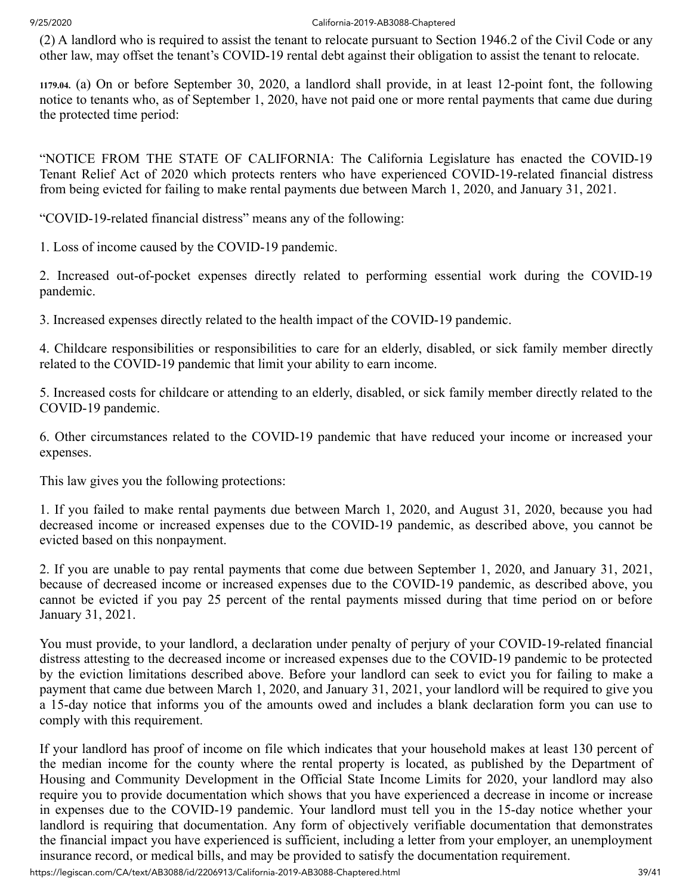(2) A landlord who is required to assist the tenant to relocate pursuant to Section 1946.2 of the Civil Code or any other law, may offset the tenant's COVID-19 rental debt against their obligation to assist the tenant to relocate.

**1179.04.** (a) On or before September 30, 2020, a landlord shall provide, in at least 12-point font, the following notice to tenants who, as of September 1, 2020, have not paid one or more rental payments that came due during the protected time period:

"NOTICE FROM THE STATE OF CALIFORNIA: The California Legislature has enacted the COVID-19 Tenant Relief Act of 2020 which protects renters who have experienced COVID-19-related financial distress from being evicted for failing to make rental payments due between March 1, 2020, and January 31, 2021.

"COVID-19-related financial distress" means any of the following:

1. Loss of income caused by the COVID-19 pandemic.

2. Increased out-of-pocket expenses directly related to performing essential work during the COVID-19 pandemic.

3. Increased expenses directly related to the health impact of the COVID-19 pandemic.

4. Childcare responsibilities or responsibilities to care for an elderly, disabled, or sick family member directly related to the COVID-19 pandemic that limit your ability to earn income.

5. Increased costs for childcare or attending to an elderly, disabled, or sick family member directly related to the COVID-19 pandemic.

6. Other circumstances related to the COVID-19 pandemic that have reduced your income or increased your expenses.

This law gives you the following protections:

1. If you failed to make rental payments due between March 1, 2020, and August 31, 2020, because you had decreased income or increased expenses due to the COVID-19 pandemic, as described above, you cannot be evicted based on this nonpayment.

2. If you are unable to pay rental payments that come due between September 1, 2020, and January 31, 2021, because of decreased income or increased expenses due to the COVID-19 pandemic, as described above, you cannot be evicted if you pay 25 percent of the rental payments missed during that time period on or before January 31, 2021.

You must provide, to your landlord, a declaration under penalty of perjury of your COVID-19-related financial distress attesting to the decreased income or increased expenses due to the COVID-19 pandemic to be protected by the eviction limitations described above. Before your landlord can seek to evict you for failing to make a payment that came due between March 1, 2020, and January 31, 2021, your landlord will be required to give you a 15-day notice that informs you of the amounts owed and includes a blank declaration form you can use to comply with this requirement.

If your landlord has proof of income on file which indicates that your household makes at least 130 percent of the median income for the county where the rental property is located, as published by the Department of Housing and Community Development in the Official State Income Limits for 2020, your landlord may also require you to provide documentation which shows that you have experienced a decrease in income or increase in expenses due to the COVID-19 pandemic. Your landlord must tell you in the 15-day notice whether your landlord is requiring that documentation. Any form of objectively verifiable documentation that demonstrates the financial impact you have experienced is sufficient, including a letter from your employer, an unemployment insurance record, or medical bills, and may be provided to satisfy the documentation requirement.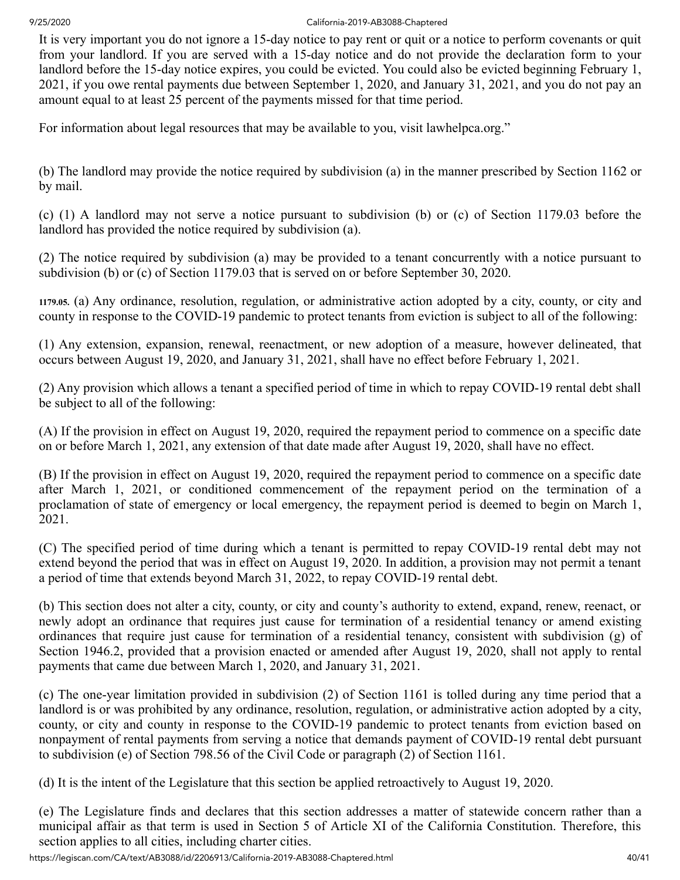It is very important you do not ignore a 15-day notice to pay rent or quit or a notice to perform covenants or quit from your landlord. If you are served with a 15-day notice and do not provide the declaration form to your landlord before the 15-day notice expires, you could be evicted. You could also be evicted beginning February 1, 2021, if you owe rental payments due between September 1, 2020, and January 31, 2021, and you do not pay an amount equal to at least 25 percent of the payments missed for that time period.

For information about legal resources that may be available to you, visit lawhelpca.org."

(b) The landlord may provide the notice required by subdivision (a) in the manner prescribed by Section 1162 or by mail.

(c) (1) A landlord may not serve a notice pursuant to subdivision (b) or (c) of Section 1179.03 before the landlord has provided the notice required by subdivision (a).

(2) The notice required by subdivision (a) may be provided to a tenant concurrently with a notice pursuant to subdivision (b) or (c) of Section 1179.03 that is served on or before September 30, 2020.

**1179.05.** (a) Any ordinance, resolution, regulation, or administrative action adopted by a city, county, or city and county in response to the COVID-19 pandemic to protect tenants from eviction is subject to all of the following:

(1) Any extension, expansion, renewal, reenactment, or new adoption of a measure, however delineated, that occurs between August 19, 2020, and January 31, 2021, shall have no effect before February 1, 2021.

(2) Any provision which allows a tenant a specified period of time in which to repay COVID-19 rental debt shall be subject to all of the following:

(A) If the provision in effect on August 19, 2020, required the repayment period to commence on a specific date on or before March 1, 2021, any extension of that date made after August 19, 2020, shall have no effect.

(B) If the provision in effect on August 19, 2020, required the repayment period to commence on a specific date after March 1, 2021, or conditioned commencement of the repayment period on the termination of a proclamation of state of emergency or local emergency, the repayment period is deemed to begin on March 1, 2021.

(C) The specified period of time during which a tenant is permitted to repay COVID-19 rental debt may not extend beyond the period that was in effect on August 19, 2020. In addition, a provision may not permit a tenant a period of time that extends beyond March 31, 2022, to repay COVID-19 rental debt.

(b) This section does not alter a city, county, or city and county's authority to extend, expand, renew, reenact, or newly adopt an ordinance that requires just cause for termination of a residential tenancy or amend existing ordinances that require just cause for termination of a residential tenancy, consistent with subdivision (g) of Section 1946.2, provided that a provision enacted or amended after August 19, 2020, shall not apply to rental payments that came due between March 1, 2020, and January 31, 2021.

(c) The one-year limitation provided in subdivision (2) of Section 1161 is tolled during any time period that a landlord is or was prohibited by any ordinance, resolution, regulation, or administrative action adopted by a city, county, or city and county in response to the COVID-19 pandemic to protect tenants from eviction based on nonpayment of rental payments from serving a notice that demands payment of COVID-19 rental debt pursuant to subdivision (e) of Section 798.56 of the Civil Code or paragraph (2) of Section 1161.

(d) It is the intent of the Legislature that this section be applied retroactively to August 19, 2020.

(e) The Legislature finds and declares that this section addresses a matter of statewide concern rather than a municipal affair as that term is used in Section 5 of Article XI of the California Constitution. Therefore, this section applies to all cities, including charter cities.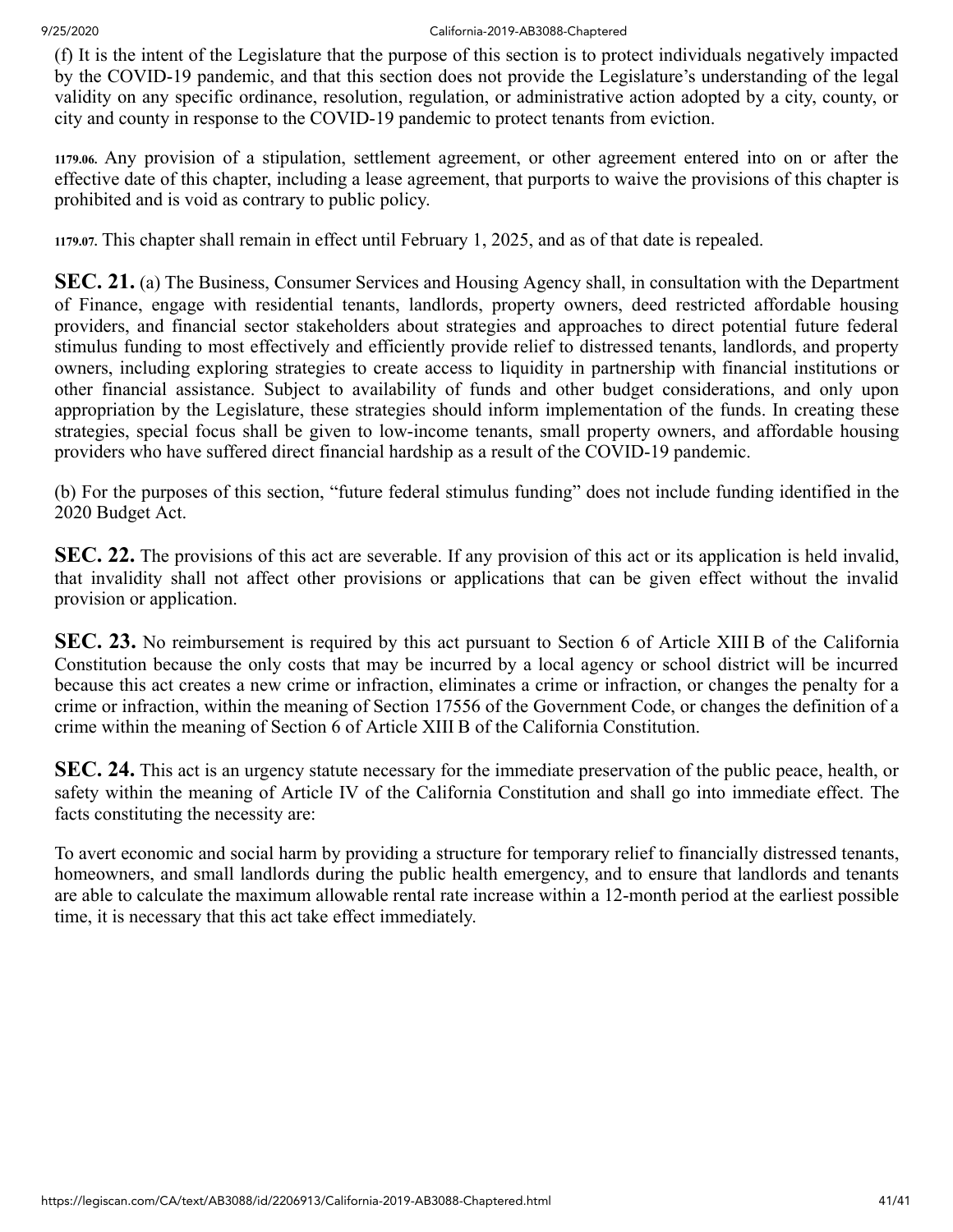(f) It is the intent of the Legislature that the purpose of this section is to protect individuals negatively impacted by the COVID-19 pandemic, and that this section does not provide the Legislature's understanding of the legal validity on any specific ordinance, resolution, regulation, or administrative action adopted by a city, county, or city and county in response to the COVID-19 pandemic to protect tenants from eviction.

**1179.06.** Any provision of a stipulation, settlement agreement, or other agreement entered into on or after the effective date of this chapter, including a lease agreement, that purports to waive the provisions of this chapter is prohibited and is void as contrary to public policy.

**1179.07.** This chapter shall remain in effect until February 1, 2025, and as of that date is repealed.

**SEC. 21.** (a) The Business, Consumer Services and Housing Agency shall, in consultation with the Department of Finance, engage with residential tenants, landlords, property owners, deed restricted affordable housing providers, and financial sector stakeholders about strategies and approaches to direct potential future federal stimulus funding to most effectively and efficiently provide relief to distressed tenants, landlords, and property owners, including exploring strategies to create access to liquidity in partnership with financial institutions or other financial assistance. Subject to availability of funds and other budget considerations, and only upon appropriation by the Legislature, these strategies should inform implementation of the funds. In creating these strategies, special focus shall be given to low-income tenants, small property owners, and affordable housing providers who have suffered direct financial hardship as a result of the COVID-19 pandemic.

(b) For the purposes of this section, "future federal stimulus funding" does not include funding identified in the 2020 Budget Act.

**SEC. 22.** The provisions of this act are severable. If any provision of this act or its application is held invalid, that invalidity shall not affect other provisions or applications that can be given effect without the invalid provision or application.

**SEC. 23.** No reimbursement is required by this act pursuant to Section 6 of Article XIII B of the California Constitution because the only costs that may be incurred by a local agency or school district will be incurred because this act creates a new crime or infraction, eliminates a crime or infraction, or changes the penalty for a crime or infraction, within the meaning of Section 17556 of the Government Code, or changes the definition of a crime within the meaning of Section 6 of Article XIII B of the California Constitution.

**SEC. 24.** This act is an urgency statute necessary for the immediate preservation of the public peace, health, or safety within the meaning of Article IV of the California Constitution and shall go into immediate effect. The facts constituting the necessity are:

To avert economic and social harm by providing a structure for temporary relief to financially distressed tenants, homeowners, and small landlords during the public health emergency, and to ensure that landlords and tenants are able to calculate the maximum allowable rental rate increase within a 12-month period at the earliest possible time, it is necessary that this act take effect immediately.